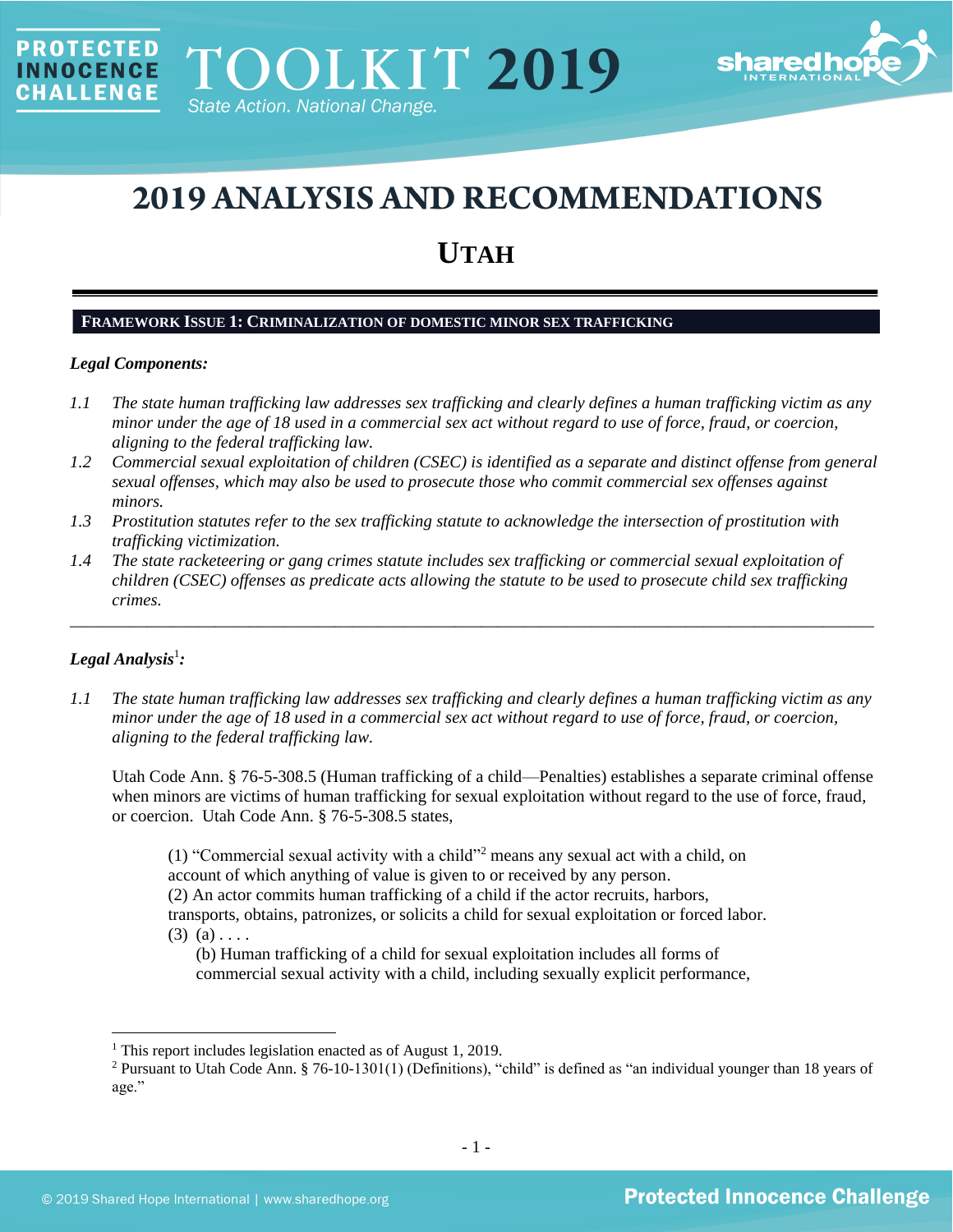PROTECTED INNOCENCE CHALLENGE | TOOLKIT 2019 | State Action. National Change.

# 2019 ANALYSIS AND RECOMMENDATIONS

## UTAH

### FRAMEWORK ISSUE 1: CRIMINALIZATION OF DOMESTIC MINOR SEX TRAFFICKING

***Legal Components:***

*1.1 The state human trafficking law addresses sex trafficking and clearly defines a human trafficking victim as any minor under the age of 18 used in a commercial sex act without regard to use of force, fraud, or coercion, aligning to the federal trafficking law.*

*1.2 Commercial sexual exploitation of children (CSEC) is identified as a separate and distinct offense from general sexual offenses, which may also be used to prosecute those who commit commercial sex offenses against minors.*

*1.3 Prostitution statutes refer to the sex trafficking statute to acknowledge the intersection of prostitution with trafficking victimization.*

*1.4 The state racketeering or gang crimes statute includes sex trafficking or commercial sexual exploitation of children (CSEC) offenses as predicate acts allowing the statute to be used to prosecute child sex trafficking crimes.*

---

***Legal Analysis***[1]***:***

*1.1 The state human trafficking law addresses sex trafficking and clearly defines a human trafficking victim as any minor under the age of 18 used in a commercial sex act without regard to use of force, fraud, or coercion, aligning to the federal trafficking law.*

Utah Code Ann. § 76-5-308.5 (Human trafficking of a child—Penalties) establishes a separate criminal offense when minors are victims of human trafficking for sexual exploitation without regard to the use of force, fraud, or coercion. Utah Code Ann. § 76-5-308.5 states,

> (1) "Commercial sexual activity with a child"[2] means any sexual act with a child, on account of which anything of value is given to or received by any person.
> (2) An actor commits human trafficking of a child if the actor recruits, harbors, transports, obtains, patronizes, or solicits a child for sexual exploitation or forced labor.
> (3) (a) . . . .
> (b) Human trafficking of a child for sexual exploitation includes all forms of commercial sexual activity with a child, including sexually explicit performance,

---

[1] This report includes legislation enacted as of August 1, 2019.

[2] Pursuant to Utah Code Ann. § 76-10-1301(1) (Definitions), "child" is defined as "an individual younger than 18 years of age."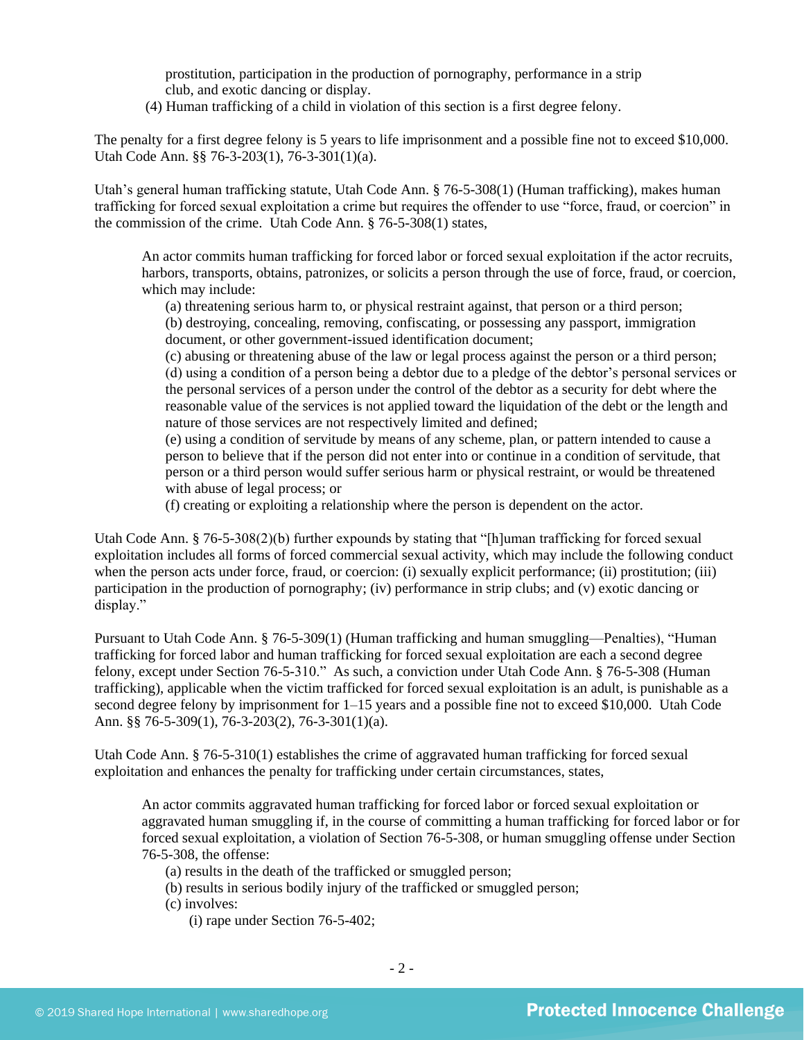prostitution, participation in the production of pornography, performance in a strip club, and exotic dancing or display.

(4) Human trafficking of a child in violation of this section is a first degree felony.

The penalty for a first degree felony is 5 years to life imprisonment and a possible fine not to exceed $10,000. Utah Code Ann. §§ 76-3-203(1), 76-3-301(1)(a).

Utah's general human trafficking statute, Utah Code Ann. § 76-5-308(1) (Human trafficking), makes human trafficking for forced sexual exploitation a crime but requires the offender to use "force, fraud, or coercion" in the commission of the crime. Utah Code Ann. § 76-5-308(1) states,

> An actor commits human trafficking for forced labor or forced sexual exploitation if the actor recruits, harbors, transports, obtains, patronizes, or solicits a person through the use of force, fraud, or coercion, which may include:
>
> (a) threatening serious harm to, or physical restraint against, that person or a third person;
>
> (b) destroying, concealing, removing, confiscating, or possessing any passport, immigration document, or other government-issued identification document;
>
> (c) abusing or threatening abuse of the law or legal process against the person or a third person;
>
> (d) using a condition of a person being a debtor due to a pledge of the debtor's personal services or the personal services of a person under the control of the debtor as a security for debt where the reasonable value of the services is not applied toward the liquidation of the debt or the length and nature of those services are not respectively limited and defined;
>
> (e) using a condition of servitude by means of any scheme, plan, or pattern intended to cause a person to believe that if the person did not enter into or continue in a condition of servitude, that person or a third person would suffer serious harm or physical restraint, or would be threatened with abuse of legal process; or
>
> (f) creating or exploiting a relationship where the person is dependent on the actor.

Utah Code Ann. § 76-5-308(2)(b) further expounds by stating that "[h]uman trafficking for forced sexual exploitation includes all forms of forced commercial sexual activity, which may include the following conduct when the person acts under force, fraud, or coercion: (i) sexually explicit performance; (ii) prostitution; (iii) participation in the production of pornography; (iv) performance in strip clubs; and (v) exotic dancing or display."

Pursuant to Utah Code Ann. § 76-5-309(1) (Human trafficking and human smuggling—Penalties), "Human trafficking for forced labor and human trafficking for forced sexual exploitation are each a second degree felony, except under Section 76-5-310." As such, a conviction under Utah Code Ann. § 76-5-308 (Human trafficking), applicable when the victim trafficked for forced sexual exploitation is an adult, is punishable as a second degree felony by imprisonment for 1–15 years and a possible fine not to exceed $10,000. Utah Code Ann. §§ 76-5-309(1), 76-3-203(2), 76-3-301(1)(a).

Utah Code Ann. § 76-5-310(1) establishes the crime of aggravated human trafficking for forced sexual exploitation and enhances the penalty for trafficking under certain circumstances, states,

> An actor commits aggravated human trafficking for forced labor or forced sexual exploitation or aggravated human smuggling if, in the course of committing a human trafficking for forced labor or for forced sexual exploitation, a violation of Section 76-5-308, or human smuggling offense under Section 76-5-308, the offense:
>
> (a) results in the death of the trafficked or smuggled person;
>
> (b) results in serious bodily injury of the trafficked or smuggled person;
>
> (c) involves:
>
> (i) rape under Section 76-5-402;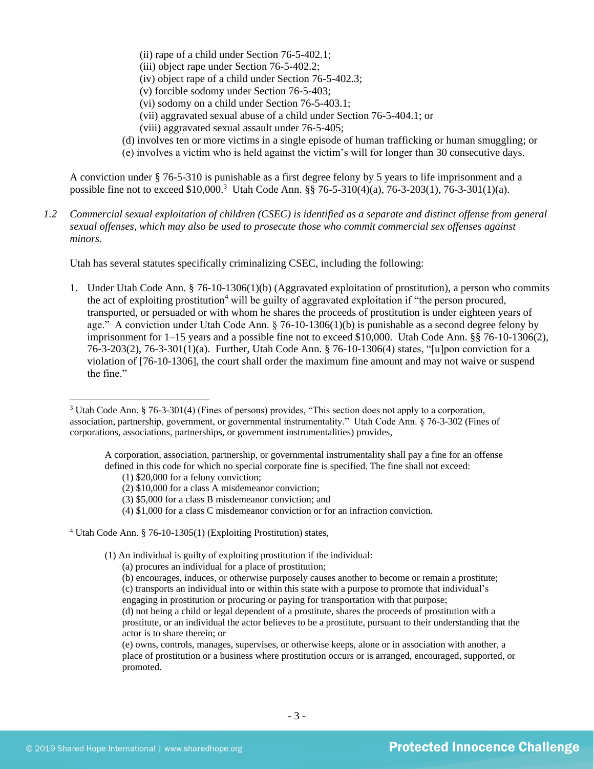(ii) rape of a child under Section 76-5-402.1;
(iii) object rape under Section 76-5-402.2;
(iv) object rape of a child under Section 76-5-402.3;
(v) forcible sodomy under Section 76-5-403;
(vi) sodomy on a child under Section 76-5-403.1;
(vii) aggravated sexual abuse of a child under Section 76-5-404.1; or
(viii) aggravated sexual assault under 76-5-405;

(d) involves ten or more victims in a single episode of human trafficking or human smuggling; or
(e) involves a victim who is held against the victim's will for longer than 30 consecutive days.

A conviction under § 76-5-310 is punishable as a first degree felony by 5 years to life imprisonment and a possible fine not to exceed $10,000.[3] Utah Code Ann. §§ 76-5-310(4)(a), 76-3-203(1), 76-3-301(1)(a).

*1.2 Commercial sexual exploitation of children (CSEC) is identified as a separate and distinct offense from general sexual offenses, which may also be used to prosecute those who commit commercial sex offenses against minors.*

Utah has several statutes specifically criminalizing CSEC, including the following:

1. Under Utah Code Ann. § 76-10-1306(1)(b) (Aggravated exploitation of prostitution), a person who commits the act of exploiting prostitution[4] will be guilty of aggravated exploitation if "the person procured, transported, or persuaded or with whom he shares the proceeds of prostitution is under eighteen years of age." A conviction under Utah Code Ann. § 76-10-1306(1)(b) is punishable as a second degree felony by imprisonment for 1–15 years and a possible fine not to exceed $10,000. Utah Code Ann. §§ 76-10-1306(2), 76-3-203(2), 76-3-301(1)(a). Further, Utah Code Ann. § 76-10-1306(4) states, "[u]pon conviction for a violation of [76-10-1306], the court shall order the maximum fine amount and may not waive or suspend the fine."

---

[3] Utah Code Ann. § 76-3-301(4) (Fines of persons) provides, "This section does not apply to a corporation, association, partnership, government, or governmental instrumentality." Utah Code Ann. § 76-3-302 (Fines of corporations, associations, partnerships, or government instrumentalities) provides,

> A corporation, association, partnership, or governmental instrumentality shall pay a fine for an offense defined in this code for which no special corporate fine is specified. The fine shall not exceed:
> (1) $20,000 for a felony conviction;
> (2) $10,000 for a class A misdemeanor conviction;
> (3) $5,000 for a class B misdemeanor conviction; and
> (4) $1,000 for a class C misdemeanor conviction or for an infraction conviction.

[4] Utah Code Ann. § 76-10-1305(1) (Exploiting Prostitution) states,

> (1) An individual is guilty of exploiting prostitution if the individual:
> (a) procures an individual for a place of prostitution;
> (b) encourages, induces, or otherwise purposely causes another to become or remain a prostitute;
> (c) transports an individual into or within this state with a purpose to promote that individual's engaging in prostitution or procuring or paying for transportation with that purpose;
> (d) not being a child or legal dependent of a prostitute, shares the proceeds of prostitution with a prostitute, or an individual the actor believes to be a prostitute, pursuant to their understanding that the actor is to share therein; or
> (e) owns, controls, manages, supervises, or otherwise keeps, alone or in association with another, a place of prostitution or a business where prostitution occurs or is arranged, encouraged, supported, or promoted.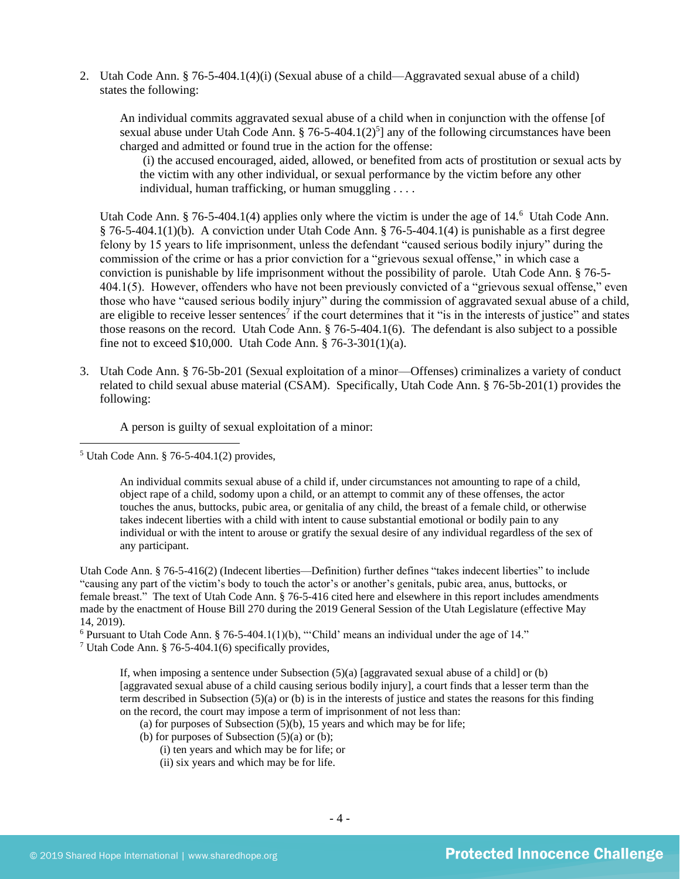2. Utah Code Ann. § 76-5-404.1(4)(i) (Sexual abuse of a child—Aggravated sexual abuse of a child) states the following:

   > An individual commits aggravated sexual abuse of a child when in conjunction with the offense [of sexual abuse under Utah Code Ann. § 76-5-404.1(2)[5]] any of the following circumstances have been charged and admitted or found true in the action for the offense:
   >
   > (i) the accused encouraged, aided, allowed, or benefited from acts of prostitution or sexual acts by the victim with any other individual, or sexual performance by the victim before any other individual, human trafficking, or human smuggling . . . .

   Utah Code Ann. § 76-5-404.1(4) applies only where the victim is under the age of 14.[6] Utah Code Ann. § 76-5-404.1(1)(b). A conviction under Utah Code Ann. § 76-5-404.1(4) is punishable as a first degree felony by 15 years to life imprisonment, unless the defendant "caused serious bodily injury" during the commission of the crime or has a prior conviction for a "grievous sexual offense," in which case a conviction is punishable by life imprisonment without the possibility of parole. Utah Code Ann. § 76-5-404.1(5). However, offenders who have not been previously convicted of a "grievous sexual offense," even those who have "caused serious bodily injury" during the commission of aggravated sexual abuse of a child, are eligible to receive lesser sentences[7] if the court determines that it "is in the interests of justice" and states those reasons on the record. Utah Code Ann. § 76-5-404.1(6). The defendant is also subject to a possible fine not to exceed $10,000. Utah Code Ann. § 76-3-301(1)(a).

3. Utah Code Ann. § 76-5b-201 (Sexual exploitation of a minor—Offenses) criminalizes a variety of conduct related to child sexual abuse material (CSAM). Specifically, Utah Code Ann. § 76-5b-201(1) provides the following:

   > A person is guilty of sexual exploitation of a minor:

---

[5] Utah Code Ann. § 76-5-404.1(2) provides,

> An individual commits sexual abuse of a child if, under circumstances not amounting to rape of a child, object rape of a child, sodomy upon a child, or an attempt to commit any of these offenses, the actor touches the anus, buttocks, pubic area, or genitalia of any child, the breast of a female child, or otherwise takes indecent liberties with a child with intent to cause substantial emotional or bodily pain to any individual or with the intent to arouse or gratify the sexual desire of any individual regardless of the sex of any participant.

Utah Code Ann. § 76-5-416(2) (Indecent liberties—Definition) further defines "takes indecent liberties" to include "causing any part of the victim's body to touch the actor's or another's genitals, pubic area, anus, buttocks, or female breast." The text of Utah Code Ann. § 76-5-416 cited here and elsewhere in this report includes amendments made by the enactment of House Bill 270 during the 2019 General Session of the Utah Legislature (effective May 14, 2019).

[6] Pursuant to Utah Code Ann. § 76-5-404.1(1)(b), "'Child' means an individual under the age of 14."

[7] Utah Code Ann. § 76-5-404.1(6) specifically provides,

> If, when imposing a sentence under Subsection (5)(a) [aggravated sexual abuse of a child] or (b) [aggravated sexual abuse of a child causing serious bodily injury], a court finds that a lesser term than the term described in Subsection (5)(a) or (b) is in the interests of justice and states the reasons for this finding on the record, the court may impose a term of imprisonment of not less than:
>
> (a) for purposes of Subsection (5)(b), 15 years and which may be for life;
>
> (b) for purposes of Subsection (5)(a) or (b);
>
> (i) ten years and which may be for life; or
>
> (ii) six years and which may be for life.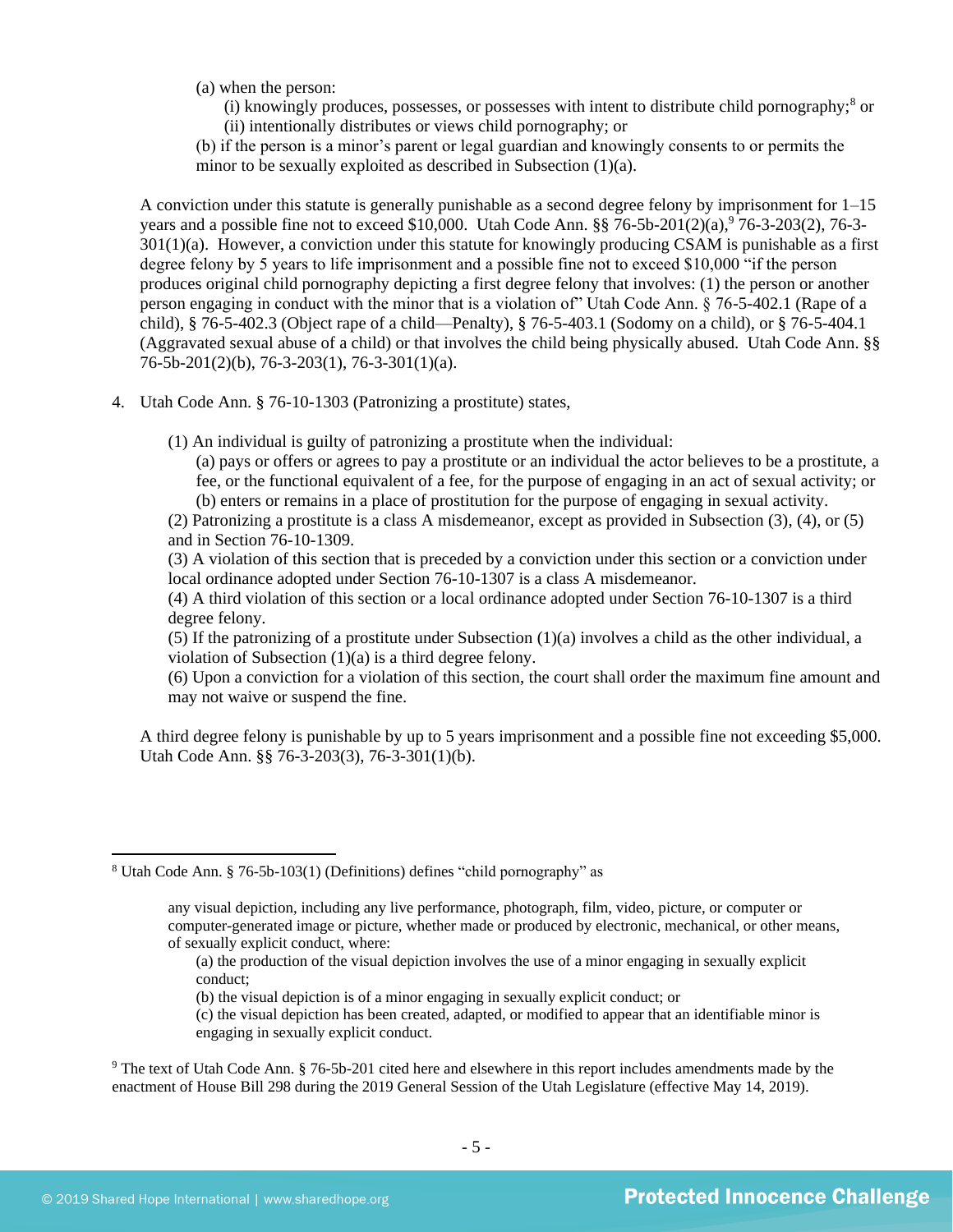(a) when the person:

(i) knowingly produces, possesses, or possesses with intent to distribute child pornography;[8] or

(ii) intentionally distributes or views child pornography; or

(b) if the person is a minor's parent or legal guardian and knowingly consents to or permits the minor to be sexually exploited as described in Subsection (1)(a).

A conviction under this statute is generally punishable as a second degree felony by imprisonment for 1–15 years and a possible fine not to exceed $10,000. Utah Code Ann. §§ 76-5b-201(2)(a),[9] 76-3-203(2), 76-3-301(1)(a). However, a conviction under this statute for knowingly producing CSAM is punishable as a first degree felony by 5 years to life imprisonment and a possible fine not to exceed $10,000 "if the person produces original child pornography depicting a first degree felony that involves: (1) the person or another person engaging in conduct with the minor that is a violation of" Utah Code Ann. § 76-5-402.1 (Rape of a child), § 76-5-402.3 (Object rape of a child—Penalty), § 76-5-403.1 (Sodomy on a child), or § 76-5-404.1 (Aggravated sexual abuse of a child) or that involves the child being physically abused. Utah Code Ann. §§ 76-5b-201(2)(b), 76-3-203(1), 76-3-301(1)(a).

4. Utah Code Ann. § 76-10-1303 (Patronizing a prostitute) states,

(1) An individual is guilty of patronizing a prostitute when the individual:

(a) pays or offers or agrees to pay a prostitute or an individual the actor believes to be a prostitute, a fee, or the functional equivalent of a fee, for the purpose of engaging in an act of sexual activity; or

(b) enters or remains in a place of prostitution for the purpose of engaging in sexual activity.

(2) Patronizing a prostitute is a class A misdemeanor, except as provided in Subsection (3), (4), or (5) and in Section 76-10-1309.

(3) A violation of this section that is preceded by a conviction under this section or a conviction under local ordinance adopted under Section 76-10-1307 is a class A misdemeanor.

(4) A third violation of this section or a local ordinance adopted under Section 76-10-1307 is a third degree felony.

(5) If the patronizing of a prostitute under Subsection (1)(a) involves a child as the other individual, a violation of Subsection (1)(a) is a third degree felony.

(6) Upon a conviction for a violation of this section, the court shall order the maximum fine amount and may not waive or suspend the fine.

A third degree felony is punishable by up to 5 years imprisonment and a possible fine not exceeding $5,000. Utah Code Ann. §§ 76-3-203(3), 76-3-301(1)(b).

---

[8] Utah Code Ann. § 76-5b-103(1) (Definitions) defines "child pornography" as

> any visual depiction, including any live performance, photograph, film, video, picture, or computer or computer-generated image or picture, whether made or produced by electronic, mechanical, or other means, of sexually explicit conduct, where:
>
> (a) the production of the visual depiction involves the use of a minor engaging in sexually explicit conduct;
>
> (b) the visual depiction is of a minor engaging in sexually explicit conduct; or
>
> (c) the visual depiction has been created, adapted, or modified to appear that an identifiable minor is engaging in sexually explicit conduct.

[9] The text of Utah Code Ann. § 76-5b-201 cited here and elsewhere in this report includes amendments made by the enactment of House Bill 298 during the 2019 General Session of the Utah Legislature (effective May 14, 2019).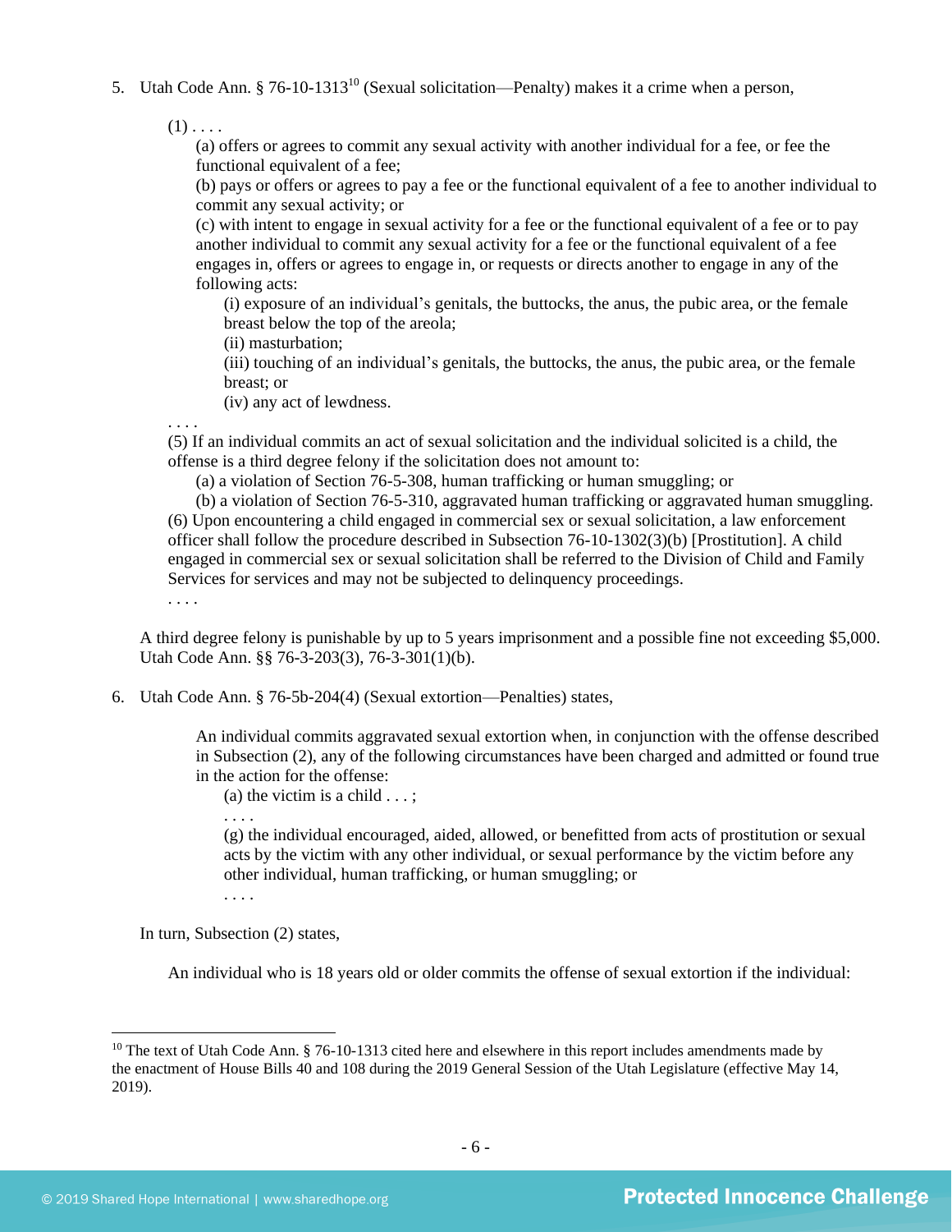5. Utah Code Ann. § 76-10-1313[10] (Sexual solicitation—Penalty) makes it a crime when a person,

   (1) . . . .
   
   (a) offers or agrees to commit any sexual activity with another individual for a fee, or fee the functional equivalent of a fee;
   
   (b) pays or offers or agrees to pay a fee or the functional equivalent of a fee to another individual to commit any sexual activity; or
   
   (c) with intent to engage in sexual activity for a fee or the functional equivalent of a fee or to pay another individual to commit any sexual activity for a fee or the functional equivalent of a fee engages in, offers or agrees to engage in, or requests or directs another to engage in any of the following acts:
   
   (i) exposure of an individual's genitals, the buttocks, the anus, the pubic area, or the female breast below the top of the areola;
   
   (ii) masturbation;
   
   (iii) touching of an individual's genitals, the buttocks, the anus, the pubic area, or the female breast; or
   
   (iv) any act of lewdness.
   
   . . . .
   
   (5) If an individual commits an act of sexual solicitation and the individual solicited is a child, the offense is a third degree felony if the solicitation does not amount to:
   
   (a) a violation of Section 76-5-308, human trafficking or human smuggling; or
   
   (b) a violation of Section 76-5-310, aggravated human trafficking or aggravated human smuggling.
   
   (6) Upon encountering a child engaged in commercial sex or sexual solicitation, a law enforcement officer shall follow the procedure described in Subsection 76-10-1302(3)(b) [Prostitution]. A child engaged in commercial sex or sexual solicitation shall be referred to the Division of Child and Family Services for services and may not be subjected to delinquency proceedings.
   
   . . . .

   A third degree felony is punishable by up to 5 years imprisonment and a possible fine not exceeding $5,000. Utah Code Ann. §§ 76-3-203(3), 76-3-301(1)(b).

6. Utah Code Ann. § 76-5b-204(4) (Sexual extortion—Penalties) states,

   An individual commits aggravated sexual extortion when, in conjunction with the offense described in Subsection (2), any of the following circumstances have been charged and admitted or found true in the action for the offense:
   
   (a) the victim is a child . . . ;
   
   . . . .
   
   (g) the individual encouraged, aided, allowed, or benefitted from acts of prostitution or sexual acts by the victim with any other individual, or sexual performance by the victim before any other individual, human trafficking, or human smuggling; or
   
   . . . .

   In turn, Subsection (2) states,

   An individual who is 18 years old or older commits the offense of sexual extortion if the individual:

[10] The text of Utah Code Ann. § 76-10-1313 cited here and elsewhere in this report includes amendments made by the enactment of House Bills 40 and 108 during the 2019 General Session of the Utah Legislature (effective May 14, 2019).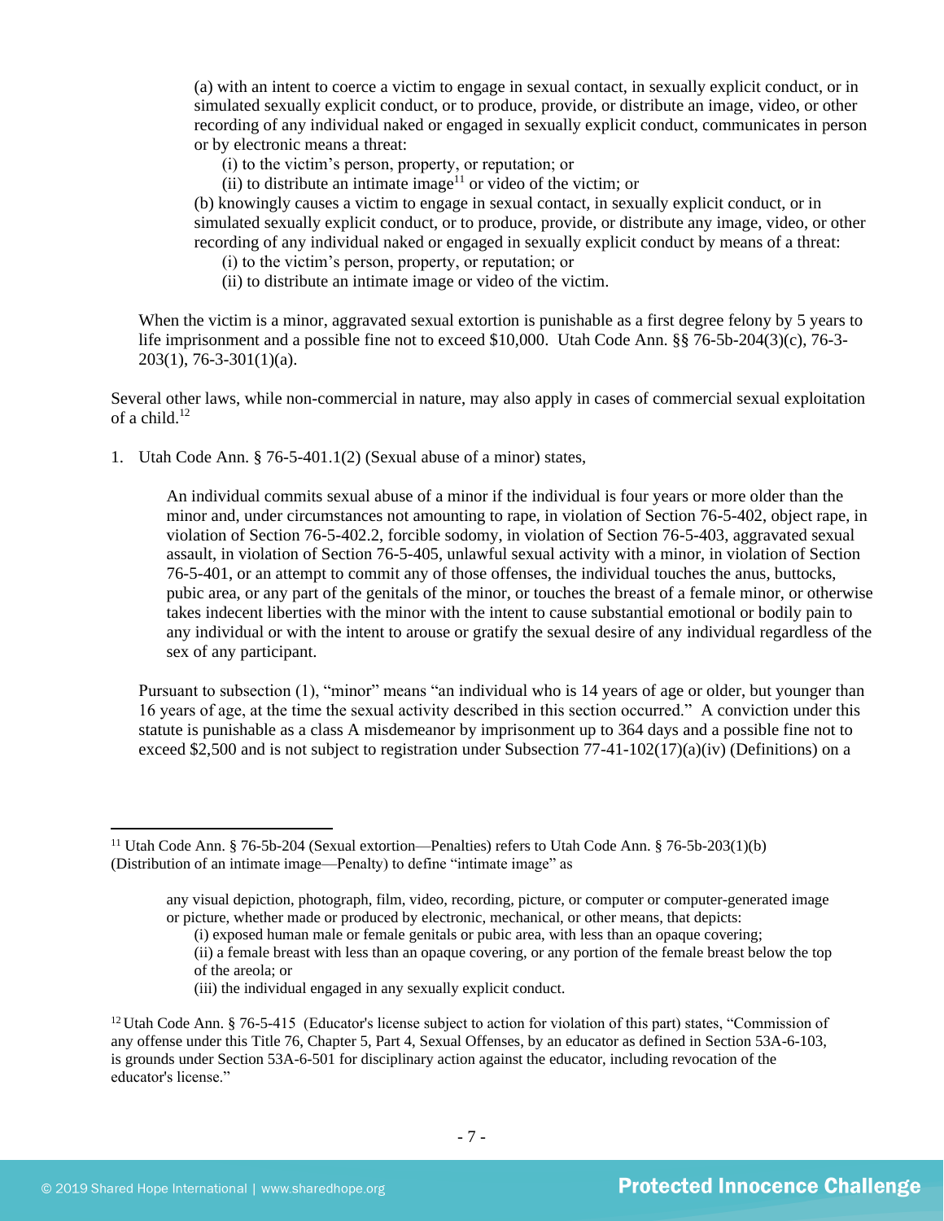(a) with an intent to coerce a victim to engage in sexual contact, in sexually explicit conduct, or in simulated sexually explicit conduct, or to produce, provide, or distribute an image, video, or other recording of any individual naked or engaged in sexually explicit conduct, communicates in person or by electronic means a threat:

(i) to the victim's person, property, or reputation; or

(ii) to distribute an intimate image[11] or video of the victim; or

(b) knowingly causes a victim to engage in sexual contact, in sexually explicit conduct, or in simulated sexually explicit conduct, or to produce, provide, or distribute any image, video, or other recording of any individual naked or engaged in sexually explicit conduct by means of a threat:

(i) to the victim's person, property, or reputation; or

(ii) to distribute an intimate image or video of the victim.

When the victim is a minor, aggravated sexual extortion is punishable as a first degree felony by 5 years to life imprisonment and a possible fine not to exceed $10,000. Utah Code Ann. §§ 76-5b-204(3)(c), 76-3-203(1), 76-3-301(1)(a).

Several other laws, while non-commercial in nature, may also apply in cases of commercial sexual exploitation of a child.[12]

1. Utah Code Ann. § 76-5-401.1(2) (Sexual abuse of a minor) states,

   An individual commits sexual abuse of a minor if the individual is four years or more older than the minor and, under circumstances not amounting to rape, in violation of Section 76-5-402, object rape, in violation of Section 76-5-402.2, forcible sodomy, in violation of Section 76-5-403, aggravated sexual assault, in violation of Section 76-5-405, unlawful sexual activity with a minor, in violation of Section 76-5-401, or an attempt to commit any of those offenses, the individual touches the anus, buttocks, pubic area, or any part of the genitals of the minor, or touches the breast of a female minor, or otherwise takes indecent liberties with the minor with the intent to cause substantial emotional or bodily pain to any individual or with the intent to arouse or gratify the sexual desire of any individual regardless of the sex of any participant.

   Pursuant to subsection (1), "minor" means "an individual who is 14 years of age or older, but younger than 16 years of age, at the time the sexual activity described in this section occurred." A conviction under this statute is punishable as a class A misdemeanor by imprisonment up to 364 days and a possible fine not to exceed $2,500 and is not subject to registration under Subsection 77-41-102(17)(a)(iv) (Definitions) on a

---

[11] Utah Code Ann. § 76-5b-204 (Sexual extortion—Penalties) refers to Utah Code Ann. § 76-5b-203(1)(b) (Distribution of an intimate image—Penalty) to define "intimate image" as

> any visual depiction, photograph, film, video, recording, picture, or computer or computer-generated image or picture, whether made or produced by electronic, mechanical, or other means, that depicts:
> (i) exposed human male or female genitals or pubic area, with less than an opaque covering;
> (ii) a female breast with less than an opaque covering, or any portion of the female breast below the top of the areola; or
> (iii) the individual engaged in any sexually explicit conduct.

[12] Utah Code Ann. § 76-5-415 (Educator's license subject to action for violation of this part) states, "Commission of any offense under this Title 76, Chapter 5, Part 4, Sexual Offenses, by an educator as defined in Section 53A-6-103, is grounds under Section 53A-6-501 for disciplinary action against the educator, including revocation of the educator's license."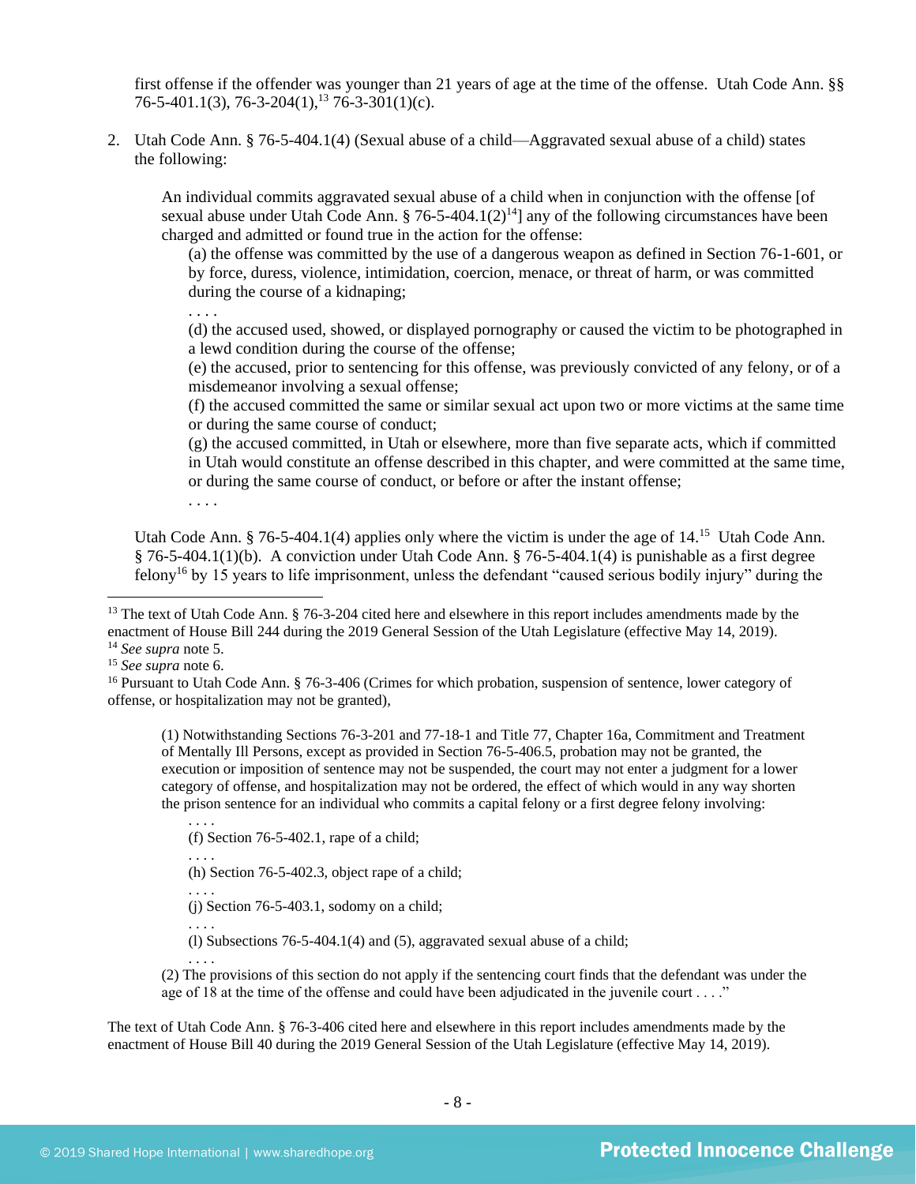first offense if the offender was younger than 21 years of age at the time of the offense. Utah Code Ann. §§ 76-5-401.1(3), 76-3-204(1),[13] 76-3-301(1)(c).

2. Utah Code Ann. § 76-5-404.1(4) (Sexual abuse of a child—Aggravated sexual abuse of a child) states the following:

   > An individual commits aggravated sexual abuse of a child when in conjunction with the offense [of sexual abuse under Utah Code Ann. § 76-5-404.1(2)[14]] any of the following circumstances have been charged and admitted or found true in the action for the offense:
   >
   > (a) the offense was committed by the use of a dangerous weapon as defined in Section 76-1-601, or by force, duress, violence, intimidation, coercion, menace, or threat of harm, or was committed during the course of a kidnaping;
   >
   > . . . .
   >
   > (d) the accused used, showed, or displayed pornography or caused the victim to be photographed in a lewd condition during the course of the offense;
   >
   > (e) the accused, prior to sentencing for this offense, was previously convicted of any felony, or of a misdemeanor involving a sexual offense;
   >
   > (f) the accused committed the same or similar sexual act upon two or more victims at the same time or during the same course of conduct;
   >
   > (g) the accused committed, in Utah or elsewhere, more than five separate acts, which if committed in Utah would constitute an offense described in this chapter, and were committed at the same time, or during the same course of conduct, or before or after the instant offense;
   >
   > . . . .

   Utah Code Ann. § 76-5-404.1(4) applies only where the victim is under the age of 14.[15] Utah Code Ann. § 76-5-404.1(1)(b). A conviction under Utah Code Ann. § 76-5-404.1(4) is punishable as a first degree felony[16] by 15 years to life imprisonment, unless the defendant "caused serious bodily injury" during the

---

[13] The text of Utah Code Ann. § 76-3-204 cited here and elsewhere in this report includes amendments made by the enactment of House Bill 244 during the 2019 General Session of the Utah Legislature (effective May 14, 2019).

[14] *See supra* note 5.

[15] *See supra* note 6.

[16] Pursuant to Utah Code Ann. § 76-3-406 (Crimes for which probation, suspension of sentence, lower category of offense, or hospitalization may not be granted),

> (1) Notwithstanding Sections 76-3-201 and 77-18-1 and Title 77, Chapter 16a, Commitment and Treatment of Mentally Ill Persons, except as provided in Section 76-5-406.5, probation may not be granted, the execution or imposition of sentence may not be suspended, the court may not enter a judgment for a lower category of offense, and hospitalization may not be ordered, the effect of which would in any way shorten the prison sentence for an individual who commits a capital felony or a first degree felony involving:
>
> . . . .
>
> (f) Section 76-5-402.1, rape of a child;
>
> . . . .
>
> (h) Section 76-5-402.3, object rape of a child;
>
> . . . .
>
> (j) Section 76-5-403.1, sodomy on a child;
>
> . . . .
>
> (l) Subsections 76-5-404.1(4) and (5), aggravated sexual abuse of a child;
>
> . . . .
>
> (2) The provisions of this section do not apply if the sentencing court finds that the defendant was under the age of 18 at the time of the offense and could have been adjudicated in the juvenile court . . . ."

The text of Utah Code Ann. § 76-3-406 cited here and elsewhere in this report includes amendments made by the enactment of House Bill 40 during the 2019 General Session of the Utah Legislature (effective May 14, 2019).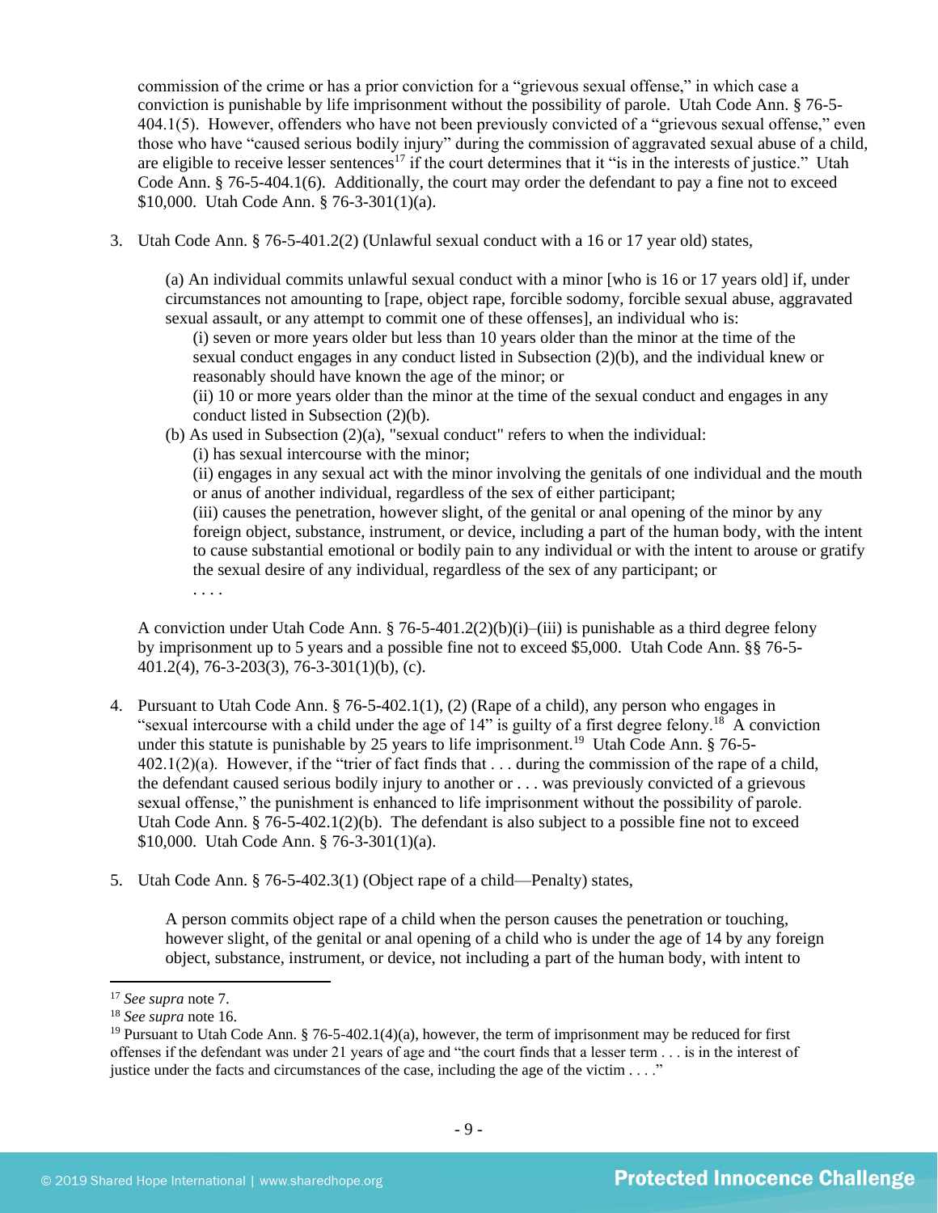commission of the crime or has a prior conviction for a "grievous sexual offense," in which case a conviction is punishable by life imprisonment without the possibility of parole. Utah Code Ann. § 76-5-404.1(5). However, offenders who have not been previously convicted of a "grievous sexual offense," even those who have "caused serious bodily injury" during the commission of aggravated sexual abuse of a child, are eligible to receive lesser sentences[17] if the court determines that it "is in the interests of justice." Utah Code Ann. § 76-5-404.1(6). Additionally, the court may order the defendant to pay a fine not to exceed $10,000. Utah Code Ann. § 76-3-301(1)(a).

3. Utah Code Ann. § 76-5-401.2(2) (Unlawful sexual conduct with a 16 or 17 year old) states,

   (a) An individual commits unlawful sexual conduct with a minor [who is 16 or 17 years old] if, under circumstances not amounting to [rape, object rape, forcible sodomy, forcible sexual abuse, aggravated sexual assault, or any attempt to commit one of these offenses], an individual who is:
   
   (i) seven or more years older but less than 10 years older than the minor at the time of the sexual conduct engages in any conduct listed in Subsection (2)(b), and the individual knew or reasonably should have known the age of the minor; or
   
   (ii) 10 or more years older than the minor at the time of the sexual conduct and engages in any conduct listed in Subsection (2)(b).
   
   (b) As used in Subsection (2)(a), "sexual conduct" refers to when the individual:
   
   (i) has sexual intercourse with the minor;
   
   (ii) engages in any sexual act with the minor involving the genitals of one individual and the mouth or anus of another individual, regardless of the sex of either participant;
   
   (iii) causes the penetration, however slight, of the genital or anal opening of the minor by any foreign object, substance, instrument, or device, including a part of the human body, with the intent to cause substantial emotional or bodily pain to any individual or with the intent to arouse or gratify the sexual desire of any individual, regardless of the sex of any participant; or
   
   . . . .

   A conviction under Utah Code Ann. § 76-5-401.2(2)(b)(i)–(iii) is punishable as a third degree felony by imprisonment up to 5 years and a possible fine not to exceed $5,000. Utah Code Ann. §§ 76-5-401.2(4), 76-3-203(3), 76-3-301(1)(b), (c).

4. Pursuant to Utah Code Ann. § 76-5-402.1(1), (2) (Rape of a child), any person who engages in "sexual intercourse with a child under the age of 14" is guilty of a first degree felony.[18] A conviction under this statute is punishable by 25 years to life imprisonment.[19] Utah Code Ann. § 76-5-402.1(2)(a). However, if the "trier of fact finds that . . . during the commission of the rape of a child, the defendant caused serious bodily injury to another or . . . was previously convicted of a grievous sexual offense," the punishment is enhanced to life imprisonment without the possibility of parole. Utah Code Ann. § 76-5-402.1(2)(b). The defendant is also subject to a possible fine not to exceed $10,000. Utah Code Ann. § 76-3-301(1)(a).

5. Utah Code Ann. § 76-5-402.3(1) (Object rape of a child—Penalty) states,

   A person commits object rape of a child when the person causes the penetration or touching, however slight, of the genital or anal opening of a child who is under the age of 14 by any foreign object, substance, instrument, or device, not including a part of the human body, with intent to

---

[17] *See supra* note 7.

[18] *See supra* note 16.

[19] Pursuant to Utah Code Ann. § 76-5-402.1(4)(a), however, the term of imprisonment may be reduced for first offenses if the defendant was under 21 years of age and "the court finds that a lesser term . . . is in the interest of justice under the facts and circumstances of the case, including the age of the victim . . . ."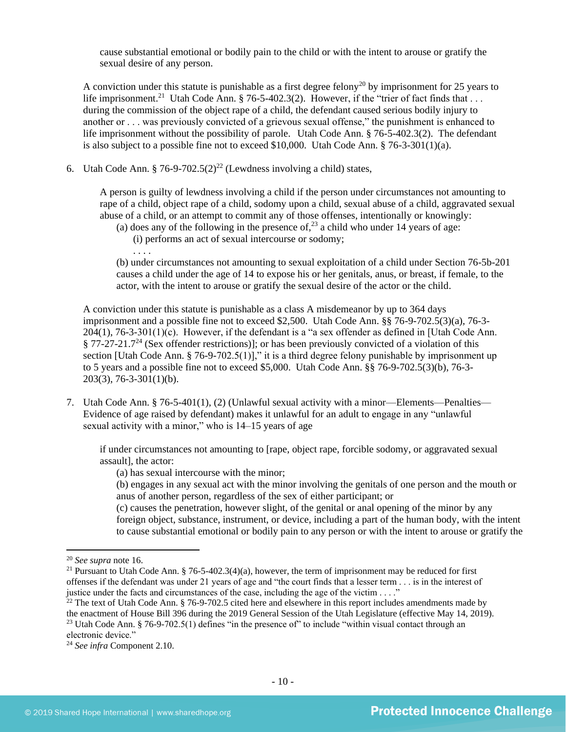cause substantial emotional or bodily pain to the child or with the intent to arouse or gratify the sexual desire of any person.

A conviction under this statute is punishable as a first degree felony[20] by imprisonment for 25 years to life imprisonment.[21] Utah Code Ann. § 76-5-402.3(2). However, if the "trier of fact finds that . . . during the commission of the object rape of a child, the defendant caused serious bodily injury to another or . . . was previously convicted of a grievous sexual offense," the punishment is enhanced to life imprisonment without the possibility of parole. Utah Code Ann. § 76-5-402.3(2). The defendant is also subject to a possible fine not to exceed $10,000. Utah Code Ann. § 76-3-301(1)(a).

6. Utah Code Ann. § 76-9-702.5(2)[22] (Lewdness involving a child) states,

   > A person is guilty of lewdness involving a child if the person under circumstances not amounting to rape of a child, object rape of a child, sodomy upon a child, sexual abuse of a child, aggravated sexual abuse of a child, or an attempt to commit any of those offenses, intentionally or knowingly:
   >
   > (a) does any of the following in the presence of,[23] a child who under 14 years of age:
   >
   > (i) performs an act of sexual intercourse or sodomy;
   >
   > . . . .
   >
   > (b) under circumstances not amounting to sexual exploitation of a child under Section 76-5b-201 causes a child under the age of 14 to expose his or her genitals, anus, or breast, if female, to the actor, with the intent to arouse or gratify the sexual desire of the actor or the child.

   A conviction under this statute is punishable as a class A misdemeanor by up to 364 days imprisonment and a possible fine not to exceed $2,500. Utah Code Ann. §§ 76-9-702.5(3)(a), 76-3-204(1), 76-3-301(1)(c). However, if the defendant is a "a sex offender as defined in [Utah Code Ann. § 77-27-21.7[24] (Sex offender restrictions)]; or has been previously convicted of a violation of this section [Utah Code Ann. § 76-9-702.5(1)]," it is a third degree felony punishable by imprisonment up to 5 years and a possible fine not to exceed $5,000. Utah Code Ann. §§ 76-9-702.5(3)(b), 76-3-203(3), 76-3-301(1)(b).

7. Utah Code Ann. § 76-5-401(1), (2) (Unlawful sexual activity with a minor—Elements—Penalties—Evidence of age raised by defendant) makes it unlawful for an adult to engage in any "unlawful sexual activity with a minor," who is 14–15 years of age

   > if under circumstances not amounting to [rape, object rape, forcible sodomy, or aggravated sexual assault], the actor:
   >
   > (a) has sexual intercourse with the minor;
   >
   > (b) engages in any sexual act with the minor involving the genitals of one person and the mouth or anus of another person, regardless of the sex of either participant; or
   >
   > (c) causes the penetration, however slight, of the genital or anal opening of the minor by any foreign object, substance, instrument, or device, including a part of the human body, with the intent to cause substantial emotional or bodily pain to any person or with the intent to arouse or gratify the

---

[20] *See supra* note 16.

[21] Pursuant to Utah Code Ann. § 76-5-402.3(4)(a), however, the term of imprisonment may be reduced for first offenses if the defendant was under 21 years of age and "the court finds that a lesser term . . . is in the interest of justice under the facts and circumstances of the case, including the age of the victim . . . ."

[22] The text of Utah Code Ann. § 76-9-702.5 cited here and elsewhere in this report includes amendments made by the enactment of House Bill 396 during the 2019 General Session of the Utah Legislature (effective May 14, 2019).

[23] Utah Code Ann. § 76-9-702.5(1) defines "in the presence of" to include "within visual contact through an electronic device."

[24] *See infra* Component 2.10.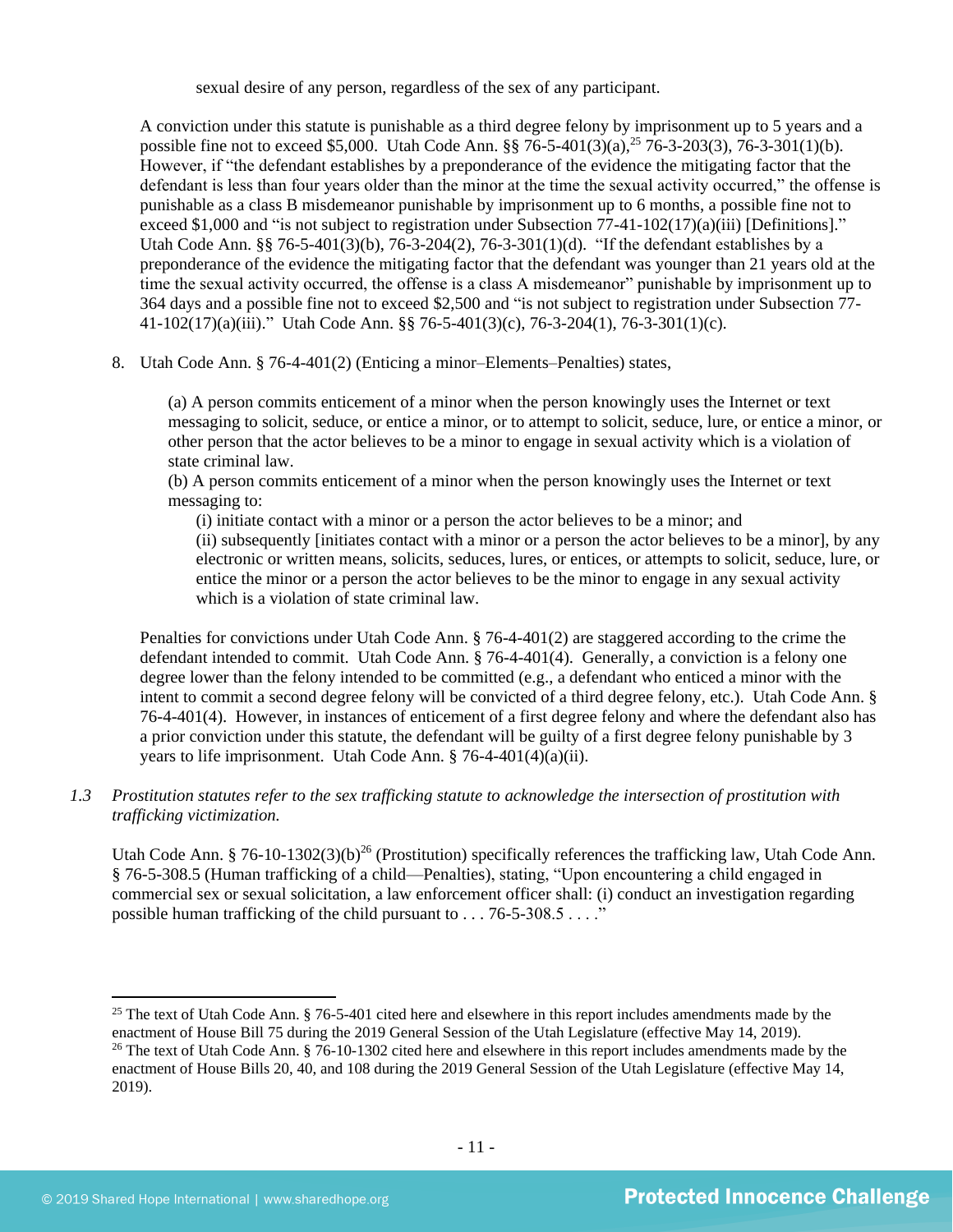sexual desire of any person, regardless of the sex of any participant.

A conviction under this statute is punishable as a third degree felony by imprisonment up to 5 years and a possible fine not to exceed $5,000. Utah Code Ann. §§ 76-5-401(3)(a),[25] 76-3-203(3), 76-3-301(1)(b). However, if "the defendant establishes by a preponderance of the evidence the mitigating factor that the defendant is less than four years older than the minor at the time the sexual activity occurred," the offense is punishable as a class B misdemeanor punishable by imprisonment up to 6 months, a possible fine not to exceed $1,000 and "is not subject to registration under Subsection 77-41-102(17)(a)(iii) [Definitions]." Utah Code Ann. §§ 76-5-401(3)(b), 76-3-204(2), 76-3-301(1)(d). "If the defendant establishes by a preponderance of the evidence the mitigating factor that the defendant was younger than 21 years old at the time the sexual activity occurred, the offense is a class A misdemeanor" punishable by imprisonment up to 364 days and a possible fine not to exceed $2,500 and "is not subject to registration under Subsection 77-41-102(17)(a)(iii)." Utah Code Ann. §§ 76-5-401(3)(c), 76-3-204(1), 76-3-301(1)(c).

8. Utah Code Ann. § 76-4-401(2) (Enticing a minor–Elements–Penalties) states,

   (a) A person commits enticement of a minor when the person knowingly uses the Internet or text messaging to solicit, seduce, or entice a minor, or to attempt to solicit, seduce, lure, or entice a minor, or other person that the actor believes to be a minor to engage in sexual activity which is a violation of state criminal law.
   (b) A person commits enticement of a minor when the person knowingly uses the Internet or text messaging to:
      (i) initiate contact with a minor or a person the actor believes to be a minor; and
      (ii) subsequently [initiates contact with a minor or a person the actor believes to be a minor], by any electronic or written means, solicits, seduces, lures, or entices, or attempts to solicit, seduce, lure, or entice the minor or a person the actor believes to be the minor to engage in any sexual activity which is a violation of state criminal law.

   Penalties for convictions under Utah Code Ann. § 76-4-401(2) are staggered according to the crime the defendant intended to commit. Utah Code Ann. § 76-4-401(4). Generally, a conviction is a felony one degree lower than the felony intended to be committed (e.g., a defendant who enticed a minor with the intent to commit a second degree felony will be convicted of a third degree felony, etc.). Utah Code Ann. § 76-4-401(4). However, in instances of enticement of a first degree felony and where the defendant also has a prior conviction under this statute, the defendant will be guilty of a first degree felony punishable by 3 years to life imprisonment. Utah Code Ann. § 76-4-401(4)(a)(ii).

*1.3 Prostitution statutes refer to the sex trafficking statute to acknowledge the intersection of prostitution with trafficking victimization.*

Utah Code Ann. § 76-10-1302(3)(b)[26] (Prostitution) specifically references the trafficking law, Utah Code Ann. § 76-5-308.5 (Human trafficking of a child—Penalties), stating, "Upon encountering a child engaged in commercial sex or sexual solicitation, a law enforcement officer shall: (i) conduct an investigation regarding possible human trafficking of the child pursuant to . . . 76-5-308.5 . . . ."

---

[25] The text of Utah Code Ann. § 76-5-401 cited here and elsewhere in this report includes amendments made by the enactment of House Bill 75 during the 2019 General Session of the Utah Legislature (effective May 14, 2019).

[26] The text of Utah Code Ann. § 76-10-1302 cited here and elsewhere in this report includes amendments made by the enactment of House Bills 20, 40, and 108 during the 2019 General Session of the Utah Legislature (effective May 14, 2019).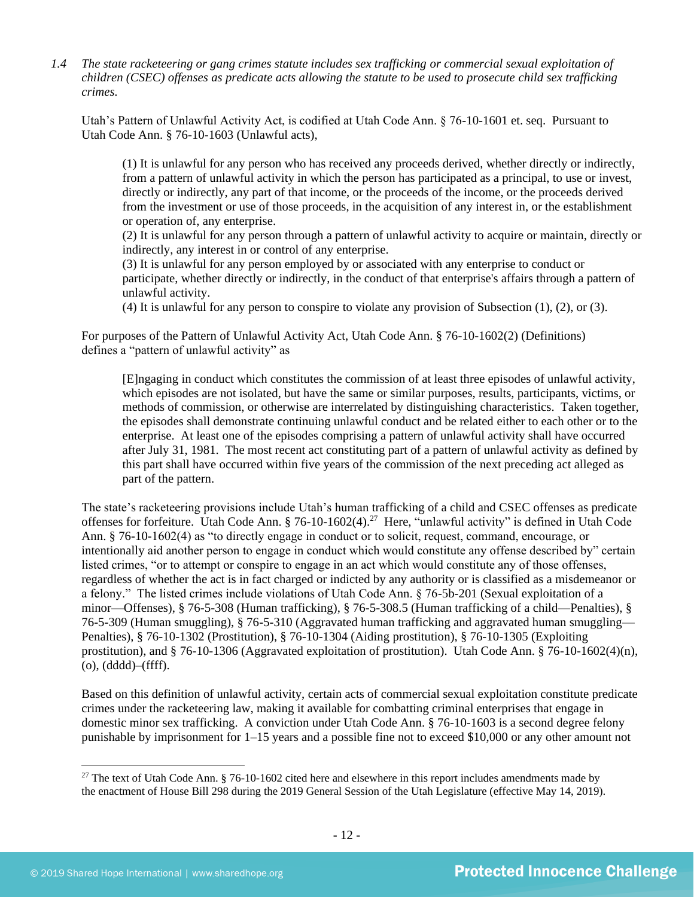1.4 *The state racketeering or gang crimes statute includes sex trafficking or commercial sexual exploitation of children (CSEC) offenses as predicate acts allowing the statute to be used to prosecute child sex trafficking crimes.*

Utah's Pattern of Unlawful Activity Act, is codified at Utah Code Ann. § 76-10-1601 et. seq. Pursuant to Utah Code Ann. § 76-10-1603 (Unlawful acts),

> (1) It is unlawful for any person who has received any proceeds derived, whether directly or indirectly, from a pattern of unlawful activity in which the person has participated as a principal, to use or invest, directly or indirectly, any part of that income, or the proceeds of the income, or the proceeds derived from the investment or use of those proceeds, in the acquisition of any interest in, or the establishment or operation of, any enterprise.
> (2) It is unlawful for any person through a pattern of unlawful activity to acquire or maintain, directly or indirectly, any interest in or control of any enterprise.
> (3) It is unlawful for any person employed by or associated with any enterprise to conduct or participate, whether directly or indirectly, in the conduct of that enterprise's affairs through a pattern of unlawful activity.
> (4) It is unlawful for any person to conspire to violate any provision of Subsection (1), (2), or (3).

For purposes of the Pattern of Unlawful Activity Act, Utah Code Ann. § 76-10-1602(2) (Definitions) defines a "pattern of unlawful activity" as

> [E]ngaging in conduct which constitutes the commission of at least three episodes of unlawful activity, which episodes are not isolated, but have the same or similar purposes, results, participants, victims, or methods of commission, or otherwise are interrelated by distinguishing characteristics. Taken together, the episodes shall demonstrate continuing unlawful conduct and be related either to each other or to the enterprise. At least one of the episodes comprising a pattern of unlawful activity shall have occurred after July 31, 1981. The most recent act constituting part of a pattern of unlawful activity as defined by this part shall have occurred within five years of the commission of the next preceding act alleged as part of the pattern.

The state's racketeering provisions include Utah's human trafficking of a child and CSEC offenses as predicate offenses for forfeiture. Utah Code Ann. § 76-10-1602(4).[27] Here, "unlawful activity" is defined in Utah Code Ann. § 76-10-1602(4) as "to directly engage in conduct or to solicit, request, command, encourage, or intentionally aid another person to engage in conduct which would constitute any offense described by" certain listed crimes, "or to attempt or conspire to engage in an act which would constitute any of those offenses, regardless of whether the act is in fact charged or indicted by any authority or is classified as a misdemeanor or a felony." The listed crimes include violations of Utah Code Ann. § 76-5b-201 (Sexual exploitation of a minor—Offenses), § 76-5-308 (Human trafficking), § 76-5-308.5 (Human trafficking of a child—Penalties), § 76-5-309 (Human smuggling), § 76-5-310 (Aggravated human trafficking and aggravated human smuggling—Penalties), § 76-10-1302 (Prostitution), § 76-10-1304 (Aiding prostitution), § 76-10-1305 (Exploiting prostitution), and § 76-10-1306 (Aggravated exploitation of prostitution). Utah Code Ann. § 76-10-1602(4)(n), (o), (dddd)–(ffff).

Based on this definition of unlawful activity, certain acts of commercial sexual exploitation constitute predicate crimes under the racketeering law, making it available for combatting criminal enterprises that engage in domestic minor sex trafficking. A conviction under Utah Code Ann. § 76-10-1603 is a second degree felony punishable by imprisonment for 1–15 years and a possible fine not to exceed $10,000 or any other amount not

---

[27] The text of Utah Code Ann. § 76-10-1602 cited here and elsewhere in this report includes amendments made by the enactment of House Bill 298 during the 2019 General Session of the Utah Legislature (effective May 14, 2019).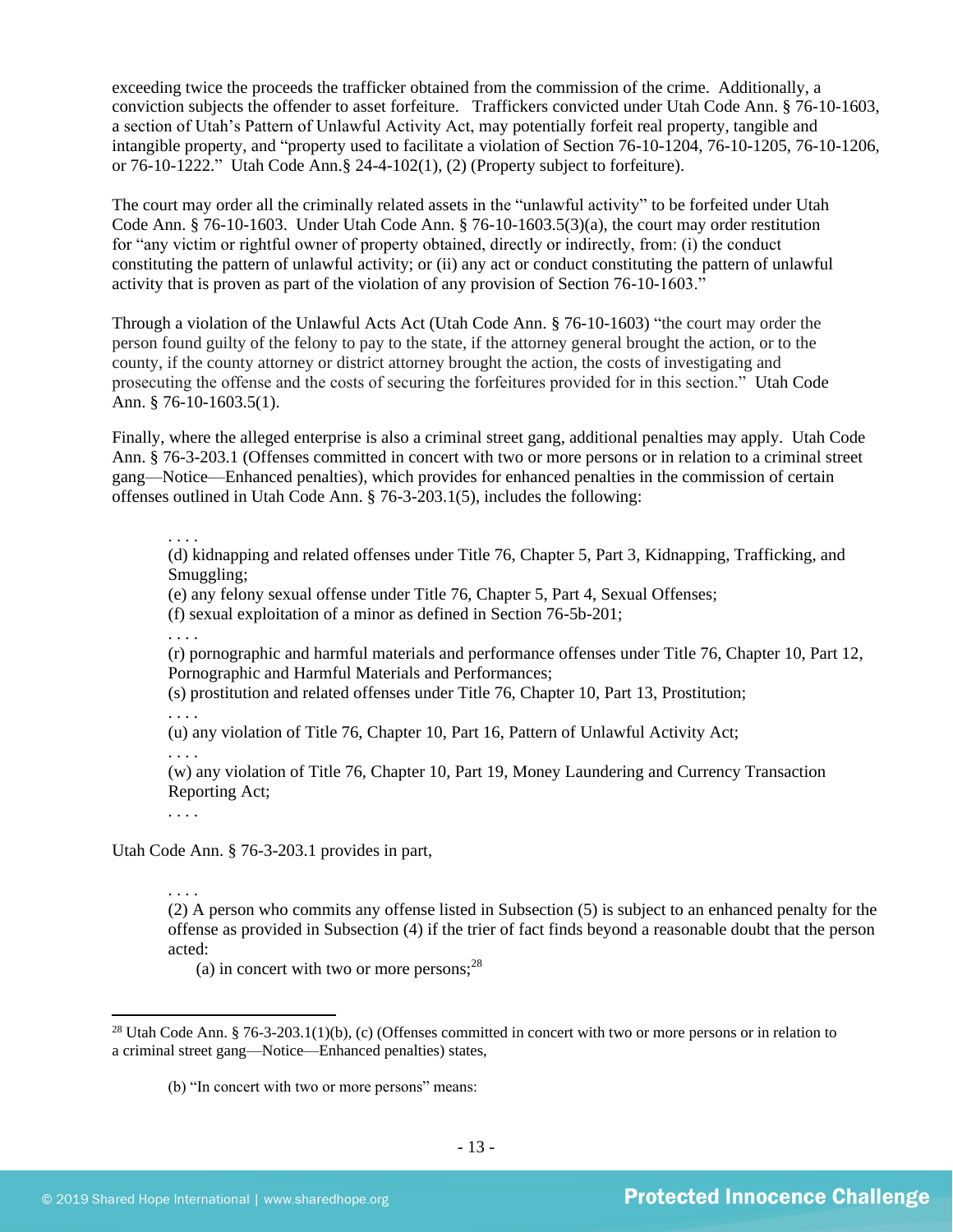exceeding twice the proceeds the trafficker obtained from the commission of the crime. Additionally, a conviction subjects the offender to asset forfeiture. Traffickers convicted under Utah Code Ann. § 76-10-1603, a section of Utah's Pattern of Unlawful Activity Act, may potentially forfeit real property, tangible and intangible property, and "property used to facilitate a violation of Section 76-10-1204, 76-10-1205, 76-10-1206, or 76-10-1222." Utah Code Ann.§ 24-4-102(1), (2) (Property subject to forfeiture).

The court may order all the criminally related assets in the "unlawful activity" to be forfeited under Utah Code Ann. § 76-10-1603. Under Utah Code Ann. § 76-10-1603.5(3)(a), the court may order restitution for "any victim or rightful owner of property obtained, directly or indirectly, from: (i) the conduct constituting the pattern of unlawful activity; or (ii) any act or conduct constituting the pattern of unlawful activity that is proven as part of the violation of any provision of Section 76-10-1603."

Through a violation of the Unlawful Acts Act (Utah Code Ann. § 76-10-1603) "the court may order the person found guilty of the felony to pay to the state, if the attorney general brought the action, or to the county, if the county attorney or district attorney brought the action, the costs of investigating and prosecuting the offense and the costs of securing the forfeitures provided for in this section." Utah Code Ann. § 76-10-1603.5(1).

Finally, where the alleged enterprise is also a criminal street gang, additional penalties may apply. Utah Code Ann. § 76-3-203.1 (Offenses committed in concert with two or more persons or in relation to a criminal street gang—Notice—Enhanced penalties), which provides for enhanced penalties in the commission of certain offenses outlined in Utah Code Ann. § 76-3-203.1(5), includes the following:

> . . . .
> (d) kidnapping and related offenses under Title 76, Chapter 5, Part 3, Kidnapping, Trafficking, and Smuggling;
> (e) any felony sexual offense under Title 76, Chapter 5, Part 4, Sexual Offenses;
> (f) sexual exploitation of a minor as defined in Section 76-5b-201;
> . . . .
> (r) pornographic and harmful materials and performance offenses under Title 76, Chapter 10, Part 12, Pornographic and Harmful Materials and Performances;
> (s) prostitution and related offenses under Title 76, Chapter 10, Part 13, Prostitution;
> . . . .
> (u) any violation of Title 76, Chapter 10, Part 16, Pattern of Unlawful Activity Act;
> . . . .
> (w) any violation of Title 76, Chapter 10, Part 19, Money Laundering and Currency Transaction Reporting Act;
> . . . .

Utah Code Ann. § 76-3-203.1 provides in part,

> . . . .
> (2) A person who commits any offense listed in Subsection (5) is subject to an enhanced penalty for the offense as provided in Subsection (4) if the trier of fact finds beyond a reasonable doubt that the person acted:
> (a) in concert with two or more persons;[28]

---

[28] Utah Code Ann. § 76-3-203.1(1)(b), (c) (Offenses committed in concert with two or more persons or in relation to a criminal street gang—Notice—Enhanced penalties) states,

> (b) "In concert with two or more persons" means: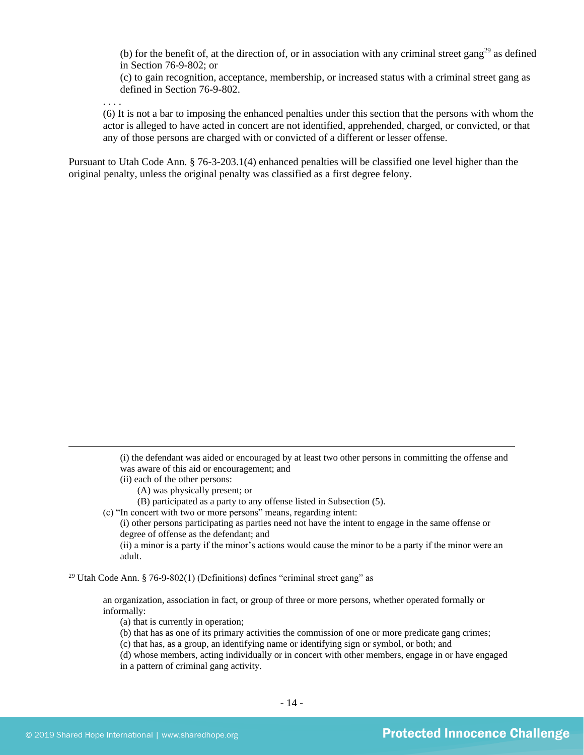(b) for the benefit of, at the direction of, or in association with any criminal street gang[29] as defined in Section 76-9-802; or

(c) to gain recognition, acceptance, membership, or increased status with a criminal street gang as defined in Section 76-9-802.

. . . .

(6) It is not a bar to imposing the enhanced penalties under this section that the persons with whom the actor is alleged to have acted in concert are not identified, apprehended, charged, or convicted, or that any of those persons are charged with or convicted of a different or lesser offense.

Pursuant to Utah Code Ann. § 76-3-203.1(4) enhanced penalties will be classified one level higher than the original penalty, unless the original penalty was classified as a first degree felony.

---

(i) the defendant was aided or encouraged by at least two other persons in committing the offense and was aware of this aid or encouragement; and

(ii) each of the other persons:

(A) was physically present; or

(B) participated as a party to any offense listed in Subsection (5).

(c) "In concert with two or more persons" means, regarding intent:

(i) other persons participating as parties need not have the intent to engage in the same offense or degree of offense as the defendant; and

(ii) a minor is a party if the minor's actions would cause the minor to be a party if the minor were an adult.

[29] Utah Code Ann. § 76-9-802(1) (Definitions) defines "criminal street gang" as

an organization, association in fact, or group of three or more persons, whether operated formally or informally:

(a) that is currently in operation;

(b) that has as one of its primary activities the commission of one or more predicate gang crimes;

(c) that has, as a group, an identifying name or identifying sign or symbol, or both; and

(d) whose members, acting individually or in concert with other members, engage in or have engaged in a pattern of criminal gang activity.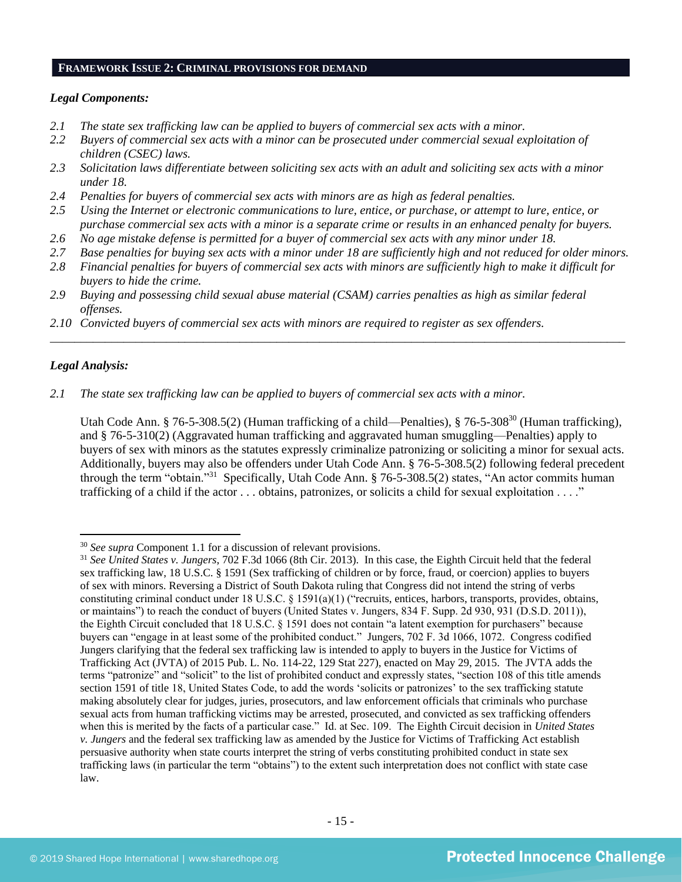## FRAMEWORK ISSUE 2: CRIMINAL PROVISIONS FOR DEMAND

***Legal Components:***

*2.1 The state sex trafficking law can be applied to buyers of commercial sex acts with a minor.*
*2.2 Buyers of commercial sex acts with a minor can be prosecuted under commercial sexual exploitation of children (CSEC) laws.*
*2.3 Solicitation laws differentiate between soliciting sex acts with an adult and soliciting sex acts with a minor under 18.*
*2.4 Penalties for buyers of commercial sex acts with minors are as high as federal penalties.*
*2.5 Using the Internet or electronic communications to lure, entice, or purchase, or attempt to lure, entice, or purchase commercial sex acts with a minor is a separate crime or results in an enhanced penalty for buyers.*
*2.6 No age mistake defense is permitted for a buyer of commercial sex acts with any minor under 18.*
*2.7 Base penalties for buying sex acts with a minor under 18 are sufficiently high and not reduced for older minors.*
*2.8 Financial penalties for buyers of commercial sex acts with minors are sufficiently high to make it difficult for buyers to hide the crime.*
*2.9 Buying and possessing child sexual abuse material (CSAM) carries penalties as high as similar federal offenses.*
*2.10 Convicted buyers of commercial sex acts with minors are required to register as sex offenders.*

---

***Legal Analysis:***

*2.1 The state sex trafficking law can be applied to buyers of commercial sex acts with a minor.*

Utah Code Ann. § 76-5-308.5(2) (Human trafficking of a child—Penalties), § 76-5-308[30] (Human trafficking), and § 76-5-310(2) (Aggravated human trafficking and aggravated human smuggling—Penalties) apply to buyers of sex with minors as the statutes expressly criminalize patronizing or soliciting a minor for sexual acts. Additionally, buyers may also be offenders under Utah Code Ann. § 76-5-308.5(2) following federal precedent through the term "obtain."[31] Specifically, Utah Code Ann. § 76-5-308.5(2) states, "An actor commits human trafficking of a child if the actor . . . obtains, patronizes, or solicits a child for sexual exploitation . . . ."

---

[30] *See supra* Component 1.1 for a discussion of relevant provisions.

[31] *See United States v. Jungers*, 702 F.3d 1066 (8th Cir. 2013). In this case, the Eighth Circuit held that the federal sex trafficking law, 18 U.S.C. § 1591 (Sex trafficking of children or by force, fraud, or coercion) applies to buyers of sex with minors. Reversing a District of South Dakota ruling that Congress did not intend the string of verbs constituting criminal conduct under 18 U.S.C. § 1591(a)(1) ("recruits, entices, harbors, transports, provides, obtains, or maintains") to reach the conduct of buyers (United States v. Jungers, 834 F. Supp. 2d 930, 931 (D.S.D. 2011)), the Eighth Circuit concluded that 18 U.S.C. § 1591 does not contain "a latent exemption for purchasers" because buyers can "engage in at least some of the prohibited conduct." Jungers, 702 F. 3d 1066, 1072. Congress codified Jungers clarifying that the federal sex trafficking law is intended to apply to buyers in the Justice for Victims of Trafficking Act (JVTA) of 2015 Pub. L. No. 114-22, 129 Stat 227), enacted on May 29, 2015. The JVTA adds the terms "patronize" and "solicit" to the list of prohibited conduct and expressly states, "section 108 of this title amends section 1591 of title 18, United States Code, to add the words 'solicits or patronizes' to the sex trafficking statute making absolutely clear for judges, juries, prosecutors, and law enforcement officials that criminals who purchase sexual acts from human trafficking victims may be arrested, prosecuted, and convicted as sex trafficking offenders when this is merited by the facts of a particular case." Id. at Sec. 109. The Eighth Circuit decision in *United States v. Jungers* and the federal sex trafficking law as amended by the Justice for Victims of Trafficking Act establish persuasive authority when state courts interpret the string of verbs constituting prohibited conduct in state sex trafficking laws (in particular the term "obtains") to the extent such interpretation does not conflict with state case law.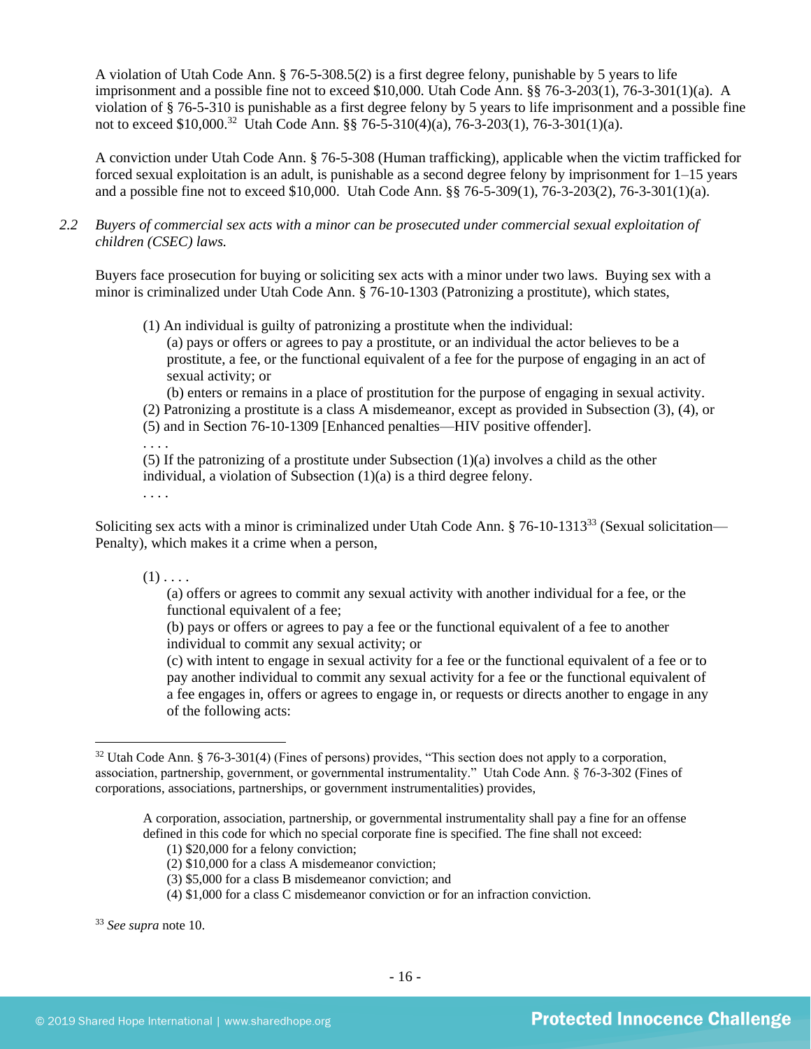A violation of Utah Code Ann. § 76-5-308.5(2) is a first degree felony, punishable by 5 years to life imprisonment and a possible fine not to exceed $10,000. Utah Code Ann. §§ 76-3-203(1), 76-3-301(1)(a). A violation of § 76-5-310 is punishable as a first degree felony by 5 years to life imprisonment and a possible fine not to exceed $10,000.[32] Utah Code Ann. §§ 76-5-310(4)(a), 76-3-203(1), 76-3-301(1)(a).

A conviction under Utah Code Ann. § 76-5-308 (Human trafficking), applicable when the victim trafficked for forced sexual exploitation is an adult, is punishable as a second degree felony by imprisonment for 1–15 years and a possible fine not to exceed $10,000. Utah Code Ann. §§ 76-5-309(1), 76-3-203(2), 76-3-301(1)(a).

*2.2 Buyers of commercial sex acts with a minor can be prosecuted under commercial sexual exploitation of children (CSEC) laws.*

Buyers face prosecution for buying or soliciting sex acts with a minor under two laws. Buying sex with a minor is criminalized under Utah Code Ann. § 76-10-1303 (Patronizing a prostitute), which states,

> (1) An individual is guilty of patronizing a prostitute when the individual:
> > (a) pays or offers or agrees to pay a prostitute, or an individual the actor believes to be a prostitute, a fee, or the functional equivalent of a fee for the purpose of engaging in an act of sexual activity; or
> >
> > (b) enters or remains in a place of prostitution for the purpose of engaging in sexual activity.
>
> (2) Patronizing a prostitute is a class A misdemeanor, except as provided in Subsection (3), (4), or (5) and in Section 76-10-1309 [Enhanced penalties—HIV positive offender].
>
> . . . .
>
> (5) If the patronizing of a prostitute under Subsection (1)(a) involves a child as the other individual, a violation of Subsection (1)(a) is a third degree felony.
>
> . . . .

Soliciting sex acts with a minor is criminalized under Utah Code Ann. § 76-10-1313[33] (Sexual solicitation—Penalty), which makes it a crime when a person,

> (1) . . . .
> > (a) offers or agrees to commit any sexual activity with another individual for a fee, or the functional equivalent of a fee;
> >
> > (b) pays or offers or agrees to pay a fee or the functional equivalent of a fee to another individual to commit any sexual activity; or
> >
> > (c) with intent to engage in sexual activity for a fee or the functional equivalent of a fee or to pay another individual to commit any sexual activity for a fee or the functional equivalent of a fee engages in, offers or agrees to engage in, or requests or directs another to engage in any of the following acts:

---

[32] Utah Code Ann. § 76-3-301(4) (Fines of persons) provides, "This section does not apply to a corporation, association, partnership, government, or governmental instrumentality." Utah Code Ann. § 76-3-302 (Fines of corporations, associations, partnerships, or government instrumentalities) provides,

> A corporation, association, partnership, or governmental instrumentality shall pay a fine for an offense defined in this code for which no special corporate fine is specified. The fine shall not exceed:
> > (1) $20,000 for a felony conviction;
> > (2) $10,000 for a class A misdemeanor conviction;
> > (3) $5,000 for a class B misdemeanor conviction; and
> > (4) $1,000 for a class C misdemeanor conviction or for an infraction conviction.

[33] *See supra* note 10.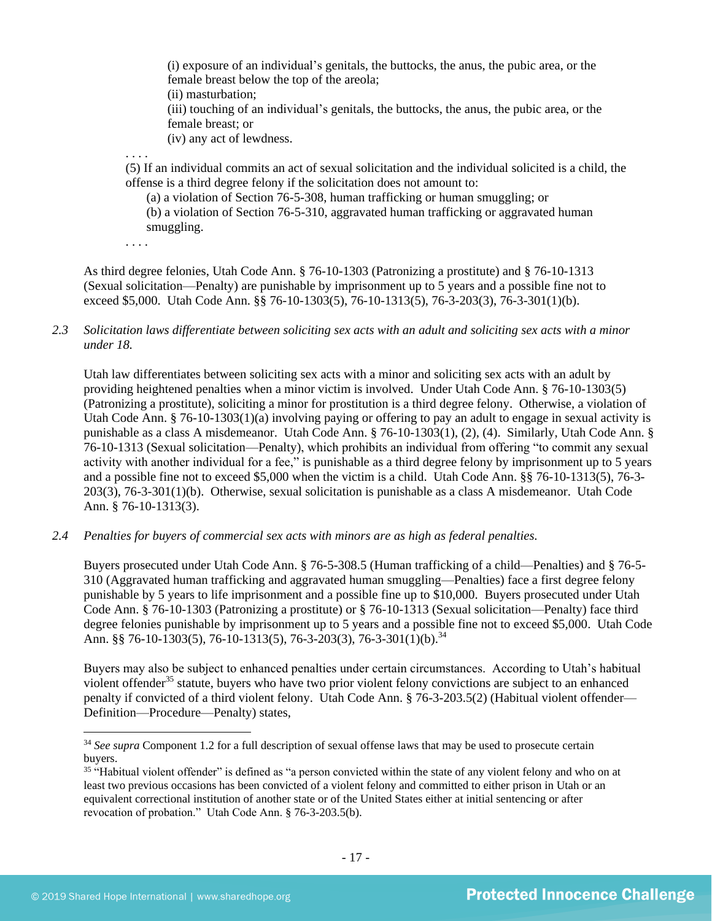(i) exposure of an individual's genitals, the buttocks, the anus, the pubic area, or the female breast below the top of the areola;
(ii) masturbation;
(iii) touching of an individual's genitals, the buttocks, the anus, the pubic area, or the female breast; or
(iv) any act of lewdness.

. . . .

(5) If an individual commits an act of sexual solicitation and the individual solicited is a child, the offense is a third degree felony if the solicitation does not amount to:
(a) a violation of Section 76-5-308, human trafficking or human smuggling; or
(b) a violation of Section 76-5-310, aggravated human trafficking or aggravated human smuggling.

. . . .

As third degree felonies, Utah Code Ann. § 76-10-1303 (Patronizing a prostitute) and § 76-10-1313 (Sexual solicitation—Penalty) are punishable by imprisonment up to 5 years and a possible fine not to exceed $5,000. Utah Code Ann. §§ 76-10-1303(5), 76-10-1313(5), 76-3-203(3), 76-3-301(1)(b).

*2.3 Solicitation laws differentiate between soliciting sex acts with an adult and soliciting sex acts with a minor under 18.*

Utah law differentiates between soliciting sex acts with a minor and soliciting sex acts with an adult by providing heightened penalties when a minor victim is involved. Under Utah Code Ann. § 76-10-1303(5) (Patronizing a prostitute), soliciting a minor for prostitution is a third degree felony. Otherwise, a violation of Utah Code Ann. § 76-10-1303(1)(a) involving paying or offering to pay an adult to engage in sexual activity is punishable as a class A misdemeanor. Utah Code Ann. § 76-10-1303(1), (2), (4). Similarly, Utah Code Ann. § 76-10-1313 (Sexual solicitation—Penalty), which prohibits an individual from offering "to commit any sexual activity with another individual for a fee," is punishable as a third degree felony by imprisonment up to 5 years and a possible fine not to exceed $5,000 when the victim is a child. Utah Code Ann. §§ 76-10-1313(5), 76-3-203(3), 76-3-301(1)(b). Otherwise, sexual solicitation is punishable as a class A misdemeanor. Utah Code Ann. § 76-10-1313(3).

*2.4 Penalties for buyers of commercial sex acts with minors are as high as federal penalties.*

Buyers prosecuted under Utah Code Ann. § 76-5-308.5 (Human trafficking of a child—Penalties) and § 76-5-310 (Aggravated human trafficking and aggravated human smuggling—Penalties) face a first degree felony punishable by 5 years to life imprisonment and a possible fine up to $10,000. Buyers prosecuted under Utah Code Ann. § 76-10-1303 (Patronizing a prostitute) or § 76-10-1313 (Sexual solicitation—Penalty) face third degree felonies punishable by imprisonment up to 5 years and a possible fine not to exceed $5,000. Utah Code Ann. §§ 76-10-1303(5), 76-10-1313(5), 76-3-203(3), 76-3-301(1)(b).[34]

Buyers may also be subject to enhanced penalties under certain circumstances. According to Utah's habitual violent offender[35] statute, buyers who have two prior violent felony convictions are subject to an enhanced penalty if convicted of a third violent felony. Utah Code Ann. § 76-3-203.5(2) (Habitual violent offender—Definition—Procedure—Penalty) states,

---

[34] *See supra* Component 1.2 for a full description of sexual offense laws that may be used to prosecute certain buyers.

[35] "Habitual violent offender" is defined as "a person convicted within the state of any violent felony and who on at least two previous occasions has been convicted of a violent felony and committed to either prison in Utah or an equivalent correctional institution of another state or of the United States either at initial sentencing or after revocation of probation." Utah Code Ann. § 76-3-203.5(b).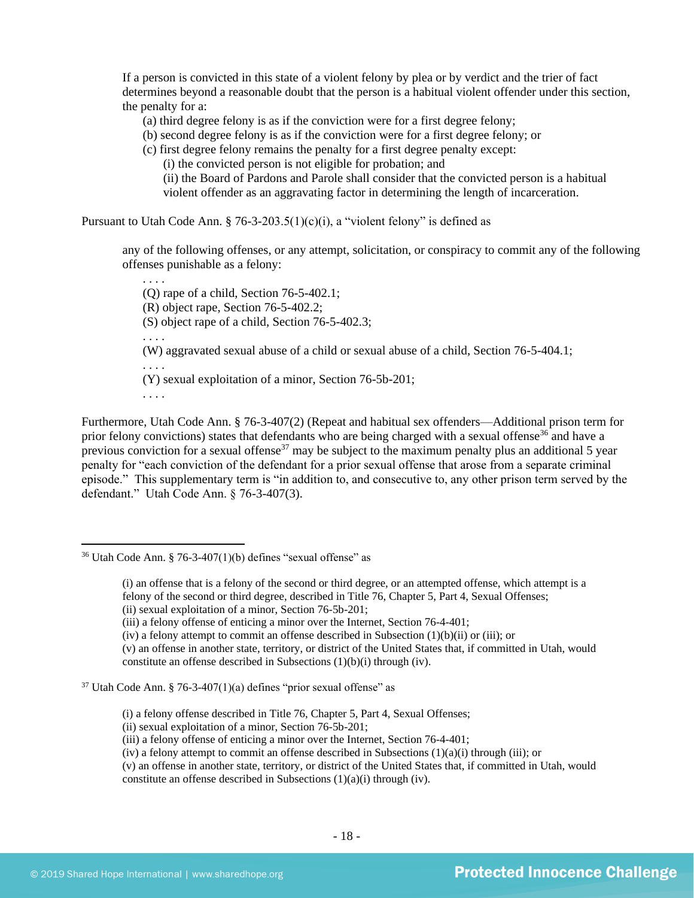> If a person is convicted in this state of a violent felony by plea or by verdict and the trier of fact determines beyond a reasonable doubt that the person is a habitual violent offender under this section, the penalty for a:
>
> (a) third degree felony is as if the conviction were for a first degree felony;
> (b) second degree felony is as if the conviction were for a first degree felony; or
> (c) first degree felony remains the penalty for a first degree penalty except:
> (i) the convicted person is not eligible for probation; and
> (ii) the Board of Pardons and Parole shall consider that the convicted person is a habitual violent offender as an aggravating factor in determining the length of incarceration.

Pursuant to Utah Code Ann. § 76-3-203.5(1)(c)(i), a "violent felony" is defined as

> any of the following offenses, or any attempt, solicitation, or conspiracy to commit any of the following offenses punishable as a felony:
>
> . . . .
> (Q) rape of a child, Section 76-5-402.1;
> (R) object rape, Section 76-5-402.2;
> (S) object rape of a child, Section 76-5-402.3;
> . . . .
> (W) aggravated sexual abuse of a child or sexual abuse of a child, Section 76-5-404.1;
> . . . .
> (Y) sexual exploitation of a minor, Section 76-5b-201;
> . . . .

Furthermore, Utah Code Ann. § 76-3-407(2) (Repeat and habitual sex offenders—Additional prison term for prior felony convictions) states that defendants who are being charged with a sexual offense[36] and have a previous conviction for a sexual offense[37] may be subject to the maximum penalty plus an additional 5 year penalty for "each conviction of the defendant for a prior sexual offense that arose from a separate criminal episode." This supplementary term is "in addition to, and consecutive to, any other prison term served by the defendant." Utah Code Ann. § 76-3-407(3).

---

[36] Utah Code Ann. § 76-3-407(1)(b) defines "sexual offense" as

> (i) an offense that is a felony of the second or third degree, or an attempted offense, which attempt is a felony of the second or third degree, described in Title 76, Chapter 5, Part 4, Sexual Offenses;
> (ii) sexual exploitation of a minor, Section 76-5b-201;
> (iii) a felony offense of enticing a minor over the Internet, Section 76-4-401;
> (iv) a felony attempt to commit an offense described in Subsection (1)(b)(ii) or (iii); or
> (v) an offense in another state, territory, or district of the United States that, if committed in Utah, would constitute an offense described in Subsections (1)(b)(i) through (iv).

[37] Utah Code Ann. § 76-3-407(1)(a) defines "prior sexual offense" as

> (i) a felony offense described in Title 76, Chapter 5, Part 4, Sexual Offenses;
> (ii) sexual exploitation of a minor, Section 76-5b-201;
> (iii) a felony offense of enticing a minor over the Internet, Section 76-4-401;
> (iv) a felony attempt to commit an offense described in Subsections (1)(a)(i) through (iii); or
> (v) an offense in another state, territory, or district of the United States that, if committed in Utah, would constitute an offense described in Subsections (1)(a)(i) through (iv).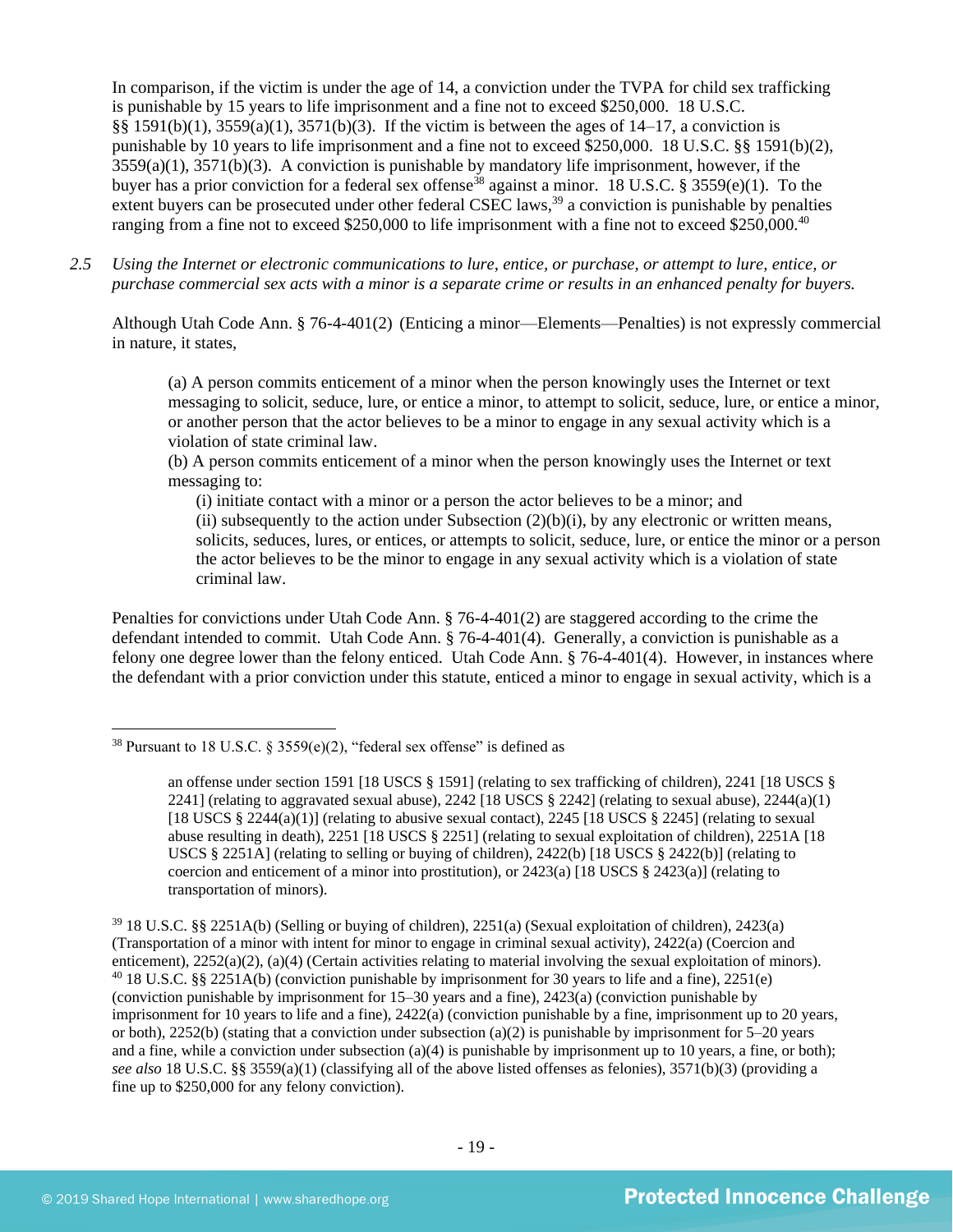In comparison, if the victim is under the age of 14, a conviction under the TVPA for child sex trafficking is punishable by 15 years to life imprisonment and a fine not to exceed $250,000. 18 U.S.C. §§ 1591(b)(1), 3559(a)(1), 3571(b)(3). If the victim is between the ages of 14–17, a conviction is punishable by 10 years to life imprisonment and a fine not to exceed $250,000. 18 U.S.C. §§ 1591(b)(2), 3559(a)(1), 3571(b)(3). A conviction is punishable by mandatory life imprisonment, however, if the buyer has a prior conviction for a federal sex offense[38] against a minor. 18 U.S.C. § 3559(e)(1). To the extent buyers can be prosecuted under other federal CSEC laws,[39] a conviction is punishable by penalties ranging from a fine not to exceed $250,000 to life imprisonment with a fine not to exceed $250,000.[40]

*2.5 Using the Internet or electronic communications to lure, entice, or purchase, or attempt to lure, entice, or purchase commercial sex acts with a minor is a separate crime or results in an enhanced penalty for buyers.*

Although Utah Code Ann. § 76-4-401(2) (Enticing a minor—Elements—Penalties) is not expressly commercial in nature, it states,

> (a) A person commits enticement of a minor when the person knowingly uses the Internet or text messaging to solicit, seduce, lure, or entice a minor, to attempt to solicit, seduce, lure, or entice a minor, or another person that the actor believes to be a minor to engage in any sexual activity which is a violation of state criminal law.
>
> (b) A person commits enticement of a minor when the person knowingly uses the Internet or text messaging to:
>
> (i) initiate contact with a minor or a person the actor believes to be a minor; and
>
> (ii) subsequently to the action under Subsection (2)(b)(i), by any electronic or written means, solicits, seduces, lures, or entices, or attempts to solicit, seduce, lure, or entice the minor or a person the actor believes to be the minor to engage in any sexual activity which is a violation of state criminal law.

Penalties for convictions under Utah Code Ann. § 76-4-401(2) are staggered according to the crime the defendant intended to commit. Utah Code Ann. § 76-4-401(4). Generally, a conviction is punishable as a felony one degree lower than the felony enticed. Utah Code Ann. § 76-4-401(4). However, in instances where the defendant with a prior conviction under this statute, enticed a minor to engage in sexual activity, which is a

---

[38] Pursuant to 18 U.S.C. § 3559(e)(2), "federal sex offense" is defined as

> an offense under section 1591 [18 USCS § 1591] (relating to sex trafficking of children), 2241 [18 USCS § 2241] (relating to aggravated sexual abuse), 2242 [18 USCS § 2242] (relating to sexual abuse), 2244(a)(1) [18 USCS § 2244(a)(1)] (relating to abusive sexual contact), 2245 [18 USCS § 2245] (relating to sexual abuse resulting in death), 2251 [18 USCS § 2251] (relating to sexual exploitation of children), 2251A [18 USCS § 2251A] (relating to selling or buying of children), 2422(b) [18 USCS § 2422(b)] (relating to coercion and enticement of a minor into prostitution), or 2423(a) [18 USCS § 2423(a)] (relating to transportation of minors).

[39] 18 U.S.C. §§ 2251A(b) (Selling or buying of children), 2251(a) (Sexual exploitation of children), 2423(a) (Transportation of a minor with intent for minor to engage in criminal sexual activity), 2422(a) (Coercion and enticement), 2252(a)(2), (a)(4) (Certain activities relating to material involving the sexual exploitation of minors).

[40] 18 U.S.C. §§ 2251A(b) (conviction punishable by imprisonment for 30 years to life and a fine), 2251(e) (conviction punishable by imprisonment for 15–30 years and a fine), 2423(a) (conviction punishable by imprisonment for 10 years to life and a fine), 2422(a) (conviction punishable by a fine, imprisonment up to 20 years, or both), 2252(b) (stating that a conviction under subsection (a)(2) is punishable by imprisonment for 5–20 years and a fine, while a conviction under subsection (a)(4) is punishable by imprisonment up to 10 years, a fine, or both); *see also* 18 U.S.C. §§ 3559(a)(1) (classifying all of the above listed offenses as felonies), 3571(b)(3) (providing a fine up to $250,000 for any felony conviction).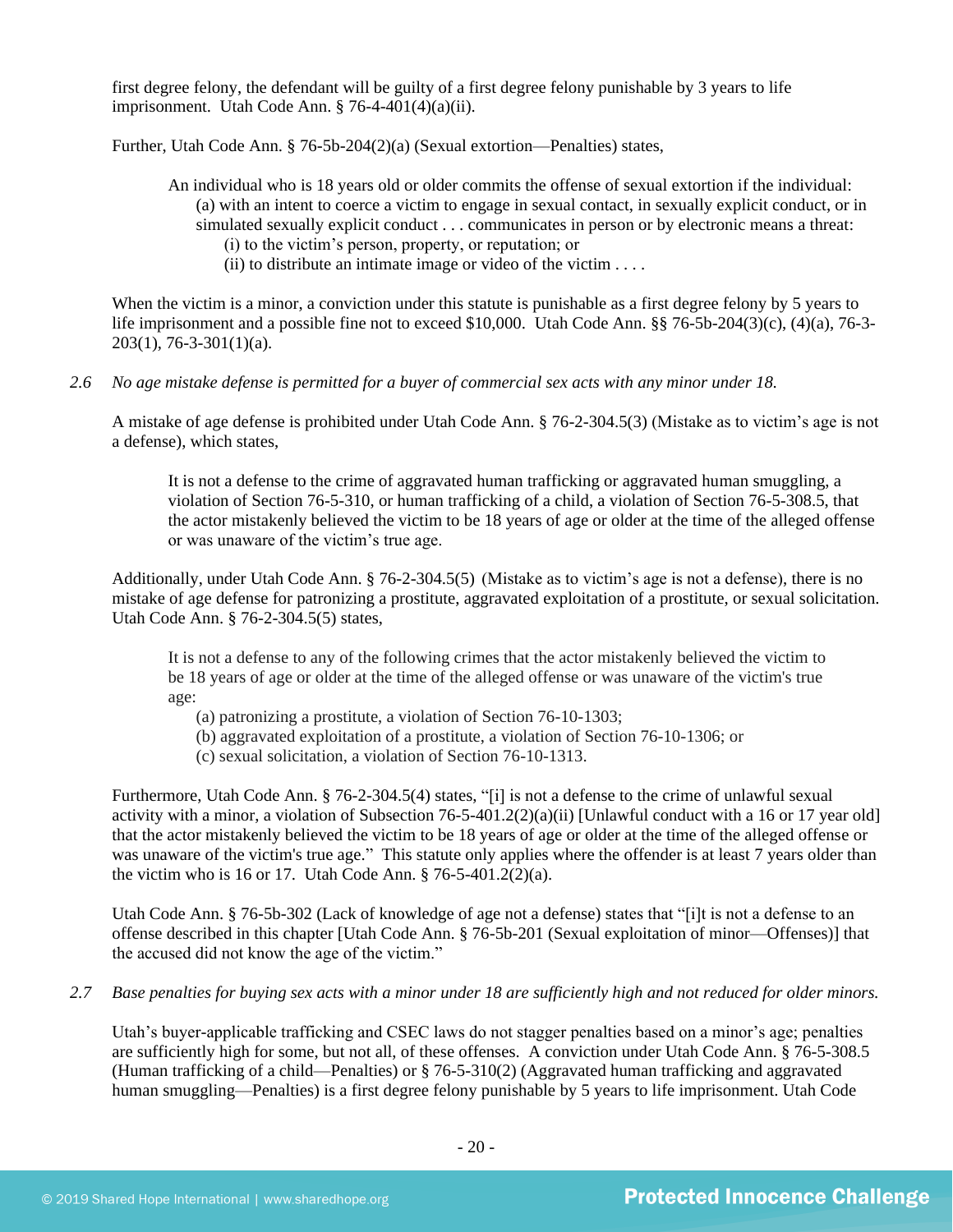first degree felony, the defendant will be guilty of a first degree felony punishable by 3 years to life imprisonment. Utah Code Ann. § 76-4-401(4)(a)(ii).

Further, Utah Code Ann. § 76-5b-204(2)(a) (Sexual extortion—Penalties) states,

> An individual who is 18 years old or older commits the offense of sexual extortion if the individual:
> (a) with an intent to coerce a victim to engage in sexual contact, in sexually explicit conduct, or in simulated sexually explicit conduct . . . communicates in person or by electronic means a threat:
> (i) to the victim's person, property, or reputation; or
> (ii) to distribute an intimate image or video of the victim . . . .

When the victim is a minor, a conviction under this statute is punishable as a first degree felony by 5 years to life imprisonment and a possible fine not to exceed $10,000. Utah Code Ann. §§ 76-5b-204(3)(c), (4)(a), 76-3-203(1), 76-3-301(1)(a).

*2.6 No age mistake defense is permitted for a buyer of commercial sex acts with any minor under 18.*

A mistake of age defense is prohibited under Utah Code Ann. § 76-2-304.5(3) (Mistake as to victim's age is not a defense), which states,

> It is not a defense to the crime of aggravated human trafficking or aggravated human smuggling, a violation of Section 76-5-310, or human trafficking of a child, a violation of Section 76-5-308.5, that the actor mistakenly believed the victim to be 18 years of age or older at the time of the alleged offense or was unaware of the victim's true age.

Additionally, under Utah Code Ann. § 76-2-304.5(5) (Mistake as to victim's age is not a defense), there is no mistake of age defense for patronizing a prostitute, aggravated exploitation of a prostitute, or sexual solicitation. Utah Code Ann. § 76-2-304.5(5) states,

> It is not a defense to any of the following crimes that the actor mistakenly believed the victim to be 18 years of age or older at the time of the alleged offense or was unaware of the victim's true age:
> (a) patronizing a prostitute, a violation of Section 76-10-1303;
> (b) aggravated exploitation of a prostitute, a violation of Section 76-10-1306; or
> (c) sexual solicitation, a violation of Section 76-10-1313.

Furthermore, Utah Code Ann. § 76-2-304.5(4) states, "[i] is not a defense to the crime of unlawful sexual activity with a minor, a violation of Subsection 76-5-401.2(2)(a)(ii) [Unlawful conduct with a 16 or 17 year old] that the actor mistakenly believed the victim to be 18 years of age or older at the time of the alleged offense or was unaware of the victim's true age." This statute only applies where the offender is at least 7 years older than the victim who is 16 or 17. Utah Code Ann. § 76-5-401.2(2)(a).

Utah Code Ann. § 76-5b-302 (Lack of knowledge of age not a defense) states that "[i]t is not a defense to an offense described in this chapter [Utah Code Ann. § 76-5b-201 (Sexual exploitation of minor—Offenses)] that the accused did not know the age of the victim."

*2.7 Base penalties for buying sex acts with a minor under 18 are sufficiently high and not reduced for older minors.*

Utah's buyer-applicable trafficking and CSEC laws do not stagger penalties based on a minor's age; penalties are sufficiently high for some, but not all, of these offenses. A conviction under Utah Code Ann. § 76-5-308.5 (Human trafficking of a child—Penalties) or § 76-5-310(2) (Aggravated human trafficking and aggravated human smuggling—Penalties) is a first degree felony punishable by 5 years to life imprisonment. Utah Code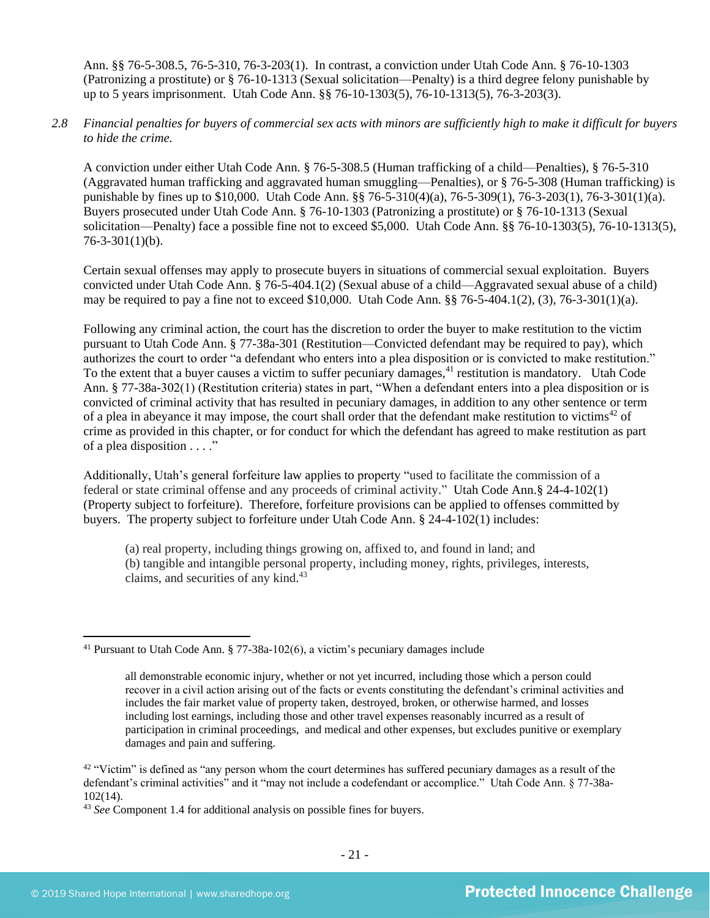Ann. §§ 76-5-308.5, 76-5-310, 76-3-203(1). In contrast, a conviction under Utah Code Ann. § 76-10-1303 (Patronizing a prostitute) or § 76-10-1313 (Sexual solicitation—Penalty) is a third degree felony punishable by up to 5 years imprisonment. Utah Code Ann. §§ 76-10-1303(5), 76-10-1313(5), 76-3-203(3).

*2.8 Financial penalties for buyers of commercial sex acts with minors are sufficiently high to make it difficult for buyers to hide the crime.*

A conviction under either Utah Code Ann. § 76-5-308.5 (Human trafficking of a child—Penalties), § 76-5-310 (Aggravated human trafficking and aggravated human smuggling—Penalties), or § 76-5-308 (Human trafficking) is punishable by fines up to $10,000. Utah Code Ann. §§ 76-5-310(4)(a), 76-5-309(1), 76-3-203(1), 76-3-301(1)(a). Buyers prosecuted under Utah Code Ann. § 76-10-1303 (Patronizing a prostitute) or § 76-10-1313 (Sexual solicitation—Penalty) face a possible fine not to exceed $5,000. Utah Code Ann. §§ 76-10-1303(5), 76-10-1313(5), 76-3-301(1)(b).

Certain sexual offenses may apply to prosecute buyers in situations of commercial sexual exploitation. Buyers convicted under Utah Code Ann. § 76-5-404.1(2) (Sexual abuse of a child—Aggravated sexual abuse of a child) may be required to pay a fine not to exceed $10,000. Utah Code Ann. §§ 76-5-404.1(2), (3), 76-3-301(1)(a).

Following any criminal action, the court has the discretion to order the buyer to make restitution to the victim pursuant to Utah Code Ann. § 77-38a-301 (Restitution—Convicted defendant may be required to pay), which authorizes the court to order "a defendant who enters into a plea disposition or is convicted to make restitution." To the extent that a buyer causes a victim to suffer pecuniary damages,[41] restitution is mandatory. Utah Code Ann. § 77-38a-302(1) (Restitution criteria) states in part, "When a defendant enters into a plea disposition or is convicted of criminal activity that has resulted in pecuniary damages, in addition to any other sentence or term of a plea in abeyance it may impose, the court shall order that the defendant make restitution to victims[42] of crime as provided in this chapter, or for conduct for which the defendant has agreed to make restitution as part of a plea disposition . . . ."

Additionally, Utah's general forfeiture law applies to property "used to facilitate the commission of a federal or state criminal offense and any proceeds of criminal activity." Utah Code Ann.§ 24-4-102(1) (Property subject to forfeiture). Therefore, forfeiture provisions can be applied to offenses committed by buyers. The property subject to forfeiture under Utah Code Ann. § 24-4-102(1) includes:

> (a) real property, including things growing on, affixed to, and found in land; and
> (b) tangible and intangible personal property, including money, rights, privileges, interests, claims, and securities of any kind.[43]

---

[41] Pursuant to Utah Code Ann. § 77-38a-102(6), a victim's pecuniary damages include

> all demonstrable economic injury, whether or not yet incurred, including those which a person could recover in a civil action arising out of the facts or events constituting the defendant's criminal activities and includes the fair market value of property taken, destroyed, broken, or otherwise harmed, and losses including lost earnings, including those and other travel expenses reasonably incurred as a result of participation in criminal proceedings, and medical and other expenses, but excludes punitive or exemplary damages and pain and suffering.

[42] "Victim" is defined as "any person whom the court determines has suffered pecuniary damages as a result of the defendant's criminal activities" and it "may not include a codefendant or accomplice." Utah Code Ann. § 77-38a-102(14).

[43] *See* Component 1.4 for additional analysis on possible fines for buyers.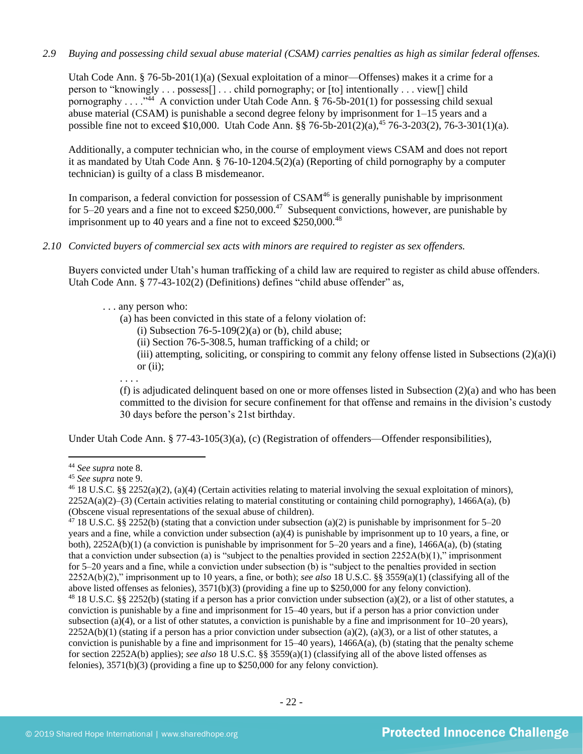*2.9 Buying and possessing child sexual abuse material (CSAM) carries penalties as high as similar federal offenses.*

Utah Code Ann. § 76-5b-201(1)(a) (Sexual exploitation of a minor—Offenses) makes it a crime for a person to "knowingly . . . possess[] . . . child pornography; or [to] intentionally . . . view[] child pornography . . . ."[44] A conviction under Utah Code Ann. § 76-5b-201(1) for possessing child sexual abuse material (CSAM) is punishable a second degree felony by imprisonment for 1–15 years and a possible fine not to exceed $10,000. Utah Code Ann. §§ 76-5b-201(2)(a),[45] 76-3-203(2), 76-3-301(1)(a).

Additionally, a computer technician who, in the course of employment views CSAM and does not report it as mandated by Utah Code Ann. § 76-10-1204.5(2)(a) (Reporting of child pornography by a computer technician) is guilty of a class B misdemeanor.

In comparison, a federal conviction for possession of CSAM[46] is generally punishable by imprisonment for 5–20 years and a fine not to exceed $250,000.[47] Subsequent convictions, however, are punishable by imprisonment up to 40 years and a fine not to exceed $250,000.[48]

*2.10 Convicted buyers of commercial sex acts with minors are required to register as sex offenders.*

Buyers convicted under Utah's human trafficking of a child law are required to register as child abuse offenders. Utah Code Ann. § 77-43-102(2) (Definitions) defines "child abuse offender" as,

> . . . any person who:
> (a) has been convicted in this state of a felony violation of:
> (i) Subsection 76-5-109(2)(a) or (b), child abuse;
> (ii) Section 76-5-308.5, human trafficking of a child; or
> (iii) attempting, soliciting, or conspiring to commit any felony offense listed in Subsections (2)(a)(i) or (ii);
> . . . .
> (f) is adjudicated delinquent based on one or more offenses listed in Subsection (2)(a) and who has been committed to the division for secure confinement for that offense and remains in the division's custody 30 days before the person's 21st birthday.

Under Utah Code Ann. § 77-43-105(3)(a), (c) (Registration of offenders—Offender responsibilities),

---

[44] *See supra* note 8.

[45] *See supra* note 9.

[46] 18 U.S.C. §§ 2252(a)(2), (a)(4) (Certain activities relating to material involving the sexual exploitation of minors), 2252A(a)(2)–(3) (Certain activities relating to material constituting or containing child pornography), 1466A(a), (b) (Obscene visual representations of the sexual abuse of children).

[47] 18 U.S.C. §§ 2252(b) (stating that a conviction under subsection (a)(2) is punishable by imprisonment for 5–20 years and a fine, while a conviction under subsection (a)(4) is punishable by imprisonment up to 10 years, a fine, or both), 2252A(b)(1) (a conviction is punishable by imprisonment for 5–20 years and a fine), 1466A(a), (b) (stating that a conviction under subsection (a) is "subject to the penalties provided in section 2252A(b)(1)," imprisonment for 5–20 years and a fine, while a conviction under subsection (b) is "subject to the penalties provided in section 2252A(b)(2)," imprisonment up to 10 years, a fine, or both); *see also* 18 U.S.C. §§ 3559(a)(1) (classifying all of the above listed offenses as felonies), 3571(b)(3) (providing a fine up to $250,000 for any felony conviction).

[48] 18 U.S.C. §§ 2252(b) (stating if a person has a prior conviction under subsection (a)(2), or a list of other statutes, a conviction is punishable by a fine and imprisonment for 15–40 years, but if a person has a prior conviction under subsection (a)(4), or a list of other statutes, a conviction is punishable by a fine and imprisonment for 10–20 years), 2252A(b)(1) (stating if a person has a prior conviction under subsection (a)(2), (a)(3), or a list of other statutes, a conviction is punishable by a fine and imprisonment for 15–40 years), 1466A(a), (b) (stating that the penalty scheme for section 2252A(b) applies); *see also* 18 U.S.C. §§ 3559(a)(1) (classifying all of the above listed offenses as felonies), 3571(b)(3) (providing a fine up to $250,000 for any felony conviction).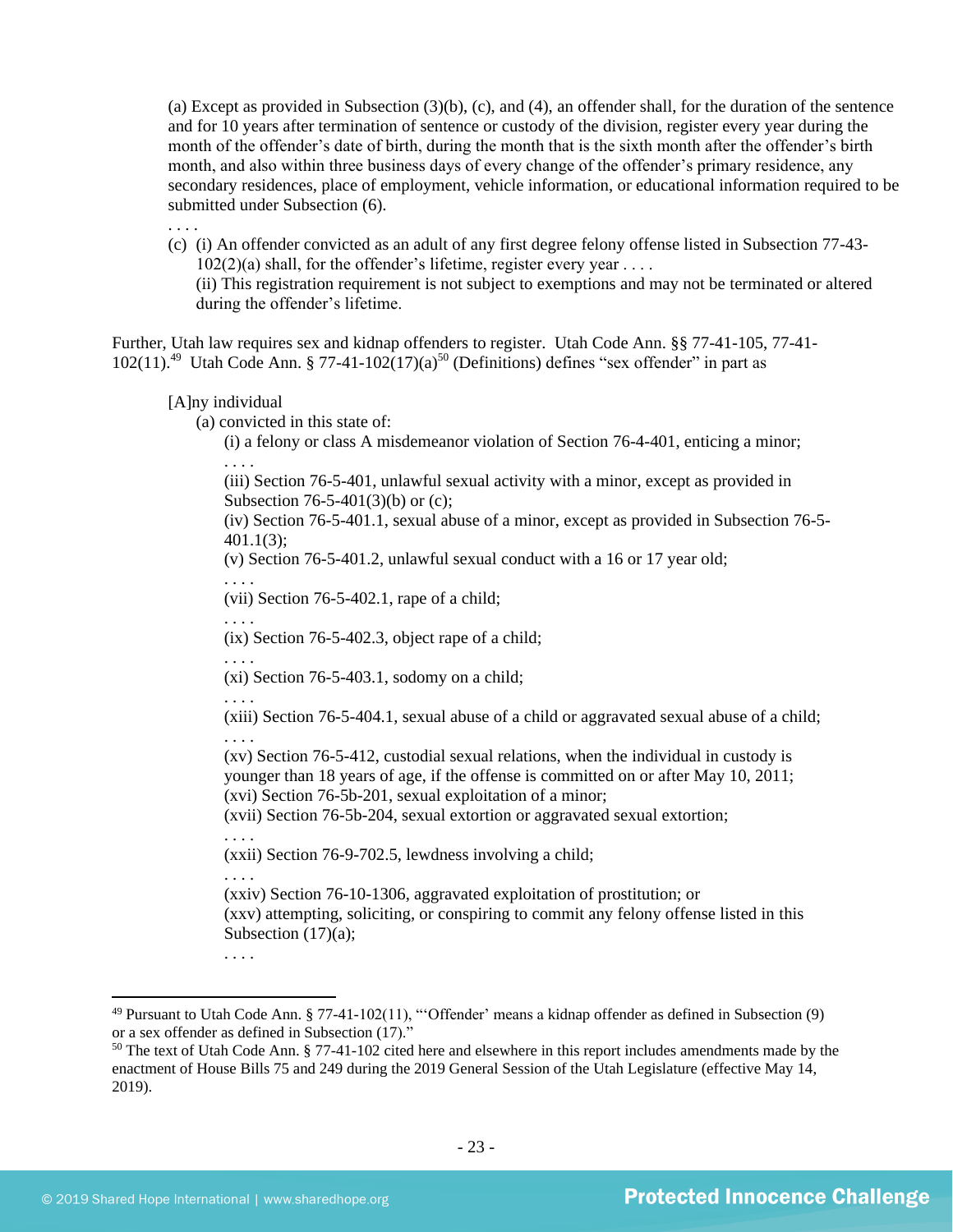(a) Except as provided in Subsection (3)(b), (c), and (4), an offender shall, for the duration of the sentence and for 10 years after termination of sentence or custody of the division, register every year during the month of the offender's date of birth, during the month that is the sixth month after the offender's birth month, and also within three business days of every change of the offender's primary residence, any secondary residences, place of employment, vehicle information, or educational information required to be submitted under Subsection (6).

. . . .

(c) (i) An offender convicted as an adult of any first degree felony offense listed in Subsection 77-43-102(2)(a) shall, for the offender's lifetime, register every year . . . .

(ii) This registration requirement is not subject to exemptions and may not be terminated or altered during the offender's lifetime.

Further, Utah law requires sex and kidnap offenders to register. Utah Code Ann. §§ 77-41-105, 77-41-102(11).[49] Utah Code Ann. § 77-41-102(17)(a)[50] (Definitions) defines "sex offender" in part as

[A]ny individual

(a) convicted in this state of:

(i) a felony or class A misdemeanor violation of Section 76-4-401, enticing a minor;

. . . .

(iii) Section 76-5-401, unlawful sexual activity with a minor, except as provided in Subsection 76-5-401(3)(b) or (c);

(iv) Section 76-5-401.1, sexual abuse of a minor, except as provided in Subsection 76-5-401.1(3);

(v) Section 76-5-401.2, unlawful sexual conduct with a 16 or 17 year old;

. . . .

(vii) Section 76-5-402.1, rape of a child;

. . . .

(ix) Section 76-5-402.3, object rape of a child;

. . . .

(xi) Section 76-5-403.1, sodomy on a child;

. . . .

(xiii) Section 76-5-404.1, sexual abuse of a child or aggravated sexual abuse of a child;

. . . .

(xv) Section 76-5-412, custodial sexual relations, when the individual in custody is younger than 18 years of age, if the offense is committed on or after May 10, 2011;

(xvi) Section 76-5b-201, sexual exploitation of a minor;

(xvii) Section 76-5b-204, sexual extortion or aggravated sexual extortion;

. . . .

(xxii) Section 76-9-702.5, lewdness involving a child;

. . . .

(xxiv) Section 76-10-1306, aggravated exploitation of prostitution; or

(xxv) attempting, soliciting, or conspiring to commit any felony offense listed in this Subsection (17)(a);

. . . .

---

[49] Pursuant to Utah Code Ann. § 77-41-102(11), "'Offender' means a kidnap offender as defined in Subsection (9) or a sex offender as defined in Subsection (17)."

[50] The text of Utah Code Ann. § 77-41-102 cited here and elsewhere in this report includes amendments made by the enactment of House Bills 75 and 249 during the 2019 General Session of the Utah Legislature (effective May 14, 2019).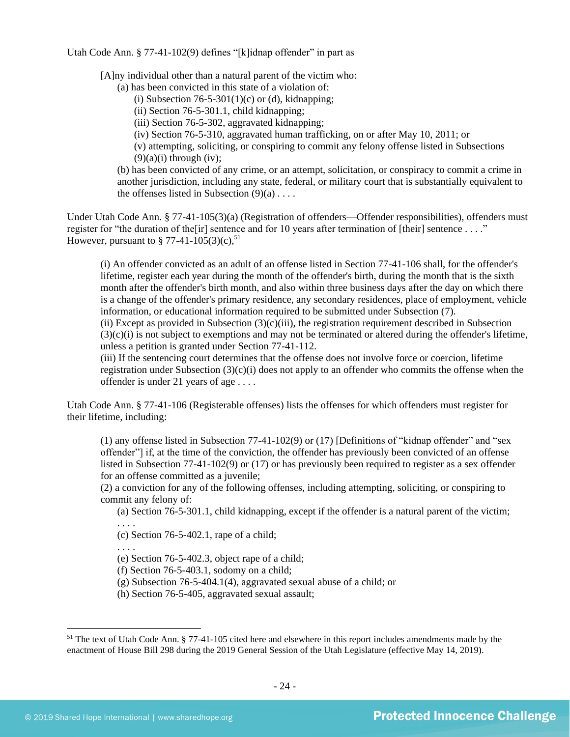Utah Code Ann. § 77-41-102(9) defines "[k]idnap offender" in part as

> [A]ny individual other than a natural parent of the victim who:
>
> (a) has been convicted in this state of a violation of:
>
> (i) Subsection 76-5-301(1)(c) or (d), kidnapping;
>
> (ii) Section 76-5-301.1, child kidnapping;
>
> (iii) Section 76-5-302, aggravated kidnapping;
>
> (iv) Section 76-5-310, aggravated human trafficking, on or after May 10, 2011; or
>
> (v) attempting, soliciting, or conspiring to commit any felony offense listed in Subsections (9)(a)(i) through (iv);
>
> (b) has been convicted of any crime, or an attempt, solicitation, or conspiracy to commit a crime in another jurisdiction, including any state, federal, or military court that is substantially equivalent to the offenses listed in Subsection (9)(a) . . . .

Under Utah Code Ann. § 77-41-105(3)(a) (Registration of offenders—Offender responsibilities), offenders must register for "the duration of the[ir] sentence and for 10 years after termination of [their] sentence . . . ." However, pursuant to § 77-41-105(3)(c),[51]

> (i) An offender convicted as an adult of an offense listed in Section 77-41-106 shall, for the offender's lifetime, register each year during the month of the offender's birth, during the month that is the sixth month after the offender's birth month, and also within three business days after the day on which there is a change of the offender's primary residence, any secondary residences, place of employment, vehicle information, or educational information required to be submitted under Subsection (7).
>
> (ii) Except as provided in Subsection (3)(c)(iii), the registration requirement described in Subsection (3)(c)(i) is not subject to exemptions and may not be terminated or altered during the offender's lifetime, unless a petition is granted under Section 77-41-112.
>
> (iii) If the sentencing court determines that the offense does not involve force or coercion, lifetime registration under Subsection (3)(c)(i) does not apply to an offender who commits the offense when the offender is under 21 years of age . . . .

Utah Code Ann. § 77-41-106 (Registerable offenses) lists the offenses for which offenders must register for their lifetime, including:

> (1) any offense listed in Subsection 77-41-102(9) or (17) [Definitions of "kidnap offender" and "sex offender"] if, at the time of the conviction, the offender has previously been convicted of an offense listed in Subsection 77-41-102(9) or (17) or has previously been required to register as a sex offender for an offense committed as a juvenile;
>
> (2) a conviction for any of the following offenses, including attempting, soliciting, or conspiring to commit any felony of:
>
> (a) Section 76-5-301.1, child kidnapping, except if the offender is a natural parent of the victim;
>
> . . . .
>
> (c) Section 76-5-402.1, rape of a child;
>
> . . . .
>
> (e) Section 76-5-402.3, object rape of a child;
>
> (f) Section 76-5-403.1, sodomy on a child;
>
> (g) Subsection 76-5-404.1(4), aggravated sexual abuse of a child; or
>
> (h) Section 76-5-405, aggravated sexual assault;

---

[51] The text of Utah Code Ann. § 77-41-105 cited here and elsewhere in this report includes amendments made by the enactment of House Bill 298 during the 2019 General Session of the Utah Legislature (effective May 14, 2019).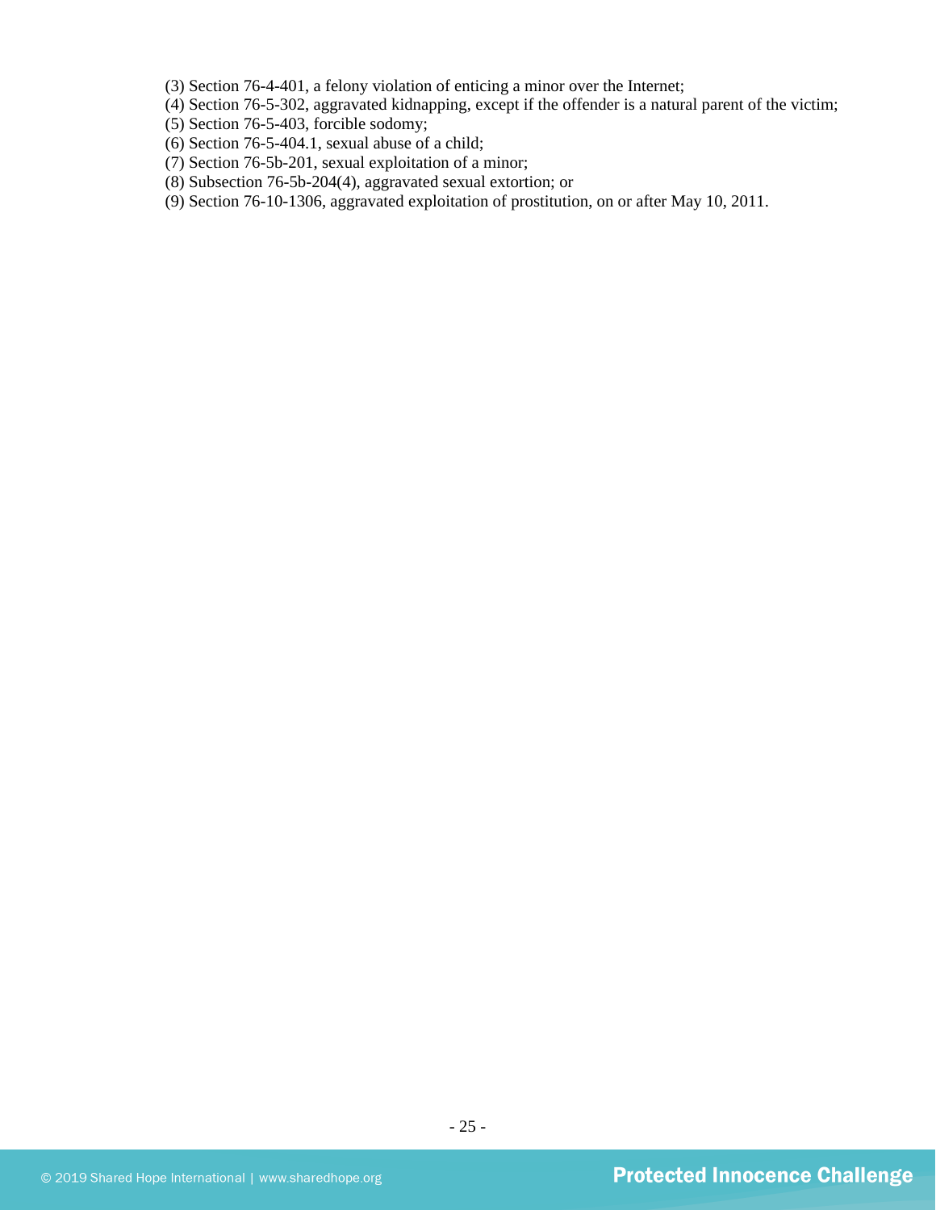(3) Section 76-4-401, a felony violation of enticing a minor over the Internet;
(4) Section 76-5-302, aggravated kidnapping, except if the offender is a natural parent of the victim;
(5) Section 76-5-403, forcible sodomy;
(6) Section 76-5-404.1, sexual abuse of a child;
(7) Section 76-5b-201, sexual exploitation of a minor;
(8) Subsection 76-5b-204(4), aggravated sexual extortion; or
(9) Section 76-10-1306, aggravated exploitation of prostitution, on or after May 10, 2011.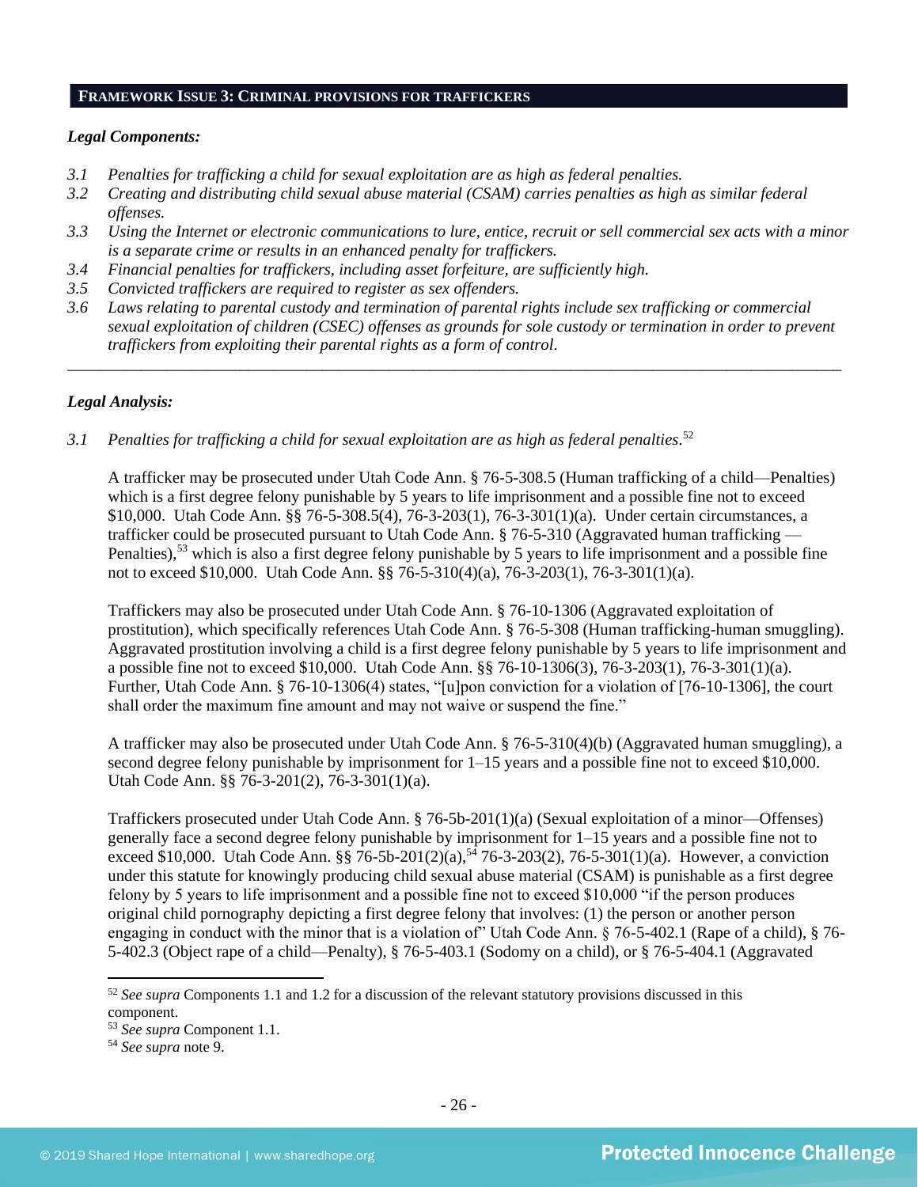## FRAMEWORK ISSUE 3: CRIMINAL PROVISIONS FOR TRAFFICKERS

### *Legal Components:*

*3.1 Penalties for trafficking a child for sexual exploitation are as high as federal penalties.*

*3.2 Creating and distributing child sexual abuse material (CSAM) carries penalties as high as similar federal offenses.*

*3.3 Using the Internet or electronic communications to lure, entice, recruit or sell commercial sex acts with a minor is a separate crime or results in an enhanced penalty for traffickers.*

*3.4 Financial penalties for traffickers, including asset forfeiture, are sufficiently high.*

*3.5 Convicted traffickers are required to register as sex offenders.*

*3.6 Laws relating to parental custody and termination of parental rights include sex trafficking or commercial sexual exploitation of children (CSEC) offenses as grounds for sole custody or termination in order to prevent traffickers from exploiting their parental rights as a form of control.*

---

### *Legal Analysis:*

*3.1 Penalties for trafficking a child for sexual exploitation are as high as federal penalties.*[52]

A trafficker may be prosecuted under Utah Code Ann. § 76-5-308.5 (Human trafficking of a child—Penalties) which is a first degree felony punishable by 5 years to life imprisonment and a possible fine not to exceed $10,000. Utah Code Ann. §§ 76-5-308.5(4), 76-3-203(1), 76-3-301(1)(a). Under certain circumstances, a trafficker could be prosecuted pursuant to Utah Code Ann. § 76-5-310 (Aggravated human trafficking — Penalties),[53] which is also a first degree felony punishable by 5 years to life imprisonment and a possible fine not to exceed $10,000. Utah Code Ann. §§ 76-5-310(4)(a), 76-3-203(1), 76-3-301(1)(a).

Traffickers may also be prosecuted under Utah Code Ann. § 76-10-1306 (Aggravated exploitation of prostitution), which specifically references Utah Code Ann. § 76-5-308 (Human trafficking-human smuggling). Aggravated prostitution involving a child is a first degree felony punishable by 5 years to life imprisonment and a possible fine not to exceed $10,000. Utah Code Ann. §§ 76-10-1306(3), 76-3-203(1), 76-3-301(1)(a). Further, Utah Code Ann. § 76-10-1306(4) states, "[u]pon conviction for a violation of [76-10-1306], the court shall order the maximum fine amount and may not waive or suspend the fine."

A trafficker may also be prosecuted under Utah Code Ann. § 76-5-310(4)(b) (Aggravated human smuggling), a second degree felony punishable by imprisonment for 1–15 years and a possible fine not to exceed $10,000. Utah Code Ann. §§ 76-3-201(2), 76-3-301(1)(a).

Traffickers prosecuted under Utah Code Ann. § 76-5b-201(1)(a) (Sexual exploitation of a minor—Offenses) generally face a second degree felony punishable by imprisonment for 1–15 years and a possible fine not to exceed $10,000. Utah Code Ann. §§ 76-5b-201(2)(a),[54] 76-3-203(2), 76-5-301(1)(a). However, a conviction under this statute for knowingly producing child sexual abuse material (CSAM) is punishable as a first degree felony by 5 years to life imprisonment and a possible fine not to exceed $10,000 "if the person produces original child pornography depicting a first degree felony that involves: (1) the person or another person engaging in conduct with the minor that is a violation of" Utah Code Ann. § 76-5-402.1 (Rape of a child), § 76-5-402.3 (Object rape of a child—Penalty), § 76-5-403.1 (Sodomy on a child), or § 76-5-404.1 (Aggravated

---

[52] *See supra* Components 1.1 and 1.2 for a discussion of the relevant statutory provisions discussed in this component.

[53] *See supra* Component 1.1.

[54] *See supra* note 9.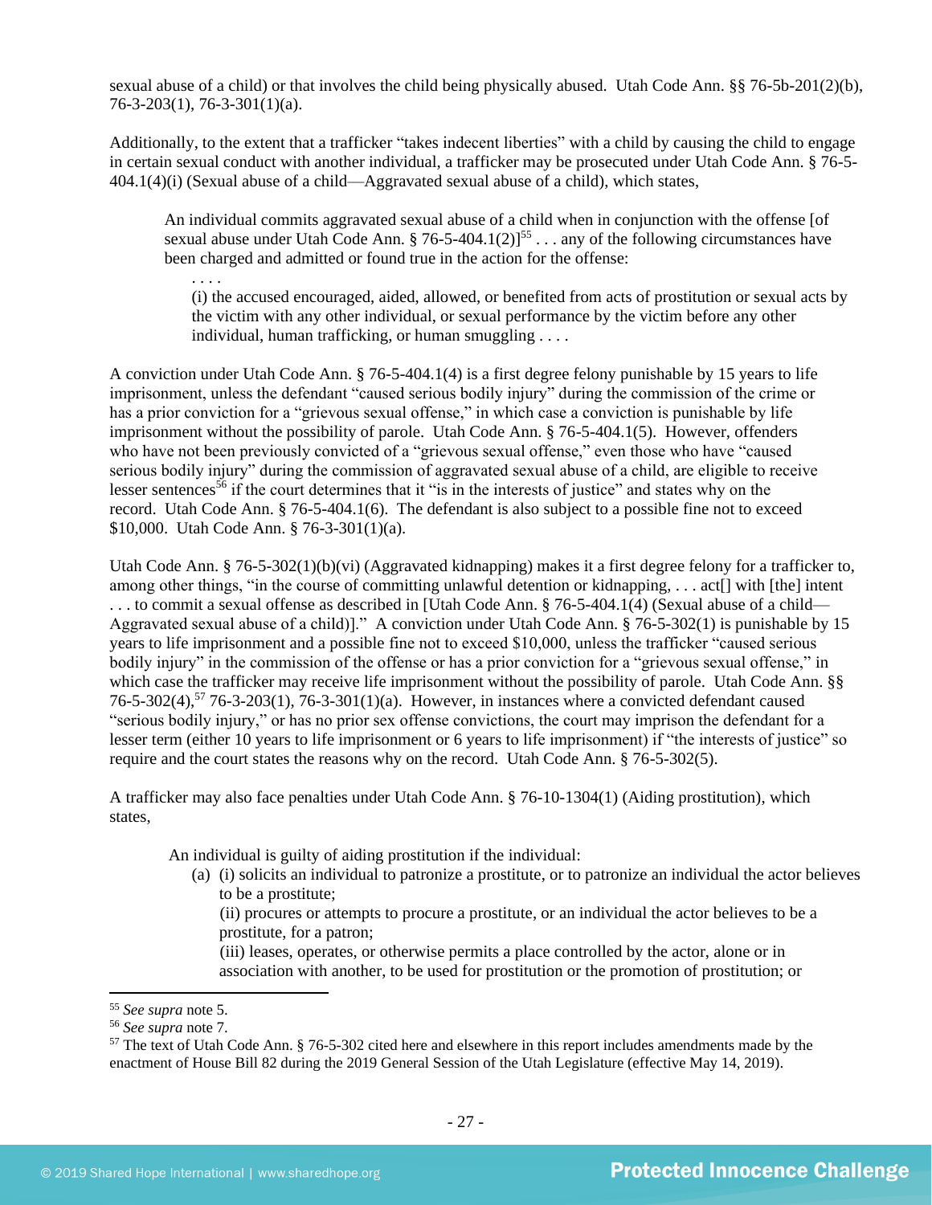sexual abuse of a child) or that involves the child being physically abused. Utah Code Ann. §§ 76-5b-201(2)(b), 76-3-203(1), 76-3-301(1)(a).

Additionally, to the extent that a trafficker "takes indecent liberties" with a child by causing the child to engage in certain sexual conduct with another individual, a trafficker may be prosecuted under Utah Code Ann. § 76-5-404.1(4)(i) (Sexual abuse of a child—Aggravated sexual abuse of a child), which states,

> An individual commits aggravated sexual abuse of a child when in conjunction with the offense [of sexual abuse under Utah Code Ann. § 76-5-404.1(2)][55] . . . any of the following circumstances have been charged and admitted or found true in the action for the offense:
>
> . . . .
>
> (i) the accused encouraged, aided, allowed, or benefited from acts of prostitution or sexual acts by the victim with any other individual, or sexual performance by the victim before any other individual, human trafficking, or human smuggling . . . .

A conviction under Utah Code Ann. § 76-5-404.1(4) is a first degree felony punishable by 15 years to life imprisonment, unless the defendant "caused serious bodily injury" during the commission of the crime or has a prior conviction for a "grievous sexual offense," in which case a conviction is punishable by life imprisonment without the possibility of parole. Utah Code Ann. § 76-5-404.1(5). However, offenders who have not been previously convicted of a "grievous sexual offense," even those who have "caused serious bodily injury" during the commission of aggravated sexual abuse of a child, are eligible to receive lesser sentences[56] if the court determines that it "is in the interests of justice" and states why on the record. Utah Code Ann. § 76-5-404.1(6). The defendant is also subject to a possible fine not to exceed $10,000. Utah Code Ann. § 76-3-301(1)(a).

Utah Code Ann. § 76-5-302(1)(b)(vi) (Aggravated kidnapping) makes it a first degree felony for a trafficker to, among other things, "in the course of committing unlawful detention or kidnapping, . . . act[] with [the] intent . . . to commit a sexual offense as described in [Utah Code Ann. § 76-5-404.1(4) (Sexual abuse of a child—Aggravated sexual abuse of a child)]." A conviction under Utah Code Ann. § 76-5-302(1) is punishable by 15 years to life imprisonment and a possible fine not to exceed $10,000, unless the trafficker "caused serious bodily injury" in the commission of the offense or has a prior conviction for a "grievous sexual offense," in which case the trafficker may receive life imprisonment without the possibility of parole. Utah Code Ann. §§ 76-5-302(4),[57] 76-3-203(1), 76-3-301(1)(a). However, in instances where a convicted defendant caused "serious bodily injury," or has no prior sex offense convictions, the court may imprison the defendant for a lesser term (either 10 years to life imprisonment or 6 years to life imprisonment) if "the interests of justice" so require and the court states the reasons why on the record. Utah Code Ann. § 76-5-302(5).

A trafficker may also face penalties under Utah Code Ann. § 76-10-1304(1) (Aiding prostitution), which states,

> An individual is guilty of aiding prostitution if the individual:
>
> (a) (i) solicits an individual to patronize a prostitute, or to patronize an individual the actor believes to be a prostitute;
>
> (ii) procures or attempts to procure a prostitute, or an individual the actor believes to be a prostitute, for a patron;
>
> (iii) leases, operates, or otherwise permits a place controlled by the actor, alone or in association with another, to be used for prostitution or the promotion of prostitution; or

---

[55] *See supra* note 5.

[56] *See supra* note 7.

[57] The text of Utah Code Ann. § 76-5-302 cited here and elsewhere in this report includes amendments made by the enactment of House Bill 82 during the 2019 General Session of the Utah Legislature (effective May 14, 2019).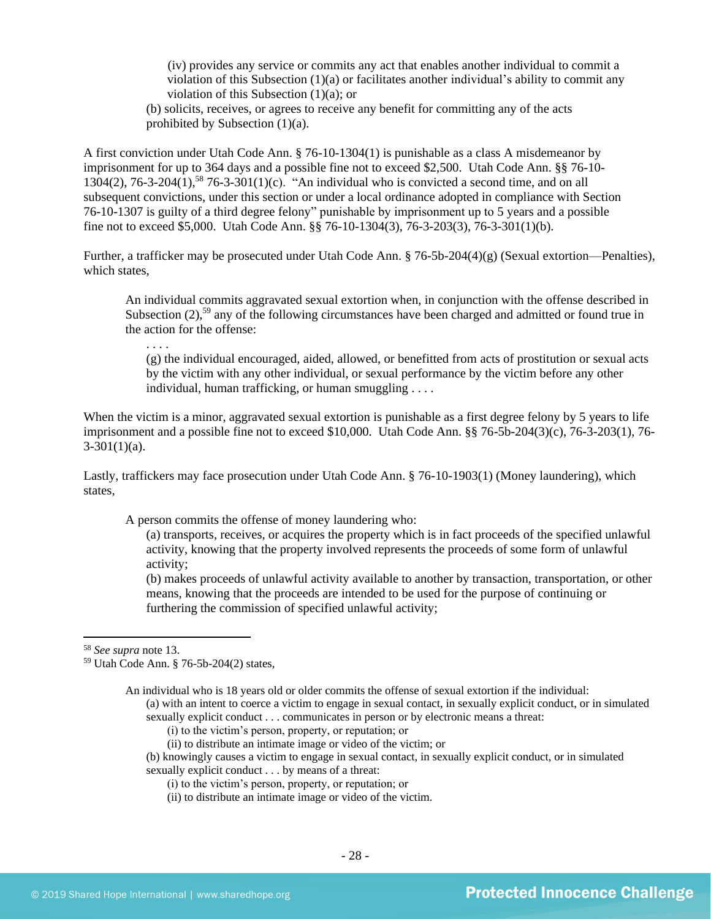(iv) provides any service or commits any act that enables another individual to commit a violation of this Subsection (1)(a) or facilitates another individual's ability to commit any violation of this Subsection (1)(a); or

(b) solicits, receives, or agrees to receive any benefit for committing any of the acts prohibited by Subsection (1)(a).

A first conviction under Utah Code Ann. § 76-10-1304(1) is punishable as a class A misdemeanor by imprisonment for up to 364 days and a possible fine not to exceed $2,500. Utah Code Ann. §§ 76-10-1304(2), 76-3-204(1),[58] 76-3-301(1)(c). "An individual who is convicted a second time, and on all subsequent convictions, under this section or under a local ordinance adopted in compliance with Section 76-10-1307 is guilty of a third degree felony" punishable by imprisonment up to 5 years and a possible fine not to exceed $5,000. Utah Code Ann. §§ 76-10-1304(3), 76-3-203(3), 76-3-301(1)(b).

Further, a trafficker may be prosecuted under Utah Code Ann. § 76-5b-204(4)(g) (Sexual extortion—Penalties), which states,

> An individual commits aggravated sexual extortion when, in conjunction with the offense described in Subsection (2),[59] any of the following circumstances have been charged and admitted or found true in the action for the offense:
>
> . . . .
>
> (g) the individual encouraged, aided, allowed, or benefitted from acts of prostitution or sexual acts by the victim with any other individual, or sexual performance by the victim before any other individual, human trafficking, or human smuggling . . . .

When the victim is a minor, aggravated sexual extortion is punishable as a first degree felony by 5 years to life imprisonment and a possible fine not to exceed $10,000. Utah Code Ann. §§ 76-5b-204(3)(c), 76-3-203(1), 76-3-301(1)(a).

Lastly, traffickers may face prosecution under Utah Code Ann. § 76-10-1903(1) (Money laundering), which states,

> A person commits the offense of money laundering who:
>
> (a) transports, receives, or acquires the property which is in fact proceeds of the specified unlawful activity, knowing that the property involved represents the proceeds of some form of unlawful activity;
>
> (b) makes proceeds of unlawful activity available to another by transaction, transportation, or other means, knowing that the proceeds are intended to be used for the purpose of continuing or furthering the commission of specified unlawful activity;

---

[58] *See supra* note 13.

[59] Utah Code Ann. § 76-5b-204(2) states,

> An individual who is 18 years old or older commits the offense of sexual extortion if the individual:
>
> (a) with an intent to coerce a victim to engage in sexual contact, in sexually explicit conduct, or in simulated sexually explicit conduct . . . communicates in person or by electronic means a threat:
>
> (i) to the victim's person, property, or reputation; or
>
> (ii) to distribute an intimate image or video of the victim; or
>
> (b) knowingly causes a victim to engage in sexual contact, in sexually explicit conduct, or in simulated sexually explicit conduct . . . by means of a threat:
>
> (i) to the victim's person, property, or reputation; or
>
> (ii) to distribute an intimate image or video of the victim.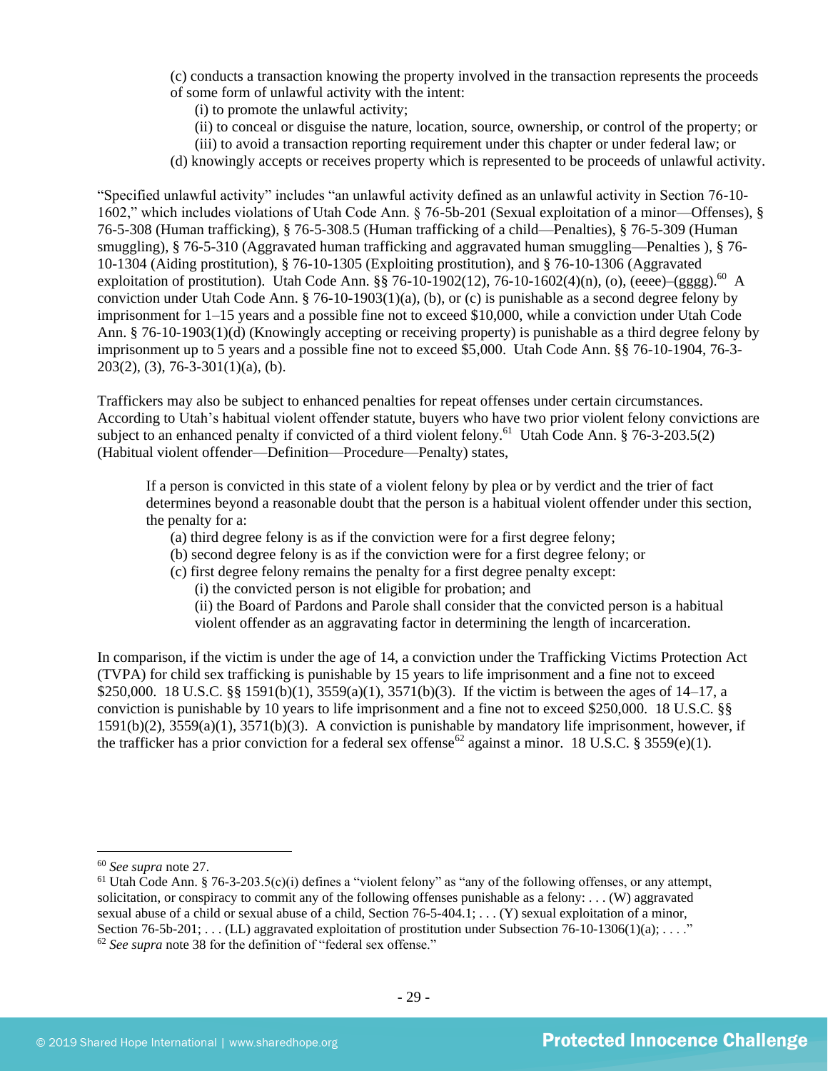(c) conducts a transaction knowing the property involved in the transaction represents the proceeds of some form of unlawful activity with the intent:

(i) to promote the unlawful activity;

(ii) to conceal or disguise the nature, location, source, ownership, or control of the property; or

(iii) to avoid a transaction reporting requirement under this chapter or under federal law; or

(d) knowingly accepts or receives property which is represented to be proceeds of unlawful activity.

"Specified unlawful activity" includes "an unlawful activity defined as an unlawful activity in Section 76-10-1602," which includes violations of Utah Code Ann. § 76-5b-201 (Sexual exploitation of a minor—Offenses), § 76-5-308 (Human trafficking), § 76-5-308.5 (Human trafficking of a child—Penalties), § 76-5-309 (Human smuggling), § 76-5-310 (Aggravated human trafficking and aggravated human smuggling—Penalties ), § 76-10-1304 (Aiding prostitution), § 76-10-1305 (Exploiting prostitution), and § 76-10-1306 (Aggravated exploitation of prostitution). Utah Code Ann. §§ 76-10-1902(12), 76-10-1602(4)(n), (o), (eeee)–(gggg).[60] A conviction under Utah Code Ann. § 76-10-1903(1)(a), (b), or (c) is punishable as a second degree felony by imprisonment for 1–15 years and a possible fine not to exceed $10,000, while a conviction under Utah Code Ann. § 76-10-1903(1)(d) (Knowingly accepting or receiving property) is punishable as a third degree felony by imprisonment up to 5 years and a possible fine not to exceed $5,000. Utah Code Ann. §§ 76-10-1904, 76-3-203(2), (3), 76-3-301(1)(a), (b).

Traffickers may also be subject to enhanced penalties for repeat offenses under certain circumstances. According to Utah's habitual violent offender statute, buyers who have two prior violent felony convictions are subject to an enhanced penalty if convicted of a third violent felony.[61] Utah Code Ann. § 76-3-203.5(2) (Habitual violent offender—Definition—Procedure—Penalty) states,

> If a person is convicted in this state of a violent felony by plea or by verdict and the trier of fact determines beyond a reasonable doubt that the person is a habitual violent offender under this section, the penalty for a:
>
> (a) third degree felony is as if the conviction were for a first degree felony;
>
> (b) second degree felony is as if the conviction were for a first degree felony; or
>
> (c) first degree felony remains the penalty for a first degree penalty except:
>
> (i) the convicted person is not eligible for probation; and
>
> (ii) the Board of Pardons and Parole shall consider that the convicted person is a habitual violent offender as an aggravating factor in determining the length of incarceration.

In comparison, if the victim is under the age of 14, a conviction under the Trafficking Victims Protection Act (TVPA) for child sex trafficking is punishable by 15 years to life imprisonment and a fine not to exceed $250,000. 18 U.S.C. §§ 1591(b)(1), 3559(a)(1), 3571(b)(3). If the victim is between the ages of 14–17, a conviction is punishable by 10 years to life imprisonment and a fine not to exceed $250,000. 18 U.S.C. §§ 1591(b)(2), 3559(a)(1), 3571(b)(3). A conviction is punishable by mandatory life imprisonment, however, if the trafficker has a prior conviction for a federal sex offense[62] against a minor. 18 U.S.C. § 3559(e)(1).

---

[60] *See supra* note 27.

[61] Utah Code Ann. § 76-3-203.5(c)(i) defines a "violent felony" as "any of the following offenses, or any attempt, solicitation, or conspiracy to commit any of the following offenses punishable as a felony: . . . (W) aggravated sexual abuse of a child or sexual abuse of a child, Section 76-5-404.1; . . . (Y) sexual exploitation of a minor, Section 76-5b-201; . . . (LL) aggravated exploitation of prostitution under Subsection 76-10-1306(1)(a); . . . ."

[62] *See supra* note 38 for the definition of "federal sex offense."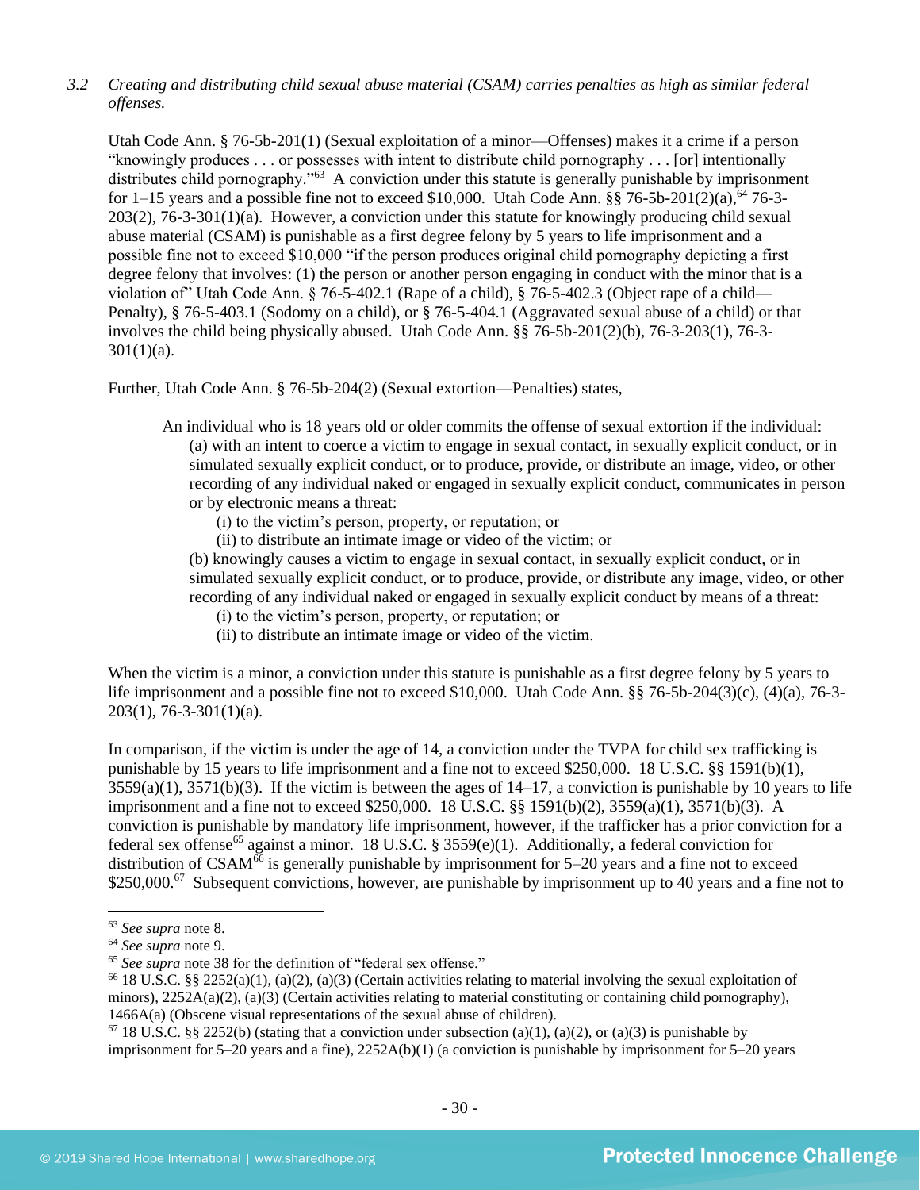*3.2 Creating and distributing child sexual abuse material (CSAM) carries penalties as high as similar federal offenses.*

Utah Code Ann. § 76-5b-201(1) (Sexual exploitation of a minor—Offenses) makes it a crime if a person "knowingly produces . . . or possesses with intent to distribute child pornography . . . [or] intentionally distributes child pornography."[63] A conviction under this statute is generally punishable by imprisonment for 1–15 years and a possible fine not to exceed $10,000. Utah Code Ann. §§ 76-5b-201(2)(a),[64] 76-3-203(2), 76-3-301(1)(a). However, a conviction under this statute for knowingly producing child sexual abuse material (CSAM) is punishable as a first degree felony by 5 years to life imprisonment and a possible fine not to exceed $10,000 "if the person produces original child pornography depicting a first degree felony that involves: (1) the person or another person engaging in conduct with the minor that is a violation of" Utah Code Ann. § 76-5-402.1 (Rape of a child), § 76-5-402.3 (Object rape of a child—Penalty), § 76-5-403.1 (Sodomy on a child), or § 76-5-404.1 (Aggravated sexual abuse of a child) or that involves the child being physically abused. Utah Code Ann. §§ 76-5b-201(2)(b), 76-3-203(1), 76-3-301(1)(a).

Further, Utah Code Ann. § 76-5b-204(2) (Sexual extortion—Penalties) states,

> An individual who is 18 years old or older commits the offense of sexual extortion if the individual:
> (a) with an intent to coerce a victim to engage in sexual contact, in sexually explicit conduct, or in simulated sexually explicit conduct, or to produce, provide, or distribute an image, video, or other recording of any individual naked or engaged in sexually explicit conduct, communicates in person or by electronic means a threat:
> (i) to the victim's person, property, or reputation; or
> (ii) to distribute an intimate image or video of the victim; or
> (b) knowingly causes a victim to engage in sexual contact, in sexually explicit conduct, or in simulated sexually explicit conduct, or to produce, provide, or distribute any image, video, or other recording of any individual naked or engaged in sexually explicit conduct by means of a threat:
> (i) to the victim's person, property, or reputation; or
> (ii) to distribute an intimate image or video of the victim.

When the victim is a minor, a conviction under this statute is punishable as a first degree felony by 5 years to life imprisonment and a possible fine not to exceed $10,000. Utah Code Ann. §§ 76-5b-204(3)(c), (4)(a), 76-3-203(1), 76-3-301(1)(a).

In comparison, if the victim is under the age of 14, a conviction under the TVPA for child sex trafficking is punishable by 15 years to life imprisonment and a fine not to exceed $250,000. 18 U.S.C. §§ 1591(b)(1), 3559(a)(1), 3571(b)(3). If the victim is between the ages of 14–17, a conviction is punishable by 10 years to life imprisonment and a fine not to exceed $250,000. 18 U.S.C. §§ 1591(b)(2), 3559(a)(1), 3571(b)(3). A conviction is punishable by mandatory life imprisonment, however, if the trafficker has a prior conviction for a federal sex offense[65] against a minor. 18 U.S.C. § 3559(e)(1). Additionally, a federal conviction for distribution of CSAM[66] is generally punishable by imprisonment for 5–20 years and a fine not to exceed $250,000.[67] Subsequent convictions, however, are punishable by imprisonment up to 40 years and a fine not to

---

[63] *See supra* note 8.

[64] *See supra* note 9.

[65] *See supra* note 38 for the definition of "federal sex offense."

[66] 18 U.S.C. §§ 2252(a)(1), (a)(2), (a)(3) (Certain activities relating to material involving the sexual exploitation of minors), 2252A(a)(2), (a)(3) (Certain activities relating to material constituting or containing child pornography), 1466A(a) (Obscene visual representations of the sexual abuse of children).

[67] 18 U.S.C. §§ 2252(b) (stating that a conviction under subsection (a)(1), (a)(2), or (a)(3) is punishable by imprisonment for 5–20 years and a fine), 2252A(b)(1) (a conviction is punishable by imprisonment for 5–20 years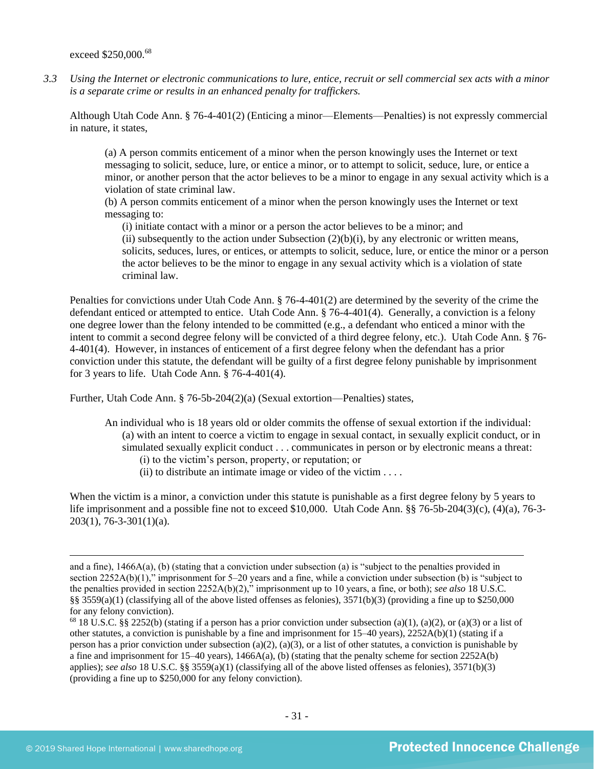exceed $250,000.[68]

*3.3 Using the Internet or electronic communications to lure, entice, recruit or sell commercial sex acts with a minor is a separate crime or results in an enhanced penalty for traffickers.*

Although Utah Code Ann. § 76-4-401(2) (Enticing a minor—Elements—Penalties) is not expressly commercial in nature, it states,

> (a) A person commits enticement of a minor when the person knowingly uses the Internet or text messaging to solicit, seduce, lure, or entice a minor, or to attempt to solicit, seduce, lure, or entice a minor, or another person that the actor believes to be a minor to engage in any sexual activity which is a violation of state criminal law.
>
> (b) A person commits enticement of a minor when the person knowingly uses the Internet or text messaging to:
>
> (i) initiate contact with a minor or a person the actor believes to be a minor; and
>
> (ii) subsequently to the action under Subsection (2)(b)(i), by any electronic or written means, solicits, seduces, lures, or entices, or attempts to solicit, seduce, lure, or entice the minor or a person the actor believes to be the minor to engage in any sexual activity which is a violation of state criminal law.

Penalties for convictions under Utah Code Ann. § 76-4-401(2) are determined by the severity of the crime the defendant enticed or attempted to entice. Utah Code Ann. § 76-4-401(4). Generally, a conviction is a felony one degree lower than the felony intended to be committed (e.g., a defendant who enticed a minor with the intent to commit a second degree felony will be convicted of a third degree felony, etc.). Utah Code Ann. § 76-4-401(4). However, in instances of enticement of a first degree felony when the defendant has a prior conviction under this statute, the defendant will be guilty of a first degree felony punishable by imprisonment for 3 years to life. Utah Code Ann. § 76-4-401(4).

Further, Utah Code Ann. § 76-5b-204(2)(a) (Sexual extortion—Penalties) states,

> An individual who is 18 years old or older commits the offense of sexual extortion if the individual:
>
> (a) with an intent to coerce a victim to engage in sexual contact, in sexually explicit conduct, or in simulated sexually explicit conduct . . . communicates in person or by electronic means a threat:
>
> (i) to the victim's person, property, or reputation; or
>
> (ii) to distribute an intimate image or video of the victim . . . .

When the victim is a minor, a conviction under this statute is punishable as a first degree felony by 5 years to life imprisonment and a possible fine not to exceed $10,000. Utah Code Ann. §§ 76-5b-204(3)(c), (4)(a), 76-3-203(1), 76-3-301(1)(a).

---

and a fine), 1466A(a), (b) (stating that a conviction under subsection (a) is "subject to the penalties provided in section 2252A(b)(1)," imprisonment for 5–20 years and a fine, while a conviction under subsection (b) is "subject to the penalties provided in section 2252A(b)(2)," imprisonment up to 10 years, a fine, or both); *see also* 18 U.S.C. §§ 3559(a)(1) (classifying all of the above listed offenses as felonies), 3571(b)(3) (providing a fine up to $250,000 for any felony conviction).

[68] 18 U.S.C. §§ 2252(b) (stating if a person has a prior conviction under subsection (a)(1), (a)(2), or (a)(3) or a list of other statutes, a conviction is punishable by a fine and imprisonment for 15–40 years), 2252A(b)(1) (stating if a person has a prior conviction under subsection (a)(2), (a)(3), or a list of other statutes, a conviction is punishable by a fine and imprisonment for 15–40 years), 1466A(a), (b) (stating that the penalty scheme for section 2252A(b) applies); *see also* 18 U.S.C. §§ 3559(a)(1) (classifying all of the above listed offenses as felonies), 3571(b)(3) (providing a fine up to $250,000 for any felony conviction).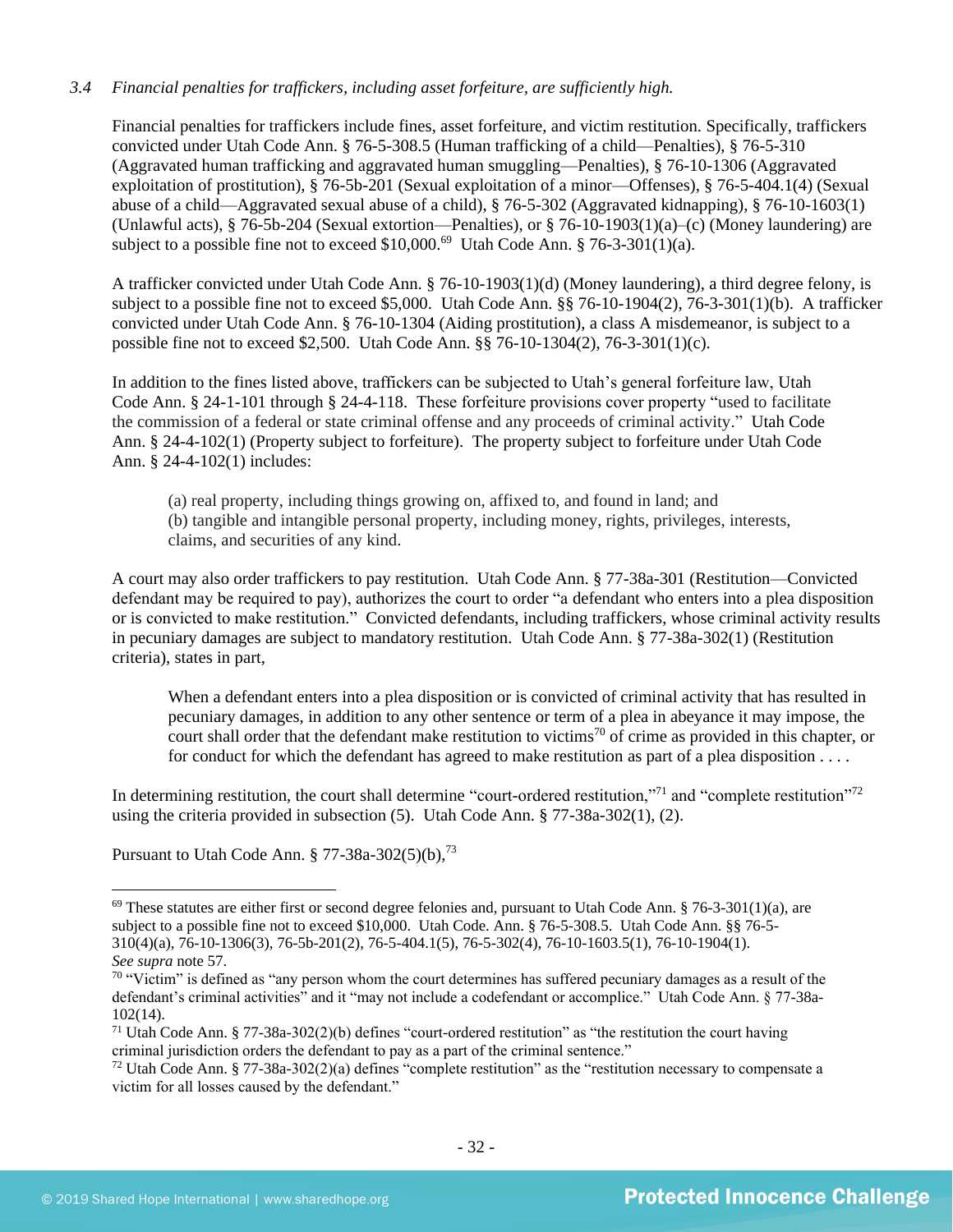*3.4 Financial penalties for traffickers, including asset forfeiture, are sufficiently high.*

Financial penalties for traffickers include fines, asset forfeiture, and victim restitution. Specifically, traffickers convicted under Utah Code Ann. § 76-5-308.5 (Human trafficking of a child—Penalties), § 76-5-310 (Aggravated human trafficking and aggravated human smuggling—Penalties), § 76-10-1306 (Aggravated exploitation of prostitution), § 76-5b-201 (Sexual exploitation of a minor—Offenses), § 76-5-404.1(4) (Sexual abuse of a child—Aggravated sexual abuse of a child), § 76-5-302 (Aggravated kidnapping), § 76-10-1603(1) (Unlawful acts), § 76-5b-204 (Sexual extortion—Penalties), or § 76-10-1903(1)(a)–(c) (Money laundering) are subject to a possible fine not to exceed $10,000.[69] Utah Code Ann. § 76-3-301(1)(a).

A trafficker convicted under Utah Code Ann. § 76-10-1903(1)(d) (Money laundering), a third degree felony, is subject to a possible fine not to exceed $5,000. Utah Code Ann. §§ 76-10-1904(2), 76-3-301(1)(b). A trafficker convicted under Utah Code Ann. § 76-10-1304 (Aiding prostitution), a class A misdemeanor, is subject to a possible fine not to exceed $2,500. Utah Code Ann. §§ 76-10-1304(2), 76-3-301(1)(c).

In addition to the fines listed above, traffickers can be subjected to Utah's general forfeiture law, Utah Code Ann. § 24-1-101 through § 24-4-118. These forfeiture provisions cover property "used to facilitate the commission of a federal or state criminal offense and any proceeds of criminal activity." Utah Code Ann. § 24-4-102(1) (Property subject to forfeiture). The property subject to forfeiture under Utah Code Ann. § 24-4-102(1) includes:

> (a) real property, including things growing on, affixed to, and found in land; and
> (b) tangible and intangible personal property, including money, rights, privileges, interests, claims, and securities of any kind.

A court may also order traffickers to pay restitution. Utah Code Ann. § 77-38a-301 (Restitution—Convicted defendant may be required to pay), authorizes the court to order "a defendant who enters into a plea disposition or is convicted to make restitution." Convicted defendants, including traffickers, whose criminal activity results in pecuniary damages are subject to mandatory restitution. Utah Code Ann. § 77-38a-302(1) (Restitution criteria), states in part,

> When a defendant enters into a plea disposition or is convicted of criminal activity that has resulted in pecuniary damages, in addition to any other sentence or term of a plea in abeyance it may impose, the court shall order that the defendant make restitution to victims[70] of crime as provided in this chapter, or for conduct for which the defendant has agreed to make restitution as part of a plea disposition . . . .

In determining restitution, the court shall determine "court-ordered restitution,"[71] and "complete restitution"[72] using the criteria provided in subsection (5). Utah Code Ann. § 77-38a-302(1), (2).

Pursuant to Utah Code Ann. § 77-38a-302(5)(b),[73]

---

[69] These statutes are either first or second degree felonies and, pursuant to Utah Code Ann. § 76-3-301(1)(a), are subject to a possible fine not to exceed $10,000. Utah Code. Ann. § 76-5-308.5. Utah Code Ann. §§ 76-5-310(4)(a), 76-10-1306(3), 76-5b-201(2), 76-5-404.1(5), 76-5-302(4), 76-10-1603.5(1), 76-10-1904(1). *See supra* note 57.

[70] "Victim" is defined as "any person whom the court determines has suffered pecuniary damages as a result of the defendant's criminal activities" and it "may not include a codefendant or accomplice." Utah Code Ann. § 77-38a-102(14).

[71] Utah Code Ann. § 77-38a-302(2)(b) defines "court-ordered restitution" as "the restitution the court having criminal jurisdiction orders the defendant to pay as a part of the criminal sentence."

[72] Utah Code Ann. § 77-38a-302(2)(a) defines "complete restitution" as the "restitution necessary to compensate a victim for all losses caused by the defendant."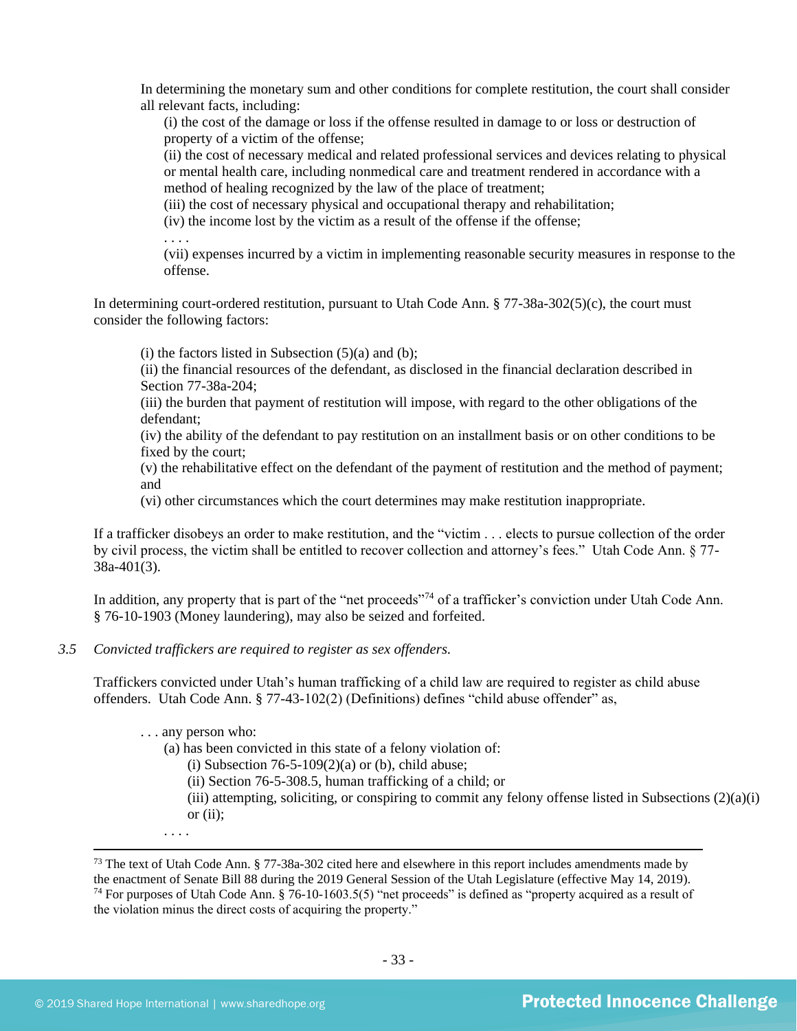> In determining the monetary sum and other conditions for complete restitution, the court shall consider all relevant facts, including:
>
> (i) the cost of the damage or loss if the offense resulted in damage to or loss or destruction of property of a victim of the offense;
>
> (ii) the cost of necessary medical and related professional services and devices relating to physical or mental health care, including nonmedical care and treatment rendered in accordance with a method of healing recognized by the law of the place of treatment;
>
> (iii) the cost of necessary physical and occupational therapy and rehabilitation;
>
> (iv) the income lost by the victim as a result of the offense if the offense;
>
> . . . .
>
> (vii) expenses incurred by a victim in implementing reasonable security measures in response to the offense.

In determining court-ordered restitution, pursuant to Utah Code Ann. § 77-38a-302(5)(c), the court must consider the following factors:

> (i) the factors listed in Subsection (5)(a) and (b);
>
> (ii) the financial resources of the defendant, as disclosed in the financial declaration described in Section 77-38a-204;
>
> (iii) the burden that payment of restitution will impose, with regard to the other obligations of the defendant;
>
> (iv) the ability of the defendant to pay restitution on an installment basis or on other conditions to be fixed by the court;
>
> (v) the rehabilitative effect on the defendant of the payment of restitution and the method of payment; and
>
> (vi) other circumstances which the court determines may make restitution inappropriate.

If a trafficker disobeys an order to make restitution, and the "victim . . . elects to pursue collection of the order by civil process, the victim shall be entitled to recover collection and attorney's fees." Utah Code Ann. § 77-38a-401(3).

In addition, any property that is part of the "net proceeds"[74] of a trafficker's conviction under Utah Code Ann. § 76-10-1903 (Money laundering), may also be seized and forfeited.

*3.5 Convicted traffickers are required to register as sex offenders.*

Traffickers convicted under Utah's human trafficking of a child law are required to register as child abuse offenders. Utah Code Ann. § 77-43-102(2) (Definitions) defines "child abuse offender" as,

> . . . any person who:
>
> (a) has been convicted in this state of a felony violation of:
>
> (i) Subsection 76-5-109(2)(a) or (b), child abuse;
>
> (ii) Section 76-5-308.5, human trafficking of a child; or
>
> (iii) attempting, soliciting, or conspiring to commit any felony offense listed in Subsections (2)(a)(i) or (ii);
>
> . . . .

---

[73] The text of Utah Code Ann. § 77-38a-302 cited here and elsewhere in this report includes amendments made by the enactment of Senate Bill 88 during the 2019 General Session of the Utah Legislature (effective May 14, 2019).

[74] For purposes of Utah Code Ann. § 76-10-1603.5(5) "net proceeds" is defined as "property acquired as a result of the violation minus the direct costs of acquiring the property."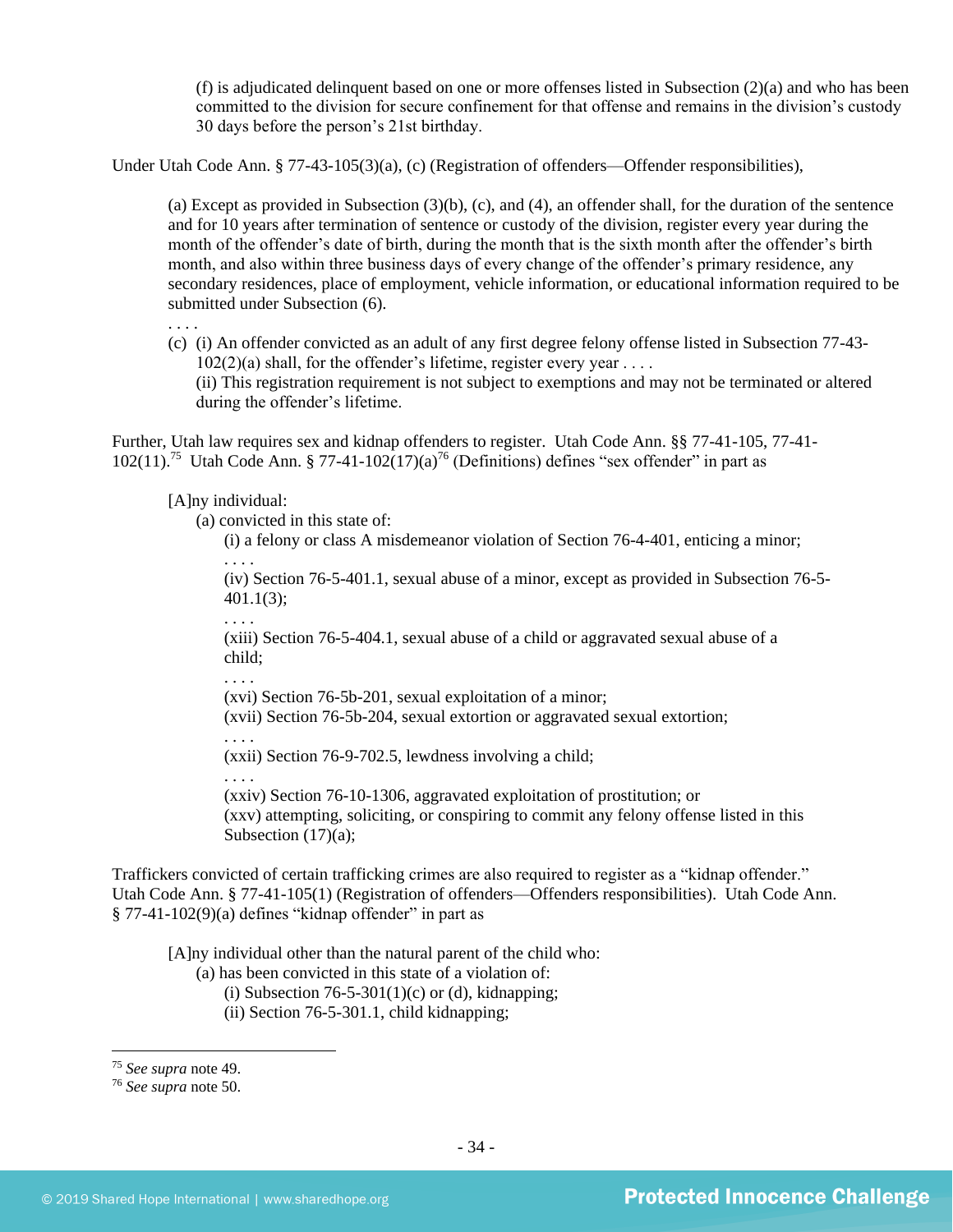(f) is adjudicated delinquent based on one or more offenses listed in Subsection (2)(a) and who has been committed to the division for secure confinement for that offense and remains in the division's custody 30 days before the person's 21st birthday.

Under Utah Code Ann. § 77-43-105(3)(a), (c) (Registration of offenders—Offender responsibilities),

> (a) Except as provided in Subsection (3)(b), (c), and (4), an offender shall, for the duration of the sentence and for 10 years after termination of sentence or custody of the division, register every year during the month of the offender's date of birth, during the month that is the sixth month after the offender's birth month, and also within three business days of every change of the offender's primary residence, any secondary residences, place of employment, vehicle information, or educational information required to be submitted under Subsection (6).
>
> . . . .
>
> (c) (i) An offender convicted as an adult of any first degree felony offense listed in Subsection 77-43-102(2)(a) shall, for the offender's lifetime, register every year . . . .
> (ii) This registration requirement is not subject to exemptions and may not be terminated or altered during the offender's lifetime.

Further, Utah law requires sex and kidnap offenders to register. Utah Code Ann. §§ 77-41-105, 77-41-102(11).[75] Utah Code Ann. § 77-41-102(17)(a)[76] (Definitions) defines "sex offender" in part as

> [A]ny individual:
> (a) convicted in this state of:
> (i) a felony or class A misdemeanor violation of Section 76-4-401, enticing a minor;
> . . . .
> (iv) Section 76-5-401.1, sexual abuse of a minor, except as provided in Subsection 76-5-401.1(3);
> . . . .
> (xiii) Section 76-5-404.1, sexual abuse of a child or aggravated sexual abuse of a child;
> . . . .
> (xvi) Section 76-5b-201, sexual exploitation of a minor;
> (xvii) Section 76-5b-204, sexual extortion or aggravated sexual extortion;
> . . . .
> (xxii) Section 76-9-702.5, lewdness involving a child;
> . . . .
> (xxiv) Section 76-10-1306, aggravated exploitation of prostitution; or
> (xxv) attempting, soliciting, or conspiring to commit any felony offense listed in this Subsection (17)(a);

Traffickers convicted of certain trafficking crimes are also required to register as a "kidnap offender." Utah Code Ann. § 77-41-105(1) (Registration of offenders—Offenders responsibilities). Utah Code Ann. § 77-41-102(9)(a) defines "kidnap offender" in part as

> [A]ny individual other than the natural parent of the child who:
> (a) has been convicted in this state of a violation of:
> (i) Subsection 76-5-301(1)(c) or (d), kidnapping;
> (ii) Section 76-5-301.1, child kidnapping;

---

[75] *See supra* note 49.

[76] *See supra* note 50.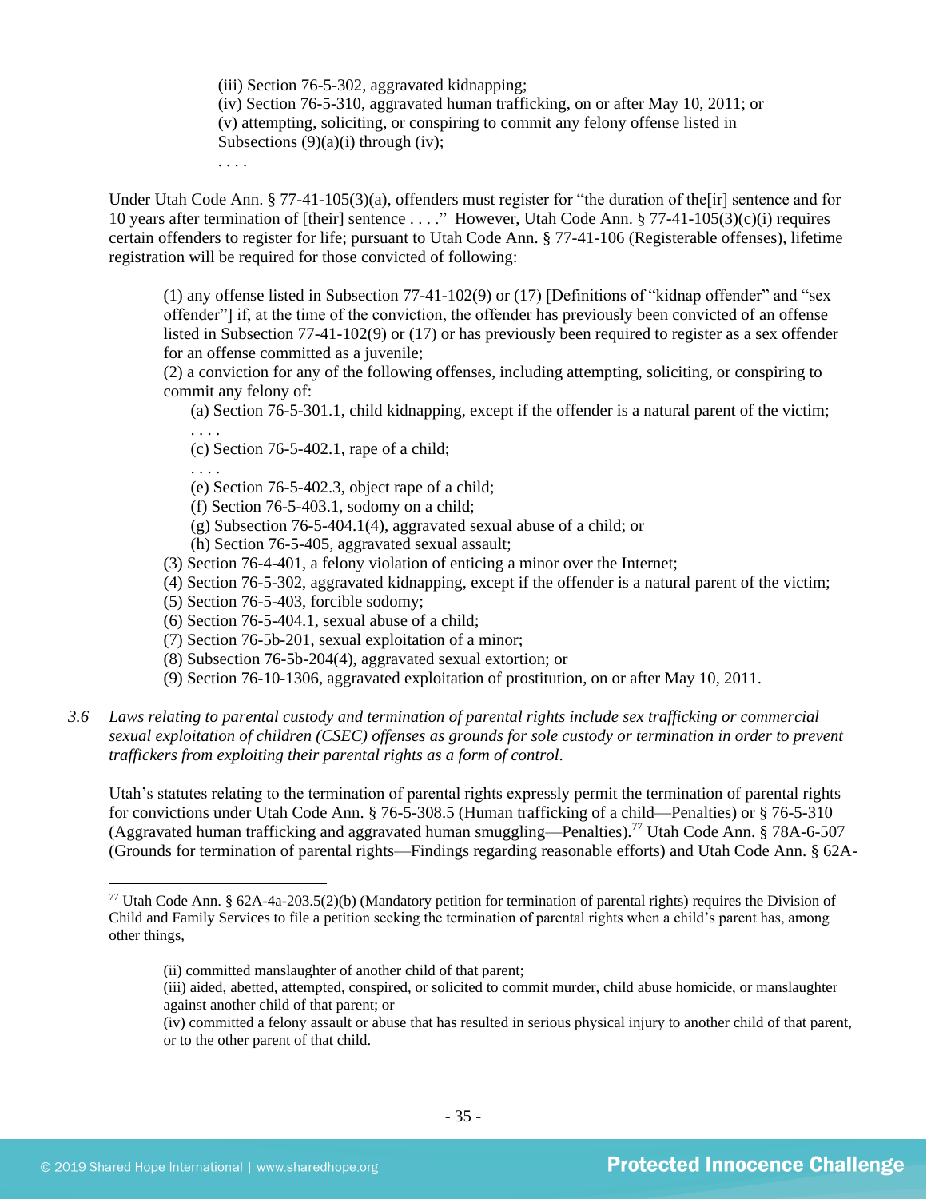(iii) Section 76-5-302, aggravated kidnapping;
(iv) Section 76-5-310, aggravated human trafficking, on or after May 10, 2011; or
(v) attempting, soliciting, or conspiring to commit any felony offense listed in Subsections (9)(a)(i) through (iv);
. . . .

Under Utah Code Ann. § 77-41-105(3)(a), offenders must register for "the duration of the[ir] sentence and for 10 years after termination of [their] sentence . . . ." However, Utah Code Ann. § 77-41-105(3)(c)(i) requires certain offenders to register for life; pursuant to Utah Code Ann. § 77-41-106 (Registerable offenses), lifetime registration will be required for those convicted of following:

> (1) any offense listed in Subsection 77-41-102(9) or (17) [Definitions of "kidnap offender" and "sex offender"] if, at the time of the conviction, the offender has previously been convicted of an offense listed in Subsection 77-41-102(9) or (17) or has previously been required to register as a sex offender for an offense committed as a juvenile;
> (2) a conviction for any of the following offenses, including attempting, soliciting, or conspiring to commit any felony of:
> (a) Section 76-5-301.1, child kidnapping, except if the offender is a natural parent of the victim;
> . . . .
> (c) Section 76-5-402.1, rape of a child;
> . . . .
> (e) Section 76-5-402.3, object rape of a child;
> (f) Section 76-5-403.1, sodomy on a child;
> (g) Subsection 76-5-404.1(4), aggravated sexual abuse of a child; or
> (h) Section 76-5-405, aggravated sexual assault;
> (3) Section 76-4-401, a felony violation of enticing a minor over the Internet;
> (4) Section 76-5-302, aggravated kidnapping, except if the offender is a natural parent of the victim;
> (5) Section 76-5-403, forcible sodomy;
> (6) Section 76-5-404.1, sexual abuse of a child;
> (7) Section 76-5b-201, sexual exploitation of a minor;
> (8) Subsection 76-5b-204(4), aggravated sexual extortion; or
> (9) Section 76-10-1306, aggravated exploitation of prostitution, on or after May 10, 2011.

3.6 *Laws relating to parental custody and termination of parental rights include sex trafficking or commercial sexual exploitation of children (CSEC) offenses as grounds for sole custody or termination in order to prevent traffickers from exploiting their parental rights as a form of control.*

Utah's statutes relating to the termination of parental rights expressly permit the termination of parental rights for convictions under Utah Code Ann. § 76-5-308.5 (Human trafficking of a child—Penalties) or § 76-5-310 (Aggravated human trafficking and aggravated human smuggling—Penalties).[77] Utah Code Ann. § 78A-6-507 (Grounds for termination of parental rights—Findings regarding reasonable efforts) and Utah Code Ann. § 62A-

---

[77] Utah Code Ann. § 62A-4a-203.5(2)(b) (Mandatory petition for termination of parental rights) requires the Division of Child and Family Services to file a petition seeking the termination of parental rights when a child's parent has, among other things,

> (ii) committed manslaughter of another child of that parent;
> (iii) aided, abetted, attempted, conspired, or solicited to commit murder, child abuse homicide, or manslaughter against another child of that parent; or
> (iv) committed a felony assault or abuse that has resulted in serious physical injury to another child of that parent, or to the other parent of that child.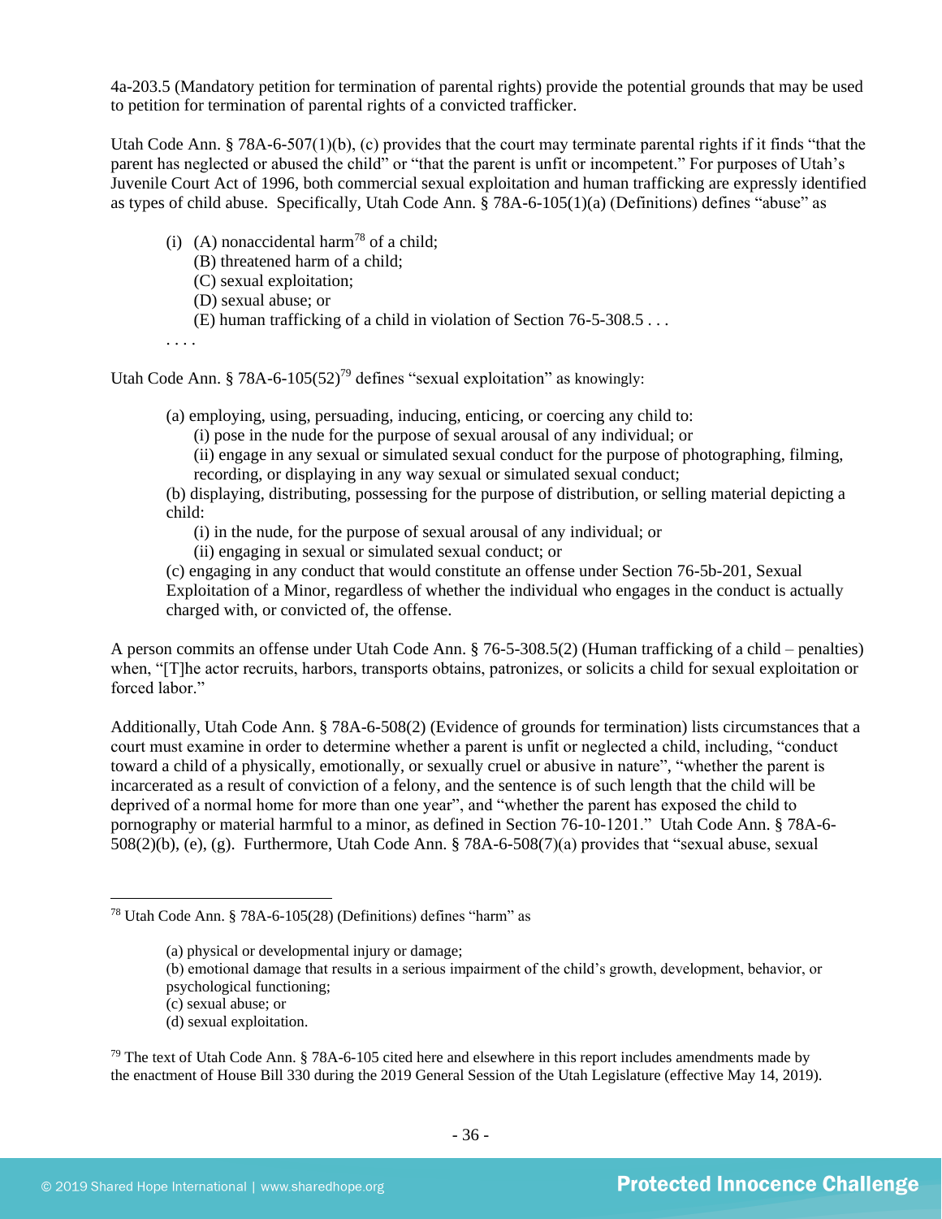4a-203.5 (Mandatory petition for termination of parental rights) provide the potential grounds that may be used to petition for termination of parental rights of a convicted trafficker.

Utah Code Ann. § 78A-6-507(1)(b), (c) provides that the court may terminate parental rights if it finds "that the parent has neglected or abused the child" or "that the parent is unfit or incompetent." For purposes of Utah's Juvenile Court Act of 1996, both commercial sexual exploitation and human trafficking are expressly identified as types of child abuse. Specifically, Utah Code Ann. § 78A-6-105(1)(a) (Definitions) defines "abuse" as

> (i) (A) nonaccidental harm[78] of a child;
> (B) threatened harm of a child;
> (C) sexual exploitation;
> (D) sexual abuse; or
> (E) human trafficking of a child in violation of Section 76-5-308.5 . . .
>
> . . . .

Utah Code Ann. § 78A-6-105(52)[79] defines "sexual exploitation" as knowingly:

> (a) employing, using, persuading, inducing, enticing, or coercing any child to:
> (i) pose in the nude for the purpose of sexual arousal of any individual; or
> (ii) engage in any sexual or simulated sexual conduct for the purpose of photographing, filming, recording, or displaying in any way sexual or simulated sexual conduct;
> (b) displaying, distributing, possessing for the purpose of distribution, or selling material depicting a child:
> (i) in the nude, for the purpose of sexual arousal of any individual; or
> (ii) engaging in sexual or simulated sexual conduct; or
> (c) engaging in any conduct that would constitute an offense under Section 76-5b-201, Sexual Exploitation of a Minor, regardless of whether the individual who engages in the conduct is actually charged with, or convicted of, the offense.

A person commits an offense under Utah Code Ann. § 76-5-308.5(2) (Human trafficking of a child – penalties) when, "[T]he actor recruits, harbors, transports obtains, patronizes, or solicits a child for sexual exploitation or forced labor."

Additionally, Utah Code Ann. § 78A-6-508(2) (Evidence of grounds for termination) lists circumstances that a court must examine in order to determine whether a parent is unfit or neglected a child, including, "conduct toward a child of a physically, emotionally, or sexually cruel or abusive in nature", "whether the parent is incarcerated as a result of conviction of a felony, and the sentence is of such length that the child will be deprived of a normal home for more than one year", and "whether the parent has exposed the child to pornography or material harmful to a minor, as defined in Section 76-10-1201." Utah Code Ann. § 78A-6-508(2)(b), (e), (g). Furthermore, Utah Code Ann. § 78A-6-508(7)(a) provides that "sexual abuse, sexual

---

[78] Utah Code Ann. § 78A-6-105(28) (Definitions) defines "harm" as

> (a) physical or developmental injury or damage;
> (b) emotional damage that results in a serious impairment of the child's growth, development, behavior, or psychological functioning;
> (c) sexual abuse; or
> (d) sexual exploitation.

[79] The text of Utah Code Ann. § 78A-6-105 cited here and elsewhere in this report includes amendments made by the enactment of House Bill 330 during the 2019 General Session of the Utah Legislature (effective May 14, 2019).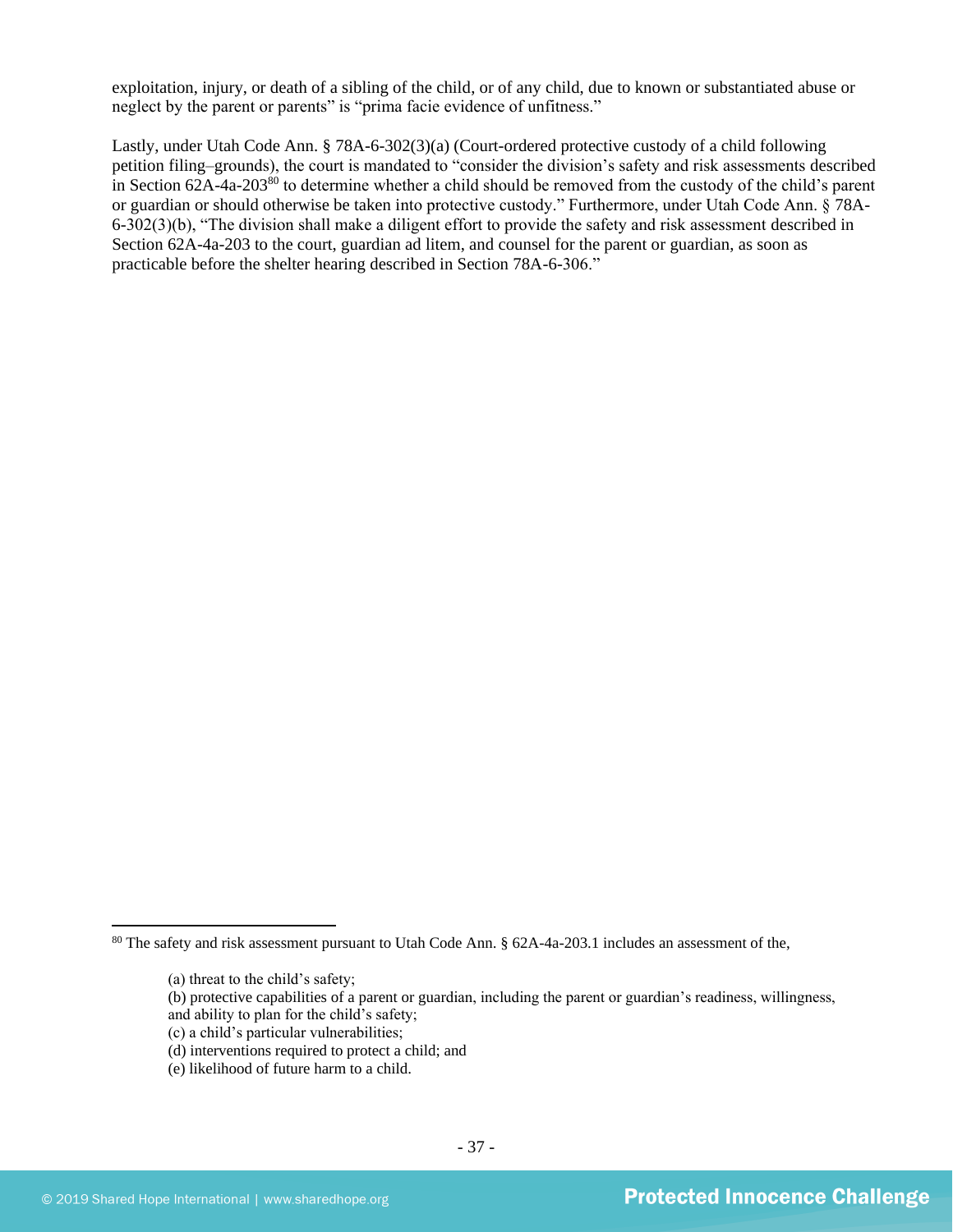exploitation, injury, or death of a sibling of the child, or of any child, due to known or substantiated abuse or neglect by the parent or parents" is "prima facie evidence of unfitness."

Lastly, under Utah Code Ann. § 78A-6-302(3)(a) (Court-ordered protective custody of a child following petition filing–grounds), the court is mandated to "consider the division's safety and risk assessments described in Section 62A-4a-203[80] to determine whether a child should be removed from the custody of the child's parent or guardian or should otherwise be taken into protective custody." Furthermore, under Utah Code Ann. § 78A-6-302(3)(b), "The division shall make a diligent effort to provide the safety and risk assessment described in Section 62A-4a-203 to the court, guardian ad litem, and counsel for the parent or guardian, as soon as practicable before the shelter hearing described in Section 78A-6-306."

---

[80] The safety and risk assessment pursuant to Utah Code Ann. § 62A-4a-203.1 includes an assessment of the,

> (a) threat to the child's safety;
> (b) protective capabilities of a parent or guardian, including the parent or guardian's readiness, willingness, and ability to plan for the child's safety;
> (c) a child's particular vulnerabilities;
> (d) interventions required to protect a child; and
> (e) likelihood of future harm to a child.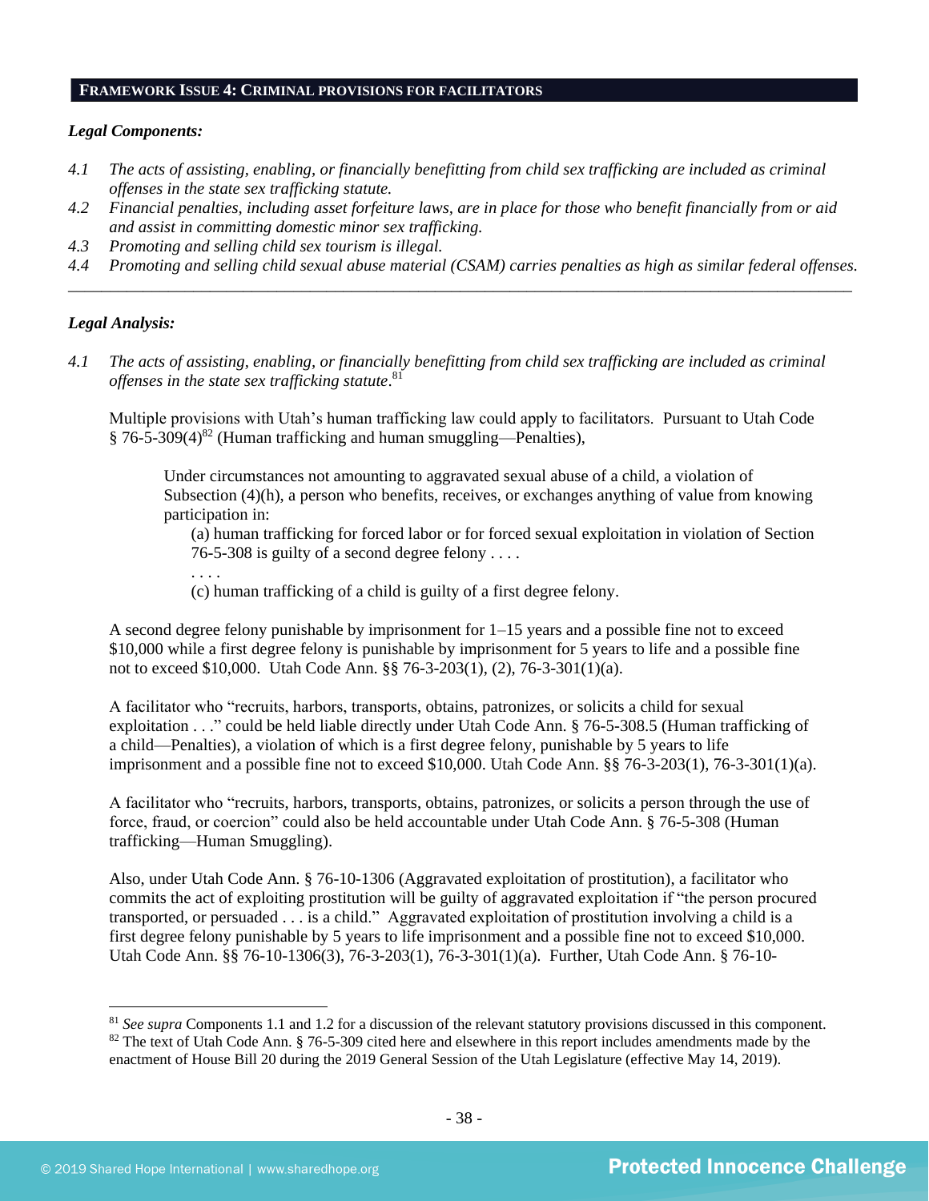## FRAMEWORK ISSUE 4: CRIMINAL PROVISIONS FOR FACILITATORS

### *Legal Components:*

*4.1 The acts of assisting, enabling, or financially benefitting from child sex trafficking are included as criminal offenses in the state sex trafficking statute.*

*4.2 Financial penalties, including asset forfeiture laws, are in place for those who benefit financially from or aid and assist in committing domestic minor sex trafficking.*

*4.3 Promoting and selling child sex tourism is illegal.*

*4.4 Promoting and selling child sexual abuse material (CSAM) carries penalties as high as similar federal offenses.*

---

### *Legal Analysis:*

*4.1 The acts of assisting, enabling, or financially benefitting from child sex trafficking are included as criminal offenses in the state sex trafficking statute.*[81]

Multiple provisions with Utah's human trafficking law could apply to facilitators. Pursuant to Utah Code § 76-5-309(4)[82] (Human trafficking and human smuggling—Penalties),

> Under circumstances not amounting to aggravated sexual abuse of a child, a violation of Subsection (4)(h), a person who benefits, receives, or exchanges anything of value from knowing participation in:
>
> (a) human trafficking for forced labor or for forced sexual exploitation in violation of Section 76-5-308 is guilty of a second degree felony . . . .
>
> . . . .
>
> (c) human trafficking of a child is guilty of a first degree felony.

A second degree felony punishable by imprisonment for 1–15 years and a possible fine not to exceed $10,000 while a first degree felony is punishable by imprisonment for 5 years to life and a possible fine not to exceed $10,000. Utah Code Ann. §§ 76-3-203(1), (2), 76-3-301(1)(a).

A facilitator who "recruits, harbors, transports, obtains, patronizes, or solicits a child for sexual exploitation . . ." could be held liable directly under Utah Code Ann. § 76-5-308.5 (Human trafficking of a child—Penalties), a violation of which is a first degree felony, punishable by 5 years to life imprisonment and a possible fine not to exceed $10,000. Utah Code Ann. §§ 76-3-203(1), 76-3-301(1)(a).

A facilitator who "recruits, harbors, transports, obtains, patronizes, or solicits a person through the use of force, fraud, or coercion" could also be held accountable under Utah Code Ann. § 76-5-308 (Human trafficking—Human Smuggling).

Also, under Utah Code Ann. § 76-10-1306 (Aggravated exploitation of prostitution), a facilitator who commits the act of exploiting prostitution will be guilty of aggravated exploitation if "the person procured transported, or persuaded . . . is a child." Aggravated exploitation of prostitution involving a child is a first degree felony punishable by 5 years to life imprisonment and a possible fine not to exceed $10,000. Utah Code Ann. §§ 76-10-1306(3), 76-3-203(1), 76-3-301(1)(a). Further, Utah Code Ann. § 76-10-

---

[81] *See supra* Components 1.1 and 1.2 for a discussion of the relevant statutory provisions discussed in this component.

[82] The text of Utah Code Ann. § 76-5-309 cited here and elsewhere in this report includes amendments made by the enactment of House Bill 20 during the 2019 General Session of the Utah Legislature (effective May 14, 2019).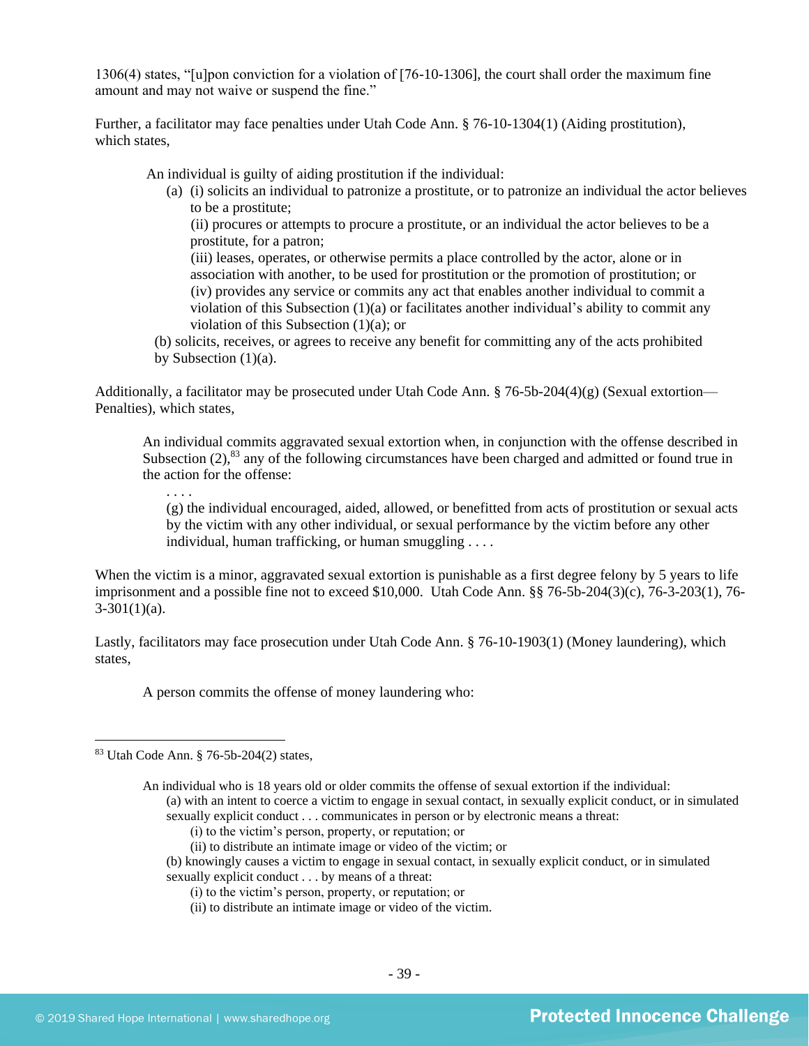1306(4) states, "[u]pon conviction for a violation of [76-10-1306], the court shall order the maximum fine amount and may not waive or suspend the fine."

Further, a facilitator may face penalties under Utah Code Ann. § 76-10-1304(1) (Aiding prostitution), which states,

> An individual is guilty of aiding prostitution if the individual:
>
> (a) (i) solicits an individual to patronize a prostitute, or to patronize an individual the actor believes to be a prostitute;
>
> (ii) procures or attempts to procure a prostitute, or an individual the actor believes to be a prostitute, for a patron;
>
> (iii) leases, operates, or otherwise permits a place controlled by the actor, alone or in association with another, to be used for prostitution or the promotion of prostitution; or
>
> (iv) provides any service or commits any act that enables another individual to commit a violation of this Subsection (1)(a) or facilitates another individual's ability to commit any violation of this Subsection (1)(a); or
>
> (b) solicits, receives, or agrees to receive any benefit for committing any of the acts prohibited by Subsection (1)(a).

Additionally, a facilitator may be prosecuted under Utah Code Ann. § 76-5b-204(4)(g) (Sexual extortion—Penalties), which states,

> An individual commits aggravated sexual extortion when, in conjunction with the offense described in Subsection (2),[83] any of the following circumstances have been charged and admitted or found true in the action for the offense:
>
> . . . .
>
> (g) the individual encouraged, aided, allowed, or benefitted from acts of prostitution or sexual acts by the victim with any other individual, or sexual performance by the victim before any other individual, human trafficking, or human smuggling . . . .

When the victim is a minor, aggravated sexual extortion is punishable as a first degree felony by 5 years to life imprisonment and a possible fine not to exceed $10,000. Utah Code Ann. §§ 76-5b-204(3)(c), 76-3-203(1), 76-3-301(1)(a).

Lastly, facilitators may face prosecution under Utah Code Ann. § 76-10-1903(1) (Money laundering), which states,

> A person commits the offense of money laundering who:

---

[83] Utah Code Ann. § 76-5b-204(2) states,

> An individual who is 18 years old or older commits the offense of sexual extortion if the individual:
>
> (a) with an intent to coerce a victim to engage in sexual contact, in sexually explicit conduct, or in simulated sexually explicit conduct . . . communicates in person or by electronic means a threat:
>
> (i) to the victim's person, property, or reputation; or
>
> (ii) to distribute an intimate image or video of the victim; or
>
> (b) knowingly causes a victim to engage in sexual contact, in sexually explicit conduct, or in simulated sexually explicit conduct . . . by means of a threat:
>
> (i) to the victim's person, property, or reputation; or
>
> (ii) to distribute an intimate image or video of the victim.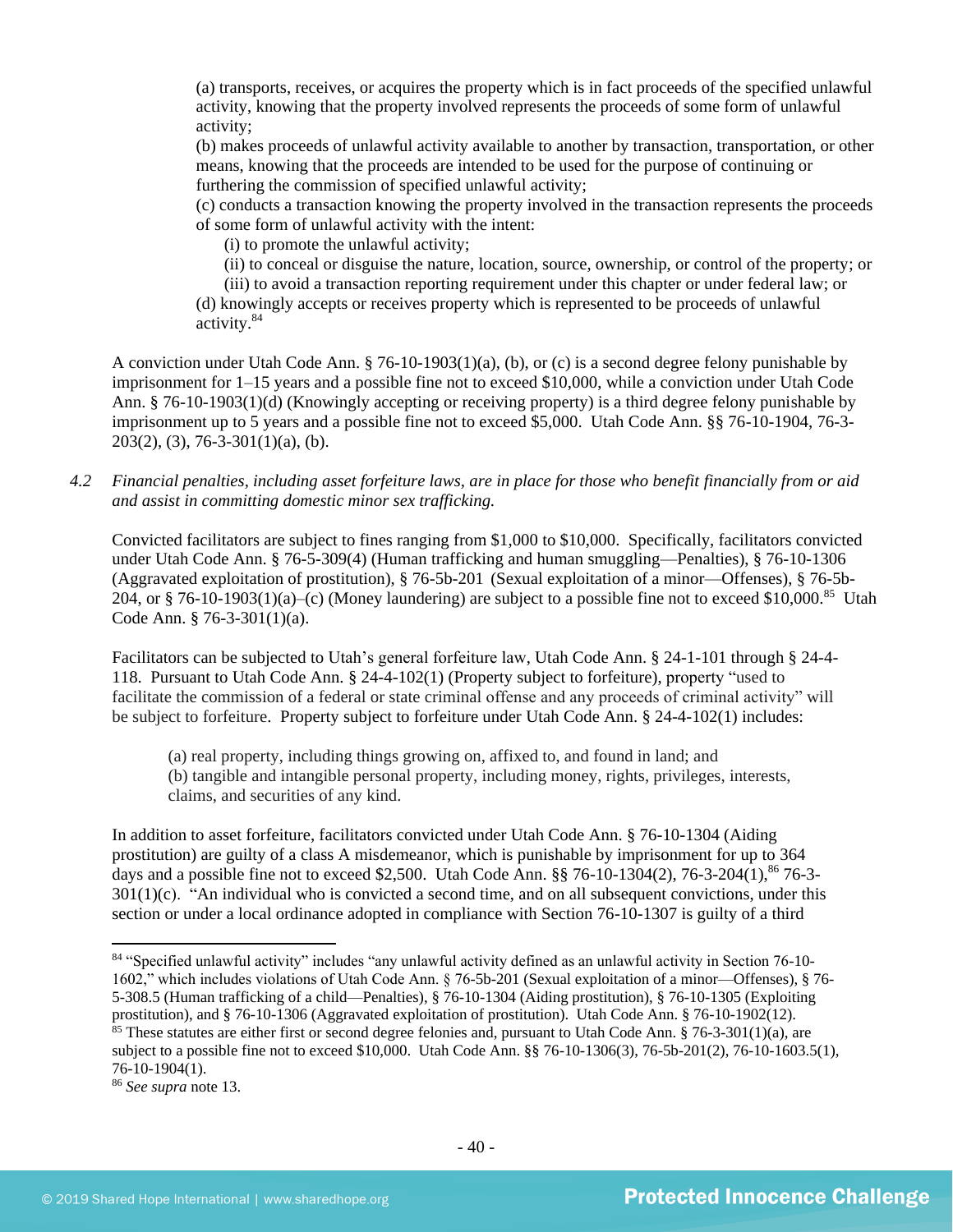(a) transports, receives, or acquires the property which is in fact proceeds of the specified unlawful activity, knowing that the property involved represents the proceeds of some form of unlawful activity;

(b) makes proceeds of unlawful activity available to another by transaction, transportation, or other means, knowing that the proceeds are intended to be used for the purpose of continuing or furthering the commission of specified unlawful activity;

(c) conducts a transaction knowing the property involved in the transaction represents the proceeds of some form of unlawful activity with the intent:

(i) to promote the unlawful activity;

(ii) to conceal or disguise the nature, location, source, ownership, or control of the property; or

(iii) to avoid a transaction reporting requirement under this chapter or under federal law; or

(d) knowingly accepts or receives property which is represented to be proceeds of unlawful activity.[84]

A conviction under Utah Code Ann. § 76-10-1903(1)(a), (b), or (c) is a second degree felony punishable by imprisonment for 1–15 years and a possible fine not to exceed $10,000, while a conviction under Utah Code Ann. § 76-10-1903(1)(d) (Knowingly accepting or receiving property) is a third degree felony punishable by imprisonment up to 5 years and a possible fine not to exceed $5,000. Utah Code Ann. §§ 76-10-1904, 76-3-203(2), (3), 76-3-301(1)(a), (b).

*4.2 Financial penalties, including asset forfeiture laws, are in place for those who benefit financially from or aid and assist in committing domestic minor sex trafficking.*

Convicted facilitators are subject to fines ranging from $1,000 to $10,000. Specifically, facilitators convicted under Utah Code Ann. § 76-5-309(4) (Human trafficking and human smuggling—Penalties), § 76-10-1306 (Aggravated exploitation of prostitution), § 76-5b-201 (Sexual exploitation of a minor—Offenses), § 76-5b-204, or § 76-10-1903(1)(a)–(c) (Money laundering) are subject to a possible fine not to exceed $10,000.[85] Utah Code Ann. § 76-3-301(1)(a).

Facilitators can be subjected to Utah's general forfeiture law, Utah Code Ann. § 24-1-101 through § 24-4-118. Pursuant to Utah Code Ann. § 24-4-102(1) (Property subject to forfeiture), property "used to facilitate the commission of a federal or state criminal offense and any proceeds of criminal activity" will be subject to forfeiture. Property subject to forfeiture under Utah Code Ann. § 24-4-102(1) includes:

(a) real property, including things growing on, affixed to, and found in land; and
(b) tangible and intangible personal property, including money, rights, privileges, interests, claims, and securities of any kind.

In addition to asset forfeiture, facilitators convicted under Utah Code Ann. § 76-10-1304 (Aiding prostitution) are guilty of a class A misdemeanor, which is punishable by imprisonment for up to 364 days and a possible fine not to exceed $2,500. Utah Code Ann. §§ 76-10-1304(2), 76-3-204(1),[86] 76-3-301(1)(c). "An individual who is convicted a second time, and on all subsequent convictions, under this section or under a local ordinance adopted in compliance with Section 76-10-1307 is guilty of a third

---

[84] "Specified unlawful activity" includes "any unlawful activity defined as an unlawful activity in Section 76-10-1602," which includes violations of Utah Code Ann. § 76-5b-201 (Sexual exploitation of a minor—Offenses), § 76-5-308.5 (Human trafficking of a child—Penalties), § 76-10-1304 (Aiding prostitution), § 76-10-1305 (Exploiting prostitution), and § 76-10-1306 (Aggravated exploitation of prostitution). Utah Code Ann. § 76-10-1902(12).

[85] These statutes are either first or second degree felonies and, pursuant to Utah Code Ann. § 76-3-301(1)(a), are subject to a possible fine not to exceed $10,000. Utah Code Ann. §§ 76-10-1306(3), 76-5b-201(2), 76-10-1603.5(1), 76-10-1904(1).

[86] *See supra* note 13.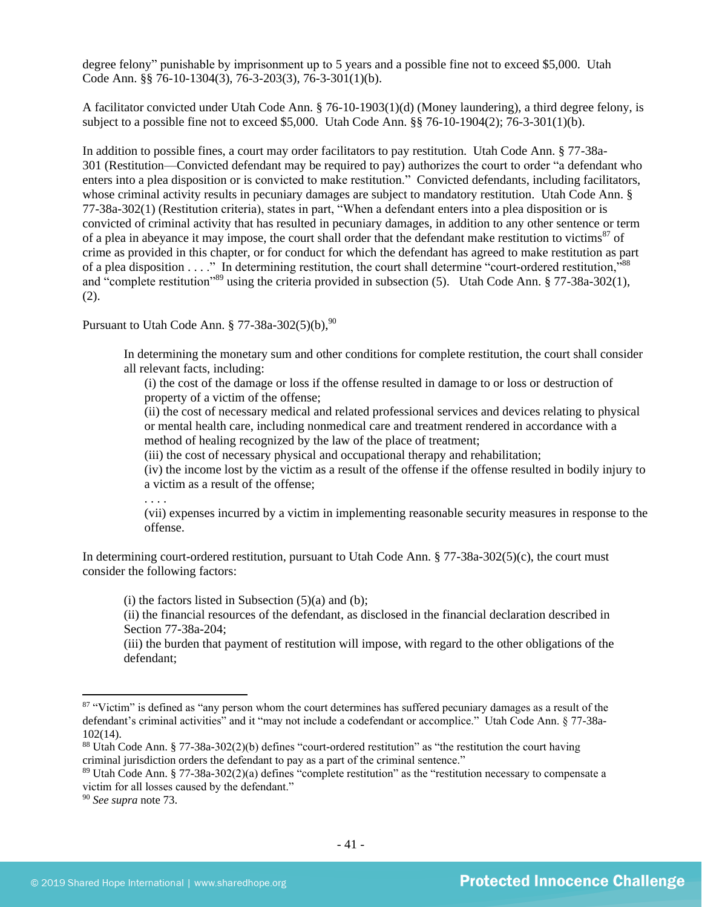degree felony" punishable by imprisonment up to 5 years and a possible fine not to exceed $5,000. Utah Code Ann. §§ 76-10-1304(3), 76-3-203(3), 76-3-301(1)(b).

A facilitator convicted under Utah Code Ann. § 76-10-1903(1)(d) (Money laundering), a third degree felony, is subject to a possible fine not to exceed $5,000. Utah Code Ann. §§ 76-10-1904(2); 76-3-301(1)(b).

In addition to possible fines, a court may order facilitators to pay restitution. Utah Code Ann. § 77-38a-301 (Restitution—Convicted defendant may be required to pay) authorizes the court to order "a defendant who enters into a plea disposition or is convicted to make restitution." Convicted defendants, including facilitators, whose criminal activity results in pecuniary damages are subject to mandatory restitution. Utah Code Ann. § 77-38a-302(1) (Restitution criteria), states in part, "When a defendant enters into a plea disposition or is convicted of criminal activity that has resulted in pecuniary damages, in addition to any other sentence or term of a plea in abeyance it may impose, the court shall order that the defendant make restitution to victims[87] of crime as provided in this chapter, or for conduct for which the defendant has agreed to make restitution as part of a plea disposition . . . ." In determining restitution, the court shall determine "court-ordered restitution,"[88] and "complete restitution"[89] using the criteria provided in subsection (5). Utah Code Ann. § 77-38a-302(1), (2).

Pursuant to Utah Code Ann. § 77-38a-302(5)(b),[90]

> In determining the monetary sum and other conditions for complete restitution, the court shall consider all relevant facts, including:
>
> (i) the cost of the damage or loss if the offense resulted in damage to or loss or destruction of property of a victim of the offense;
>
> (ii) the cost of necessary medical and related professional services and devices relating to physical or mental health care, including nonmedical care and treatment rendered in accordance with a method of healing recognized by the law of the place of treatment;
>
> (iii) the cost of necessary physical and occupational therapy and rehabilitation;
>
> (iv) the income lost by the victim as a result of the offense if the offense resulted in bodily injury to a victim as a result of the offense;
>
> . . . .
>
> (vii) expenses incurred by a victim in implementing reasonable security measures in response to the offense.

In determining court-ordered restitution, pursuant to Utah Code Ann. § 77-38a-302(5)(c), the court must consider the following factors:

> (i) the factors listed in Subsection (5)(a) and (b);
>
> (ii) the financial resources of the defendant, as disclosed in the financial declaration described in Section 77-38a-204;
>
> (iii) the burden that payment of restitution will impose, with regard to the other obligations of the defendant;

---

[87] "Victim" is defined as "any person whom the court determines has suffered pecuniary damages as a result of the defendant's criminal activities" and it "may not include a codefendant or accomplice." Utah Code Ann. § 77-38a-102(14).

[88] Utah Code Ann. § 77-38a-302(2)(b) defines "court-ordered restitution" as "the restitution the court having criminal jurisdiction orders the defendant to pay as a part of the criminal sentence."

[89] Utah Code Ann. § 77-38a-302(2)(a) defines "complete restitution" as the "restitution necessary to compensate a victim for all losses caused by the defendant."

[90] *See supra* note 73.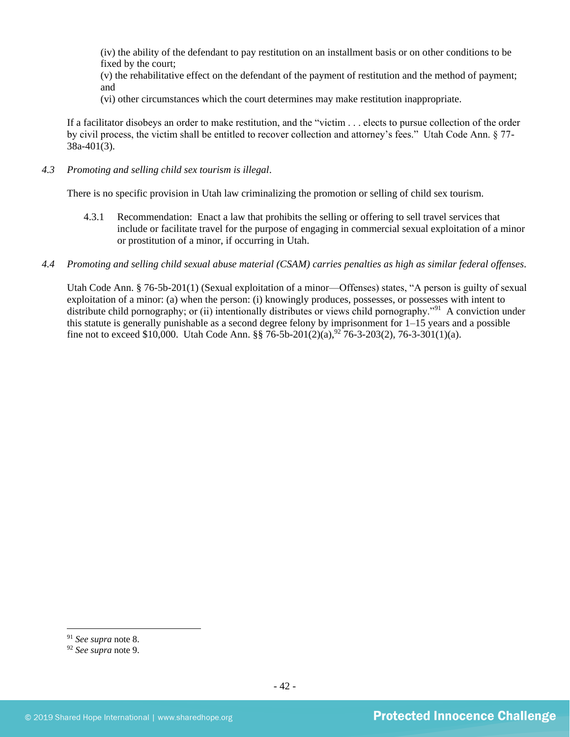(iv) the ability of the defendant to pay restitution on an installment basis or on other conditions to be fixed by the court;
(v) the rehabilitative effect on the defendant of the payment of restitution and the method of payment; and
(vi) other circumstances which the court determines may make restitution inappropriate.

If a facilitator disobeys an order to make restitution, and the "victim . . . elects to pursue collection of the order by civil process, the victim shall be entitled to recover collection and attorney's fees." Utah Code Ann. § 77-38a-401(3).

*4.3 Promoting and selling child sex tourism is illegal*.

There is no specific provision in Utah law criminalizing the promotion or selling of child sex tourism.

4.3.1 Recommendation: Enact a law that prohibits the selling or offering to sell travel services that include or facilitate travel for the purpose of engaging in commercial sexual exploitation of a minor or prostitution of a minor, if occurring in Utah.

*4.4 Promoting and selling child sexual abuse material (CSAM) carries penalties as high as similar federal offenses*.

Utah Code Ann. § 76-5b-201(1) (Sexual exploitation of a minor—Offenses) states, "A person is guilty of sexual exploitation of a minor: (a) when the person: (i) knowingly produces, possesses, or possesses with intent to distribute child pornography; or (ii) intentionally distributes or views child pornography."[91] A conviction under this statute is generally punishable as a second degree felony by imprisonment for 1–15 years and a possible fine not to exceed $10,000. Utah Code Ann. §§ 76-5b-201(2)(a),[92] 76-3-203(2), 76-3-301(1)(a).

---

[91] *See supra* note 8.
[92] *See supra* note 9.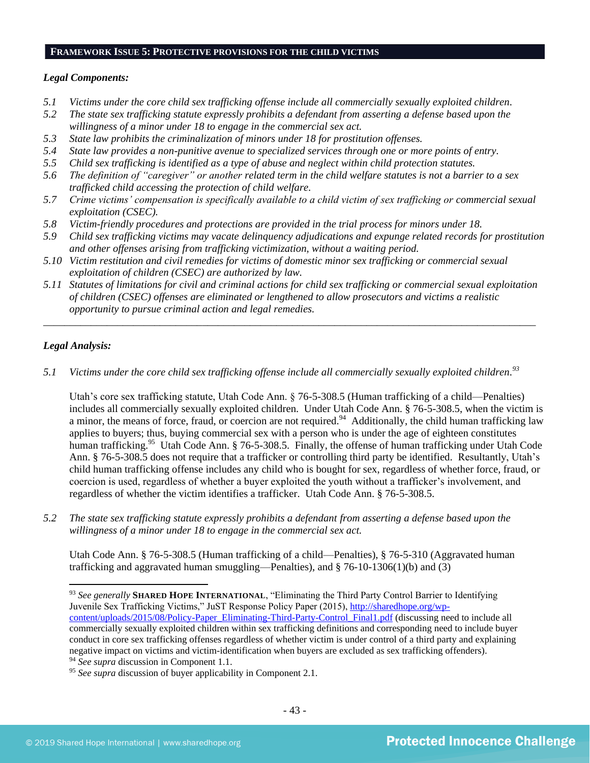## FRAMEWORK ISSUE 5: PROTECTIVE PROVISIONS FOR THE CHILD VICTIMS

***Legal Components:***

*5.1 Victims under the core child sex trafficking offense include all commercially sexually exploited children.*

*5.2 The state sex trafficking statute expressly prohibits a defendant from asserting a defense based upon the willingness of a minor under 18 to engage in the commercial sex act.*

*5.3 State law prohibits the criminalization of minors under 18 for prostitution offenses.*

*5.4 State law provides a non-punitive avenue to specialized services through one or more points of entry.*

*5.5 Child sex trafficking is identified as a type of abuse and neglect within child protection statutes.*

*5.6 The definition of "caregiver" or another related term in the child welfare statutes is not a barrier to a sex trafficked child accessing the protection of child welfare.*

*5.7 Crime victims' compensation is specifically available to a child victim of sex trafficking or commercial sexual exploitation (CSEC).*

*5.8 Victim-friendly procedures and protections are provided in the trial process for minors under 18.*

*5.9 Child sex trafficking victims may vacate delinquency adjudications and expunge related records for prostitution and other offenses arising from trafficking victimization, without a waiting period.*

*5.10 Victim restitution and civil remedies for victims of domestic minor sex trafficking or commercial sexual exploitation of children (CSEC) are authorized by law.*

*5.11 Statutes of limitations for civil and criminal actions for child sex trafficking or commercial sexual exploitation of children (CSEC) offenses are eliminated or lengthened to allow prosecutors and victims a realistic opportunity to pursue criminal action and legal remedies.*

---

***Legal Analysis:***

*5.1 Victims under the core child sex trafficking offense include all commercially sexually exploited children.*[93]

Utah's core sex trafficking statute, Utah Code Ann. § 76-5-308.5 (Human trafficking of a child—Penalties) includes all commercially sexually exploited children. Under Utah Code Ann. § 76-5-308.5, when the victim is a minor, the means of force, fraud, or coercion are not required.[94] Additionally, the child human trafficking law applies to buyers; thus, buying commercial sex with a person who is under the age of eighteen constitutes human trafficking.[95] Utah Code Ann. § 76-5-308.5. Finally, the offense of human trafficking under Utah Code Ann. § 76-5-308.5 does not require that a trafficker or controlling third party be identified. Resultantly, Utah's child human trafficking offense includes any child who is bought for sex, regardless of whether force, fraud, or coercion is used, regardless of whether a buyer exploited the youth without a trafficker's involvement, and regardless of whether the victim identifies a trafficker. Utah Code Ann. § 76-5-308.5.

*5.2 The state sex trafficking statute expressly prohibits a defendant from asserting a defense based upon the willingness of a minor under 18 to engage in the commercial sex act.*

Utah Code Ann. § 76-5-308.5 (Human trafficking of a child—Penalties), § 76-5-310 (Aggravated human trafficking and aggravated human smuggling—Penalties), and § 76-10-1306(1)(b) and (3)

---

[93] *See generally* **SHARED HOPE INTERNATIONAL**, "Eliminating the Third Party Control Barrier to Identifying Juvenile Sex Trafficking Victims," JuST Response Policy Paper (2015), http://sharedhope.org/wp-content/uploads/2015/08/Policy-Paper_Eliminating-Third-Party-Control_Final1.pdf (discussing need to include all commercially sexually exploited children within sex trafficking definitions and corresponding need to include buyer conduct in core sex trafficking offenses regardless of whether victim is under control of a third party and explaining negative impact on victims and victim-identification when buyers are excluded as sex trafficking offenders).

[94] *See supra* discussion in Component 1.1.

[95] *See supra* discussion of buyer applicability in Component 2.1.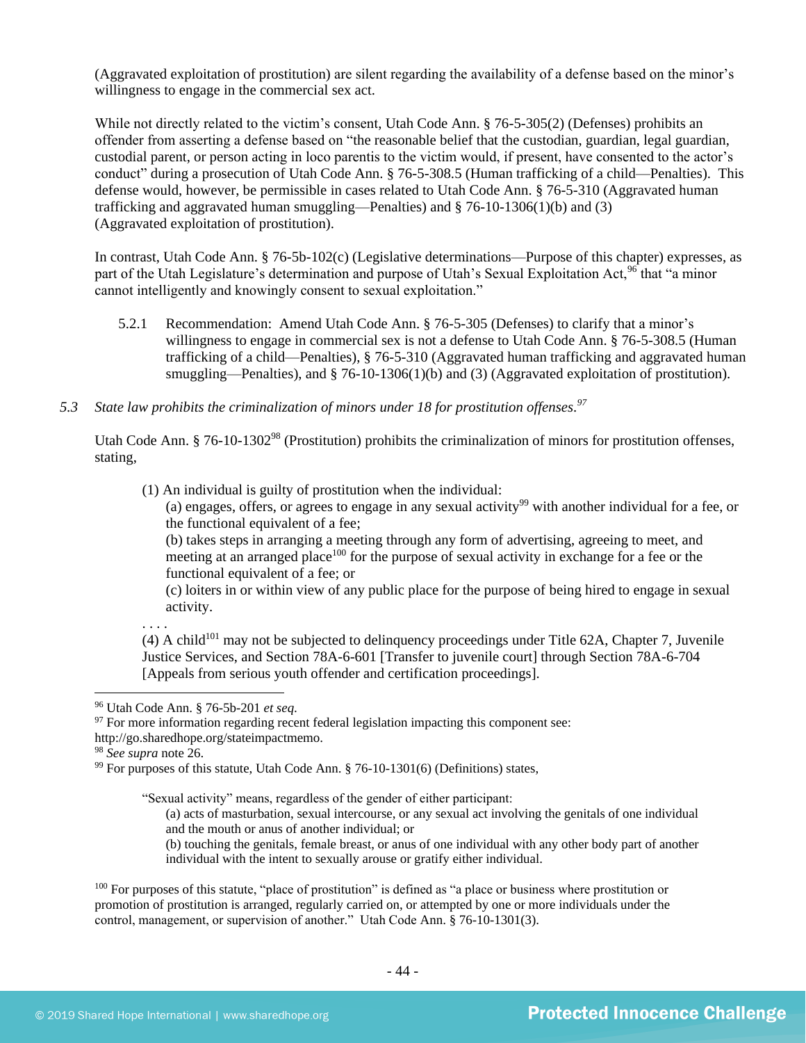(Aggravated exploitation of prostitution) are silent regarding the availability of a defense based on the minor's willingness to engage in the commercial sex act.

While not directly related to the victim's consent, Utah Code Ann. § 76-5-305(2) (Defenses) prohibits an offender from asserting a defense based on "the reasonable belief that the custodian, guardian, legal guardian, custodial parent, or person acting in loco parentis to the victim would, if present, have consented to the actor's conduct" during a prosecution of Utah Code Ann. § 76-5-308.5 (Human trafficking of a child—Penalties). This defense would, however, be permissible in cases related to Utah Code Ann. § 76-5-310 (Aggravated human trafficking and aggravated human smuggling—Penalties) and § 76-10-1306(1)(b) and (3) (Aggravated exploitation of prostitution).

In contrast, Utah Code Ann. § 76-5b-102(c) (Legislative determinations—Purpose of this chapter) expresses, as part of the Utah Legislature's determination and purpose of Utah's Sexual Exploitation Act,[96] that "a minor cannot intelligently and knowingly consent to sexual exploitation."

> 5.2.1 Recommendation: Amend Utah Code Ann. § 76-5-305 (Defenses) to clarify that a minor's willingness to engage in commercial sex is not a defense to Utah Code Ann. § 76-5-308.5 (Human trafficking of a child—Penalties), § 76-5-310 (Aggravated human trafficking and aggravated human smuggling—Penalties), and § 76-10-1306(1)(b) and (3) (Aggravated exploitation of prostitution).

*5.3 State law prohibits the criminalization of minors under 18 for prostitution offenses.*[97]

Utah Code Ann. § 76-10-1302[98] (Prostitution) prohibits the criminalization of minors for prostitution offenses, stating,

> (1) An individual is guilty of prostitution when the individual:
> (a) engages, offers, or agrees to engage in any sexual activity[99] with another individual for a fee, or the functional equivalent of a fee;
> (b) takes steps in arranging a meeting through any form of advertising, agreeing to meet, and meeting at an arranged place[100] for the purpose of sexual activity in exchange for a fee or the functional equivalent of a fee; or
> (c) loiters in or within view of any public place for the purpose of being hired to engage in sexual activity.
>
> . . . .
>
> (4) A child[101] may not be subjected to delinquency proceedings under Title 62A, Chapter 7, Juvenile Justice Services, and Section 78A-6-601 [Transfer to juvenile court] through Section 78A-6-704 [Appeals from serious youth offender and certification proceedings].

---

[96] Utah Code Ann. § 76-5b-201 *et seq.*

[97] For more information regarding recent federal legislation impacting this component see: http://go.sharedhope.org/stateimpactmemo.

[98] *See supra* note 26.

[99] For purposes of this statute, Utah Code Ann. § 76-10-1301(6) (Definitions) states,

> "Sexual activity" means, regardless of the gender of either participant:
> (a) acts of masturbation, sexual intercourse, or any sexual act involving the genitals of one individual and the mouth or anus of another individual; or
> (b) touching the genitals, female breast, or anus of one individual with any other body part of another individual with the intent to sexually arouse or gratify either individual.

[100] For purposes of this statute, "place of prostitution" is defined as "a place or business where prostitution or promotion of prostitution is arranged, regularly carried on, or attempted by one or more individuals under the control, management, or supervision of another." Utah Code Ann. § 76-10-1301(3).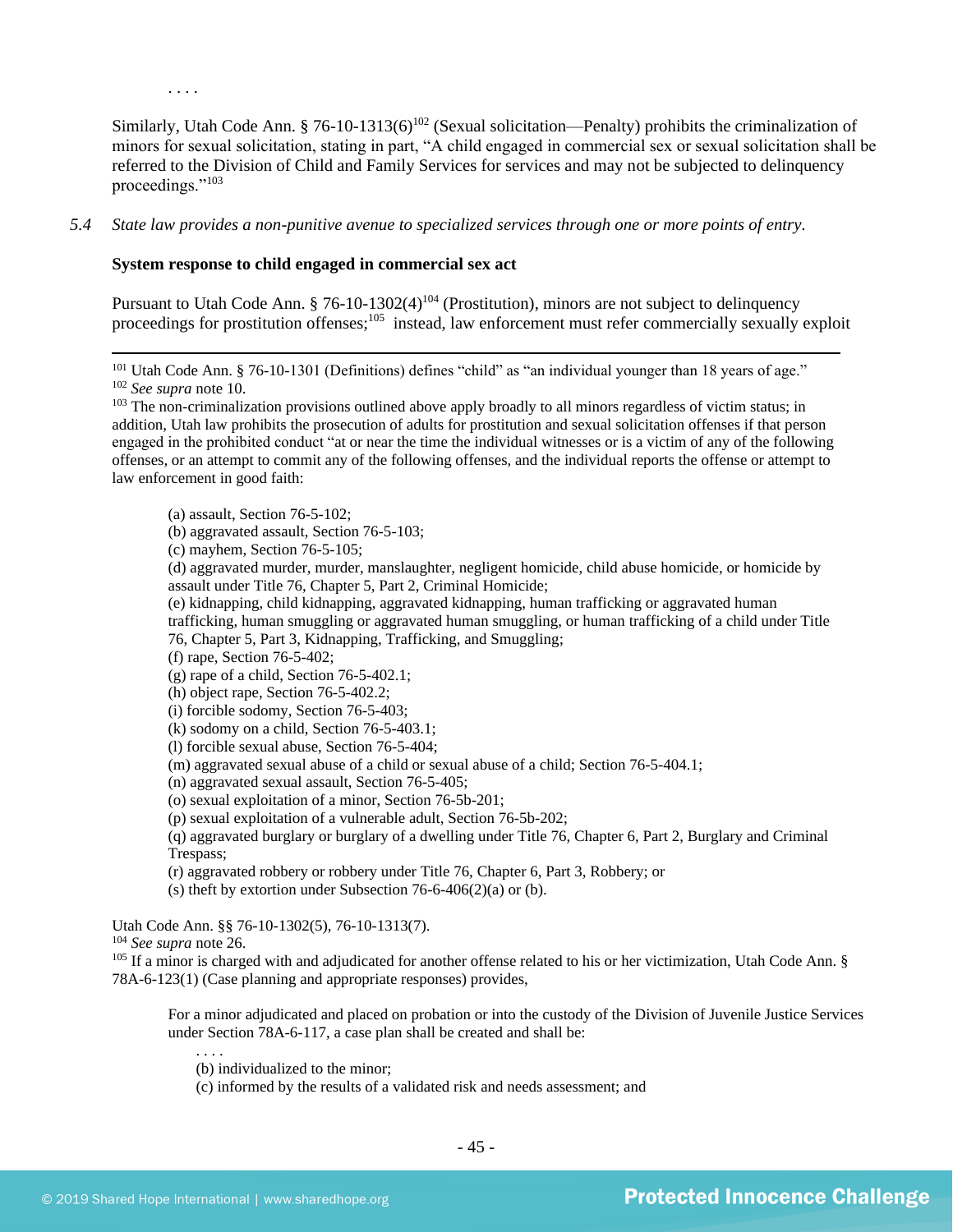. . . .

Similarly, Utah Code Ann. § 76-10-1313(6)[102] (Sexual solicitation—Penalty) prohibits the criminalization of minors for sexual solicitation, stating in part, "A child engaged in commercial sex or sexual solicitation shall be referred to the Division of Child and Family Services for services and may not be subjected to delinquency proceedings."[103]

*5.4 State law provides a non-punitive avenue to specialized services through one or more points of entry.*

**System response to child engaged in commercial sex act**

Pursuant to Utah Code Ann. § 76-10-1302(4)[104] (Prostitution), minors are not subject to delinquency proceedings for prostitution offenses;[105] instead, law enforcement must refer commercially sexually exploit

---

[101] Utah Code Ann. § 76-10-1301 (Definitions) defines "child" as "an individual younger than 18 years of age."

[102] *See supra* note 10.

[103] The non-criminalization provisions outlined above apply broadly to all minors regardless of victim status; in addition, Utah law prohibits the prosecution of adults for prostitution and sexual solicitation offenses if that person engaged in the prohibited conduct "at or near the time the individual witnesses or is a victim of any of the following offenses, or an attempt to commit any of the following offenses, and the individual reports the offense or attempt to law enforcement in good faith:

> (a) assault, Section 76-5-102;
> (b) aggravated assault, Section 76-5-103;
> (c) mayhem, Section 76-5-105;
> (d) aggravated murder, murder, manslaughter, negligent homicide, child abuse homicide, or homicide by assault under Title 76, Chapter 5, Part 2, Criminal Homicide;
> (e) kidnapping, child kidnapping, aggravated kidnapping, human trafficking or aggravated human trafficking, human smuggling or aggravated human smuggling, or human trafficking of a child under Title 76, Chapter 5, Part 3, Kidnapping, Trafficking, and Smuggling;
> (f) rape, Section 76-5-402;
> (g) rape of a child, Section 76-5-402.1;
> (h) object rape, Section 76-5-402.2;
> (i) forcible sodomy, Section 76-5-403;
> (k) sodomy on a child, Section 76-5-403.1;
> (l) forcible sexual abuse, Section 76-5-404;
> (m) aggravated sexual abuse of a child or sexual abuse of a child; Section 76-5-404.1;
> (n) aggravated sexual assault, Section 76-5-405;
> (o) sexual exploitation of a minor, Section 76-5b-201;
> (p) sexual exploitation of a vulnerable adult, Section 76-5b-202;
> (q) aggravated burglary or burglary of a dwelling under Title 76, Chapter 6, Part 2, Burglary and Criminal Trespass;
> (r) aggravated robbery or robbery under Title 76, Chapter 6, Part 3, Robbery; or
> (s) theft by extortion under Subsection 76-6-406(2)(a) or (b).

Utah Code Ann. §§ 76-10-1302(5), 76-10-1313(7).

[104] *See supra* note 26.

[105] If a minor is charged with and adjudicated for another offense related to his or her victimization, Utah Code Ann. § 78A-6-123(1) (Case planning and appropriate responses) provides,

> For a minor adjudicated and placed on probation or into the custody of the Division of Juvenile Justice Services under Section 78A-6-117, a case plan shall be created and shall be:
> . . . .
> (b) individualized to the minor;
> (c) informed by the results of a validated risk and needs assessment; and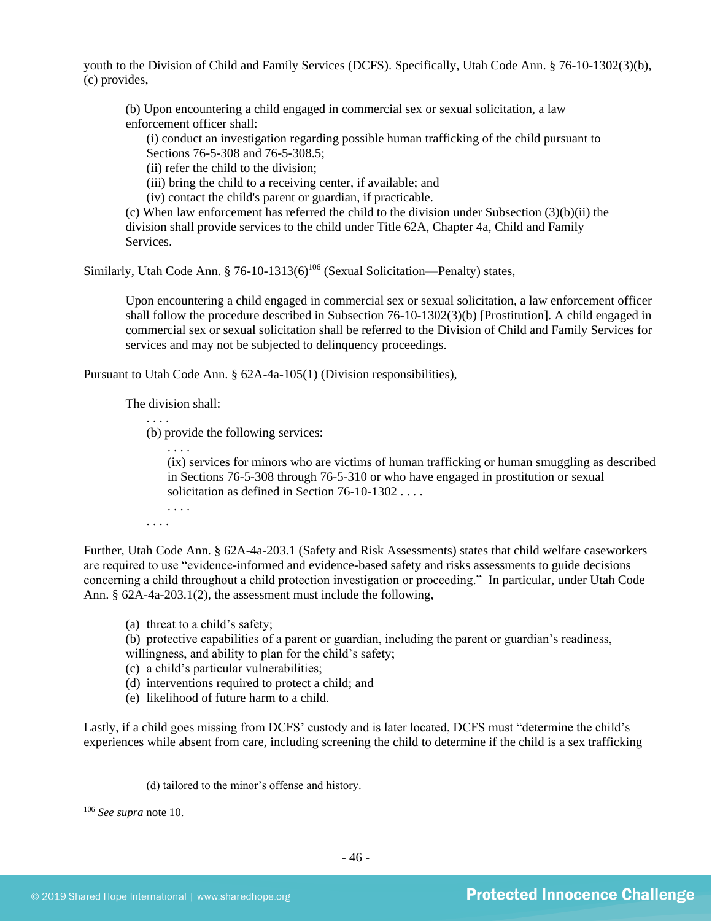youth to the Division of Child and Family Services (DCFS). Specifically, Utah Code Ann. § 76-10-1302(3)(b), (c) provides,

> (b) Upon encountering a child engaged in commercial sex or sexual solicitation, a law enforcement officer shall:
>
> (i) conduct an investigation regarding possible human trafficking of the child pursuant to Sections 76-5-308 and 76-5-308.5;
> (ii) refer the child to the division;
> (iii) bring the child to a receiving center, if available; and
> (iv) contact the child's parent or guardian, if practicable.
>
> (c) When law enforcement has referred the child to the division under Subsection (3)(b)(ii) the division shall provide services to the child under Title 62A, Chapter 4a, Child and Family Services.

Similarly, Utah Code Ann. § 76-10-1313(6)[106] (Sexual Solicitation—Penalty) states,

> Upon encountering a child engaged in commercial sex or sexual solicitation, a law enforcement officer shall follow the procedure described in Subsection 76-10-1302(3)(b) [Prostitution]. A child engaged in commercial sex or sexual solicitation shall be referred to the Division of Child and Family Services for services and may not be subjected to delinquency proceedings.

Pursuant to Utah Code Ann. § 62A-4a-105(1) (Division responsibilities),

> The division shall:
>
> . . . .
>
> (b) provide the following services:
>
> . . . .
>
> (ix) services for minors who are victims of human trafficking or human smuggling as described in Sections 76-5-308 through 76-5-310 or who have engaged in prostitution or sexual solicitation as defined in Section 76-10-1302 . . . .
>
> . . . .
>
> . . . .

Further, Utah Code Ann. § 62A-4a-203.1 (Safety and Risk Assessments) states that child welfare caseworkers are required to use "evidence-informed and evidence-based safety and risks assessments to guide decisions concerning a child throughout a child protection investigation or proceeding." In particular, under Utah Code Ann. § 62A-4a-203.1(2), the assessment must include the following,

> (a) threat to a child's safety;
> (b) protective capabilities of a parent or guardian, including the parent or guardian's readiness, willingness, and ability to plan for the child's safety;
> (c) a child's particular vulnerabilities;
> (d) interventions required to protect a child; and
> (e) likelihood of future harm to a child.

Lastly, if a child goes missing from DCFS' custody and is later located, DCFS must "determine the child's experiences while absent from care, including screening the child to determine if the child is a sex trafficking

---

(d) tailored to the minor's offense and history.

[106] *See supra* note 10.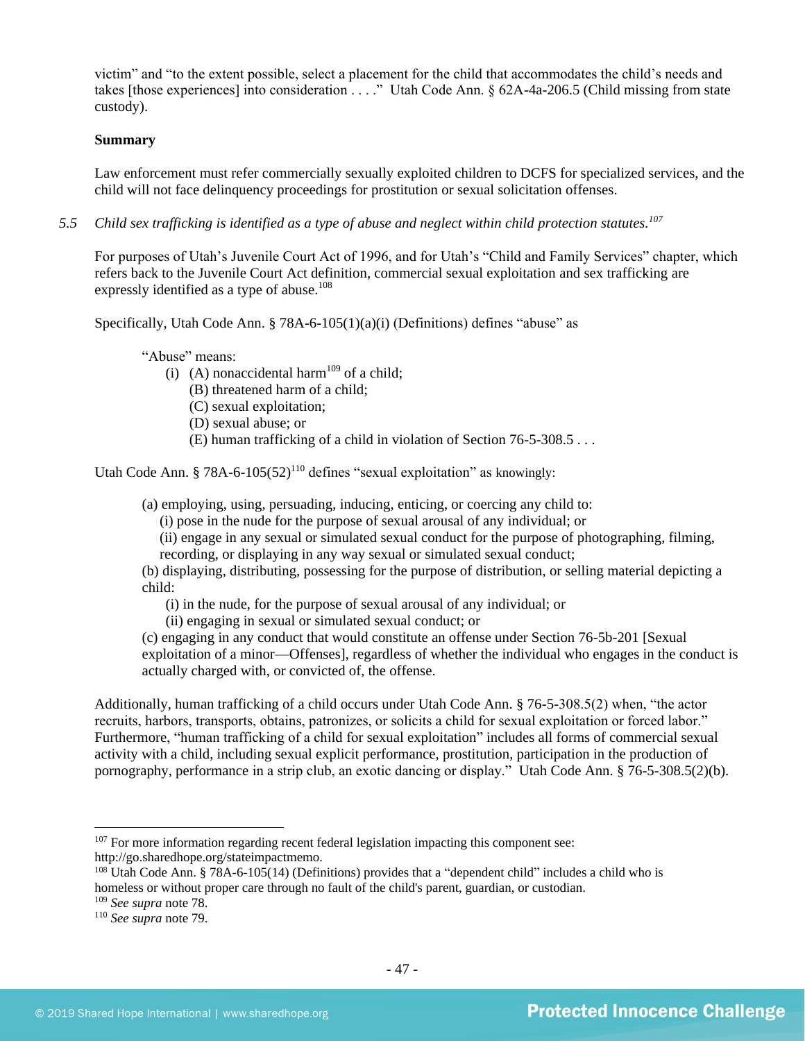victim" and "to the extent possible, select a placement for the child that accommodates the child's needs and takes [those experiences] into consideration . . . ." Utah Code Ann. § 62A-4a-206.5 (Child missing from state custody).

**Summary**

Law enforcement must refer commercially sexually exploited children to DCFS for specialized services, and the child will not face delinquency proceedings for prostitution or sexual solicitation offenses.

*5.5 Child sex trafficking is identified as a type of abuse and neglect within child protection statutes.*[107]

For purposes of Utah's Juvenile Court Act of 1996, and for Utah's "Child and Family Services" chapter, which refers back to the Juvenile Court Act definition, commercial sexual exploitation and sex trafficking are expressly identified as a type of abuse.[108]

Specifically, Utah Code Ann. § 78A-6-105(1)(a)(i) (Definitions) defines "abuse" as

> "Abuse" means:
> (i) (A) nonaccidental harm[109] of a child;
> (B) threatened harm of a child;
> (C) sexual exploitation;
> (D) sexual abuse; or
> (E) human trafficking of a child in violation of Section 76-5-308.5 . . .

Utah Code Ann. § 78A-6-105(52)[110] defines "sexual exploitation" as knowingly:

> (a) employing, using, persuading, inducing, enticing, or coercing any child to:
> (i) pose in the nude for the purpose of sexual arousal of any individual; or
> (ii) engage in any sexual or simulated sexual conduct for the purpose of photographing, filming, recording, or displaying in any way sexual or simulated sexual conduct;
> (b) displaying, distributing, possessing for the purpose of distribution, or selling material depicting a child:
> (i) in the nude, for the purpose of sexual arousal of any individual; or
> (ii) engaging in sexual or simulated sexual conduct; or
> (c) engaging in any conduct that would constitute an offense under Section 76-5b-201 [Sexual exploitation of a minor—Offenses], regardless of whether the individual who engages in the conduct is actually charged with, or convicted of, the offense.

Additionally, human trafficking of a child occurs under Utah Code Ann. § 76-5-308.5(2) when, "the actor recruits, harbors, transports, obtains, patronizes, or solicits a child for sexual exploitation or forced labor." Furthermore, "human trafficking of a child for sexual exploitation" includes all forms of commercial sexual activity with a child, including sexual explicit performance, prostitution, participation in the production of pornography, performance in a strip club, an exotic dancing or display." Utah Code Ann. § 76-5-308.5(2)(b).

---

[107] For more information regarding recent federal legislation impacting this component see: http://go.sharedhope.org/stateimpactmemo.

[108] Utah Code Ann. § 78A-6-105(14) (Definitions) provides that a "dependent child" includes a child who is homeless or without proper care through no fault of the child's parent, guardian, or custodian.

[109] *See supra* note 78.

[110] *See supra* note 79.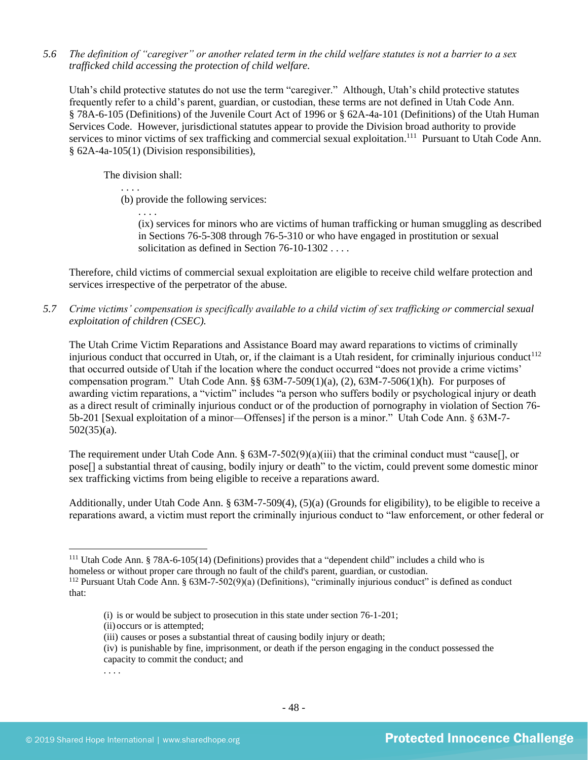*5.6 The definition of "caregiver" or another related term in the child welfare statutes is not a barrier to a sex trafficked child accessing the protection of child welfare.*

Utah's child protective statutes do not use the term "caregiver." Although, Utah's child protective statutes frequently refer to a child's parent, guardian, or custodian, these terms are not defined in Utah Code Ann. § 78A-6-105 (Definitions) of the Juvenile Court Act of 1996 or § 62A-4a-101 (Definitions) of the Utah Human Services Code. However, jurisdictional statutes appear to provide the Division broad authority to provide services to minor victims of sex trafficking and commercial sexual exploitation.[111] Pursuant to Utah Code Ann. § 62A-4a-105(1) (Division responsibilities),

> The division shall:
>
> . . . .
>
> (b) provide the following services:
>
> . . . .
>
> (ix) services for minors who are victims of human trafficking or human smuggling as described in Sections 76-5-308 through 76-5-310 or who have engaged in prostitution or sexual solicitation as defined in Section 76-10-1302 . . . .

Therefore, child victims of commercial sexual exploitation are eligible to receive child welfare protection and services irrespective of the perpetrator of the abuse.

*5.7 Crime victims' compensation is specifically available to a child victim of sex trafficking or commercial sexual exploitation of children (CSEC).*

The Utah Crime Victim Reparations and Assistance Board may award reparations to victims of criminally injurious conduct that occurred in Utah, or, if the claimant is a Utah resident, for criminally injurious conduct[112] that occurred outside of Utah if the location where the conduct occurred "does not provide a crime victims' compensation program." Utah Code Ann. §§ 63M-7-509(1)(a), (2), 63M-7-506(1)(h). For purposes of awarding victim reparations, a "victim" includes "a person who suffers bodily or psychological injury or death as a direct result of criminally injurious conduct or of the production of pornography in violation of Section 76-5b-201 [Sexual exploitation of a minor—Offenses] if the person is a minor." Utah Code Ann. § 63M-7-502(35)(a).

The requirement under Utah Code Ann. § 63M-7-502(9)(a)(iii) that the criminal conduct must "cause[], or pose[] a substantial threat of causing, bodily injury or death" to the victim, could prevent some domestic minor sex trafficking victims from being eligible to receive a reparations award.

Additionally, under Utah Code Ann. § 63M-7-509(4), (5)(a) (Grounds for eligibility), to be eligible to receive a reparations award, a victim must report the criminally injurious conduct to "law enforcement, or other federal or

---

[111] Utah Code Ann. § 78A-6-105(14) (Definitions) provides that a "dependent child" includes a child who is homeless or without proper care through no fault of the child's parent, guardian, or custodian.

[112] Pursuant Utah Code Ann. § 63M-7-502(9)(a) (Definitions), "criminally injurious conduct" is defined as conduct that:

> (i) is or would be subject to prosecution in this state under section 76-1-201;
> (ii) occurs or is attempted;
> (iii) causes or poses a substantial threat of causing bodily injury or death;
> (iv) is punishable by fine, imprisonment, or death if the person engaging in the conduct possessed the capacity to commit the conduct; and
> . . . .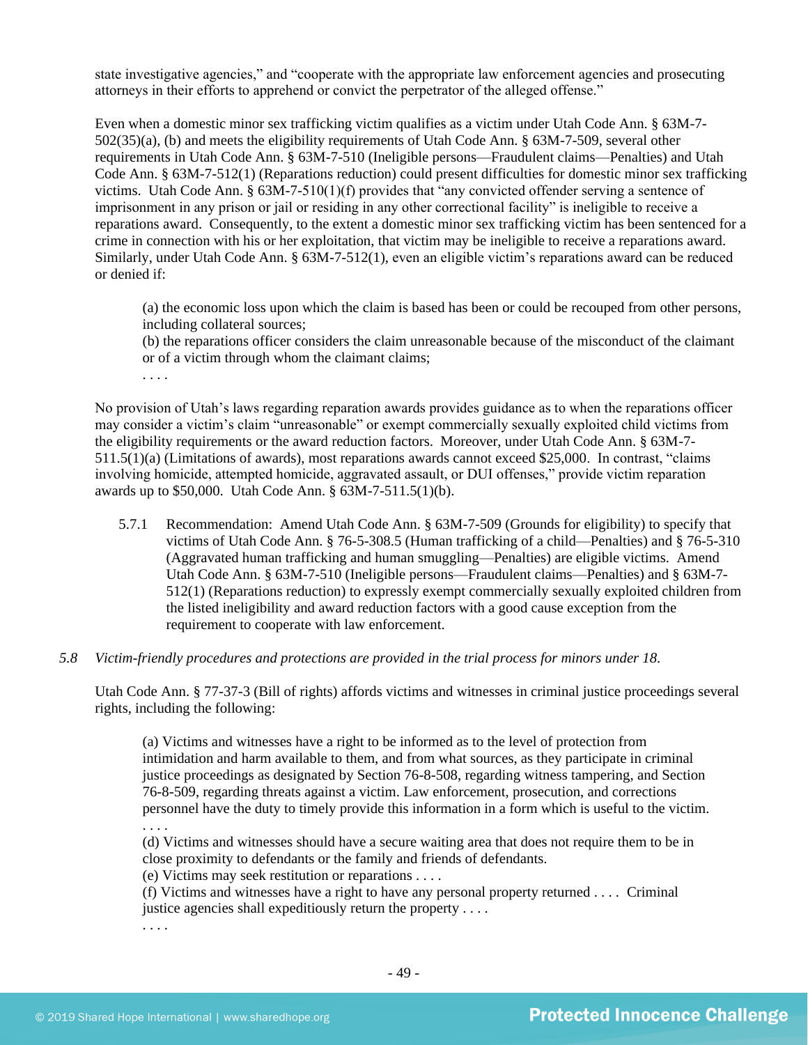state investigative agencies," and "cooperate with the appropriate law enforcement agencies and prosecuting attorneys in their efforts to apprehend or convict the perpetrator of the alleged offense."

Even when a domestic minor sex trafficking victim qualifies as a victim under Utah Code Ann. § 63M-7-502(35)(a), (b) and meets the eligibility requirements of Utah Code Ann. § 63M-7-509, several other requirements in Utah Code Ann. § 63M-7-510 (Ineligible persons—Fraudulent claims—Penalties) and Utah Code Ann. § 63M-7-512(1) (Reparations reduction) could present difficulties for domestic minor sex trafficking victims. Utah Code Ann. § 63M-7-510(1)(f) provides that "any convicted offender serving a sentence of imprisonment in any prison or jail or residing in any other correctional facility" is ineligible to receive a reparations award. Consequently, to the extent a domestic minor sex trafficking victim has been sentenced for a crime in connection with his or her exploitation, that victim may be ineligible to receive a reparations award. Similarly, under Utah Code Ann. § 63M-7-512(1), even an eligible victim's reparations award can be reduced or denied if:

> (a) the economic loss upon which the claim is based has been or could be recouped from other persons, including collateral sources;
> (b) the reparations officer considers the claim unreasonable because of the misconduct of the claimant or of a victim through whom the claimant claims;
> . . . .

No provision of Utah's laws regarding reparation awards provides guidance as to when the reparations officer may consider a victim's claim "unreasonable" or exempt commercially sexually exploited child victims from the eligibility requirements or the award reduction factors. Moreover, under Utah Code Ann. § 63M-7-511.5(1)(a) (Limitations of awards), most reparations awards cannot exceed $25,000. In contrast, "claims involving homicide, attempted homicide, aggravated assault, or DUI offenses," provide victim reparation awards up to $50,000. Utah Code Ann. § 63M-7-511.5(1)(b).

> 5.7.1 Recommendation: Amend Utah Code Ann. § 63M-7-509 (Grounds for eligibility) to specify that victims of Utah Code Ann. § 76-5-308.5 (Human trafficking of a child—Penalties) and § 76-5-310 (Aggravated human trafficking and human smuggling—Penalties) are eligible victims. Amend Utah Code Ann. § 63M-7-510 (Ineligible persons—Fraudulent claims—Penalties) and § 63M-7-512(1) (Reparations reduction) to expressly exempt commercially sexually exploited children from the listed ineligibility and award reduction factors with a good cause exception from the requirement to cooperate with law enforcement.

*5.8 Victim-friendly procedures and protections are provided in the trial process for minors under 18.*

Utah Code Ann. § 77-37-3 (Bill of rights) affords victims and witnesses in criminal justice proceedings several rights, including the following:

> (a) Victims and witnesses have a right to be informed as to the level of protection from intimidation and harm available to them, and from what sources, as they participate in criminal justice proceedings as designated by Section 76-8-508, regarding witness tampering, and Section 76-8-509, regarding threats against a victim. Law enforcement, prosecution, and corrections personnel have the duty to timely provide this information in a form which is useful to the victim.
> . . . .
> (d) Victims and witnesses should have a secure waiting area that does not require them to be in close proximity to defendants or the family and friends of defendants.
> (e) Victims may seek restitution or reparations . . . .
> (f) Victims and witnesses have a right to have any personal property returned . . . . Criminal justice agencies shall expeditiously return the property . . . .
> . . . .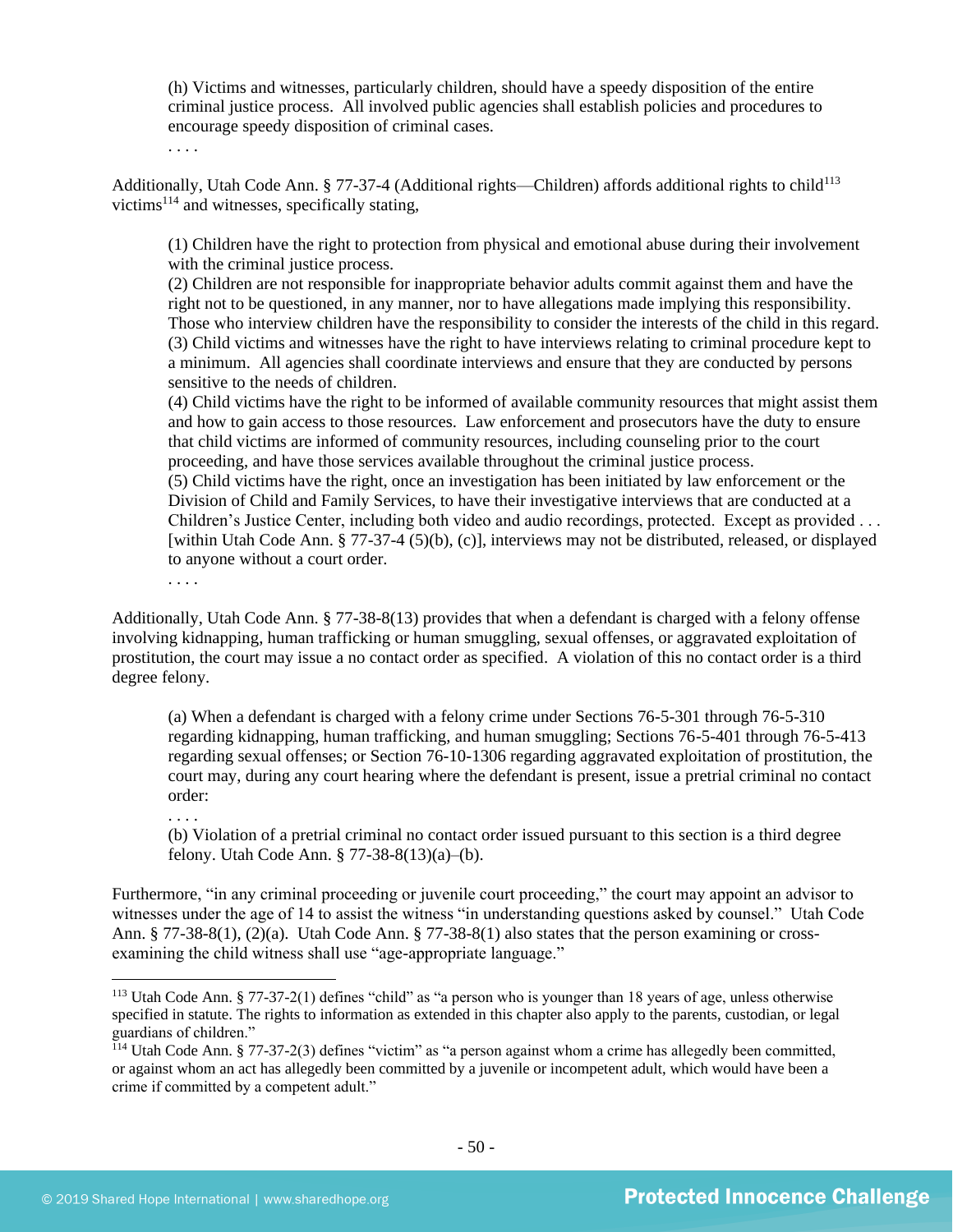> (h) Victims and witnesses, particularly children, should have a speedy disposition of the entire criminal justice process. All involved public agencies shall establish policies and procedures to encourage speedy disposition of criminal cases.
>
> . . . .

Additionally, Utah Code Ann. § 77-37-4 (Additional rights—Children) affords additional rights to child[113] victims[114] and witnesses, specifically stating,

> (1) Children have the right to protection from physical and emotional abuse during their involvement with the criminal justice process.
> (2) Children are not responsible for inappropriate behavior adults commit against them and have the right not to be questioned, in any manner, nor to have allegations made implying this responsibility. Those who interview children have the responsibility to consider the interests of the child in this regard.
> (3) Child victims and witnesses have the right to have interviews relating to criminal procedure kept to a minimum. All agencies shall coordinate interviews and ensure that they are conducted by persons sensitive to the needs of children.
> (4) Child victims have the right to be informed of available community resources that might assist them and how to gain access to those resources. Law enforcement and prosecutors have the duty to ensure that child victims are informed of community resources, including counseling prior to the court proceeding, and have those services available throughout the criminal justice process.
> (5) Child victims have the right, once an investigation has been initiated by law enforcement or the Division of Child and Family Services, to have their investigative interviews that are conducted at a Children's Justice Center, including both video and audio recordings, protected. Except as provided . . . [within Utah Code Ann. § 77-37-4 (5)(b), (c)], interviews may not be distributed, released, or displayed to anyone without a court order.
>
> . . . .

Additionally, Utah Code Ann. § 77-38-8(13) provides that when a defendant is charged with a felony offense involving kidnapping, human trafficking or human smuggling, sexual offenses, or aggravated exploitation of prostitution, the court may issue a no contact order as specified. A violation of this no contact order is a third degree felony.

> (a) When a defendant is charged with a felony crime under Sections 76-5-301 through 76-5-310 regarding kidnapping, human trafficking, and human smuggling; Sections 76-5-401 through 76-5-413 regarding sexual offenses; or Section 76-10-1306 regarding aggravated exploitation of prostitution, the court may, during any court hearing where the defendant is present, issue a pretrial criminal no contact order:
>
> . . . .
>
> (b) Violation of a pretrial criminal no contact order issued pursuant to this section is a third degree felony. Utah Code Ann. § 77-38-8(13)(a)–(b).

Furthermore, "in any criminal proceeding or juvenile court proceeding," the court may appoint an advisor to witnesses under the age of 14 to assist the witness "in understanding questions asked by counsel." Utah Code Ann. § 77-38-8(1), (2)(a). Utah Code Ann. § 77-38-8(1) also states that the person examining or cross-examining the child witness shall use "age-appropriate language."

---

[113] Utah Code Ann. § 77-37-2(1) defines "child" as "a person who is younger than 18 years of age, unless otherwise specified in statute. The rights to information as extended in this chapter also apply to the parents, custodian, or legal guardians of children."

[114] Utah Code Ann. § 77-37-2(3) defines "victim" as "a person against whom a crime has allegedly been committed, or against whom an act has allegedly been committed by a juvenile or incompetent adult, which would have been a crime if committed by a competent adult."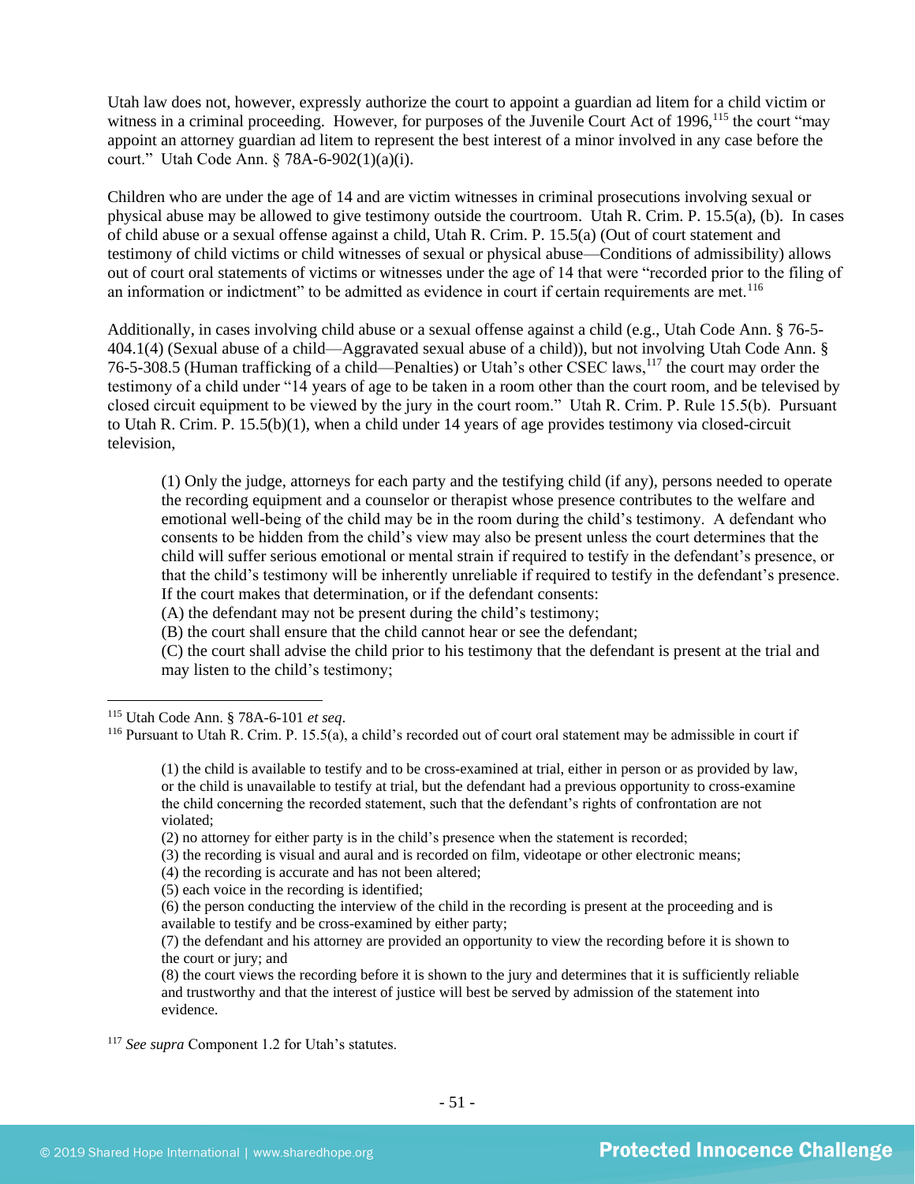Utah law does not, however, expressly authorize the court to appoint a guardian ad litem for a child victim or witness in a criminal proceeding. However, for purposes of the Juvenile Court Act of 1996,[115] the court "may appoint an attorney guardian ad litem to represent the best interest of a minor involved in any case before the court." Utah Code Ann. § 78A-6-902(1)(a)(i).

Children who are under the age of 14 and are victim witnesses in criminal prosecutions involving sexual or physical abuse may be allowed to give testimony outside the courtroom. Utah R. Crim. P. 15.5(a), (b). In cases of child abuse or a sexual offense against a child, Utah R. Crim. P. 15.5(a) (Out of court statement and testimony of child victims or child witnesses of sexual or physical abuse—Conditions of admissibility) allows out of court oral statements of victims or witnesses under the age of 14 that were "recorded prior to the filing of an information or indictment" to be admitted as evidence in court if certain requirements are met.[116]

Additionally, in cases involving child abuse or a sexual offense against a child (e.g., Utah Code Ann. § 76-5-404.1(4) (Sexual abuse of a child—Aggravated sexual abuse of a child)), but not involving Utah Code Ann. § 76-5-308.5 (Human trafficking of a child—Penalties) or Utah's other CSEC laws,[117] the court may order the testimony of a child under "14 years of age to be taken in a room other than the court room, and be televised by closed circuit equipment to be viewed by the jury in the court room." Utah R. Crim. P. Rule 15.5(b). Pursuant to Utah R. Crim. P. 15.5(b)(1), when a child under 14 years of age provides testimony via closed-circuit television,

> (1) Only the judge, attorneys for each party and the testifying child (if any), persons needed to operate the recording equipment and a counselor or therapist whose presence contributes to the welfare and emotional well-being of the child may be in the room during the child's testimony. A defendant who consents to be hidden from the child's view may also be present unless the court determines that the child will suffer serious emotional or mental strain if required to testify in the defendant's presence, or that the child's testimony will be inherently unreliable if required to testify in the defendant's presence. If the court makes that determination, or if the defendant consents:
> (A) the defendant may not be present during the child's testimony;
> (B) the court shall ensure that the child cannot hear or see the defendant;
> (C) the court shall advise the child prior to his testimony that the defendant is present at the trial and may listen to the child's testimony;

---

[115] Utah Code Ann. § 78A-6-101 *et seq*.

[116] Pursuant to Utah R. Crim. P. 15.5(a), a child's recorded out of court oral statement may be admissible in court if

> (1) the child is available to testify and to be cross-examined at trial, either in person or as provided by law, or the child is unavailable to testify at trial, but the defendant had a previous opportunity to cross-examine the child concerning the recorded statement, such that the defendant's rights of confrontation are not violated;
> (2) no attorney for either party is in the child's presence when the statement is recorded;
> (3) the recording is visual and aural and is recorded on film, videotape or other electronic means;
> (4) the recording is accurate and has not been altered;
> (5) each voice in the recording is identified;
> (6) the person conducting the interview of the child in the recording is present at the proceeding and is available to testify and be cross-examined by either party;
> (7) the defendant and his attorney are provided an opportunity to view the recording before it is shown to the court or jury; and
> (8) the court views the recording before it is shown to the jury and determines that it is sufficiently reliable and trustworthy and that the interest of justice will best be served by admission of the statement into evidence.

[117] *See supra* Component 1.2 for Utah's statutes.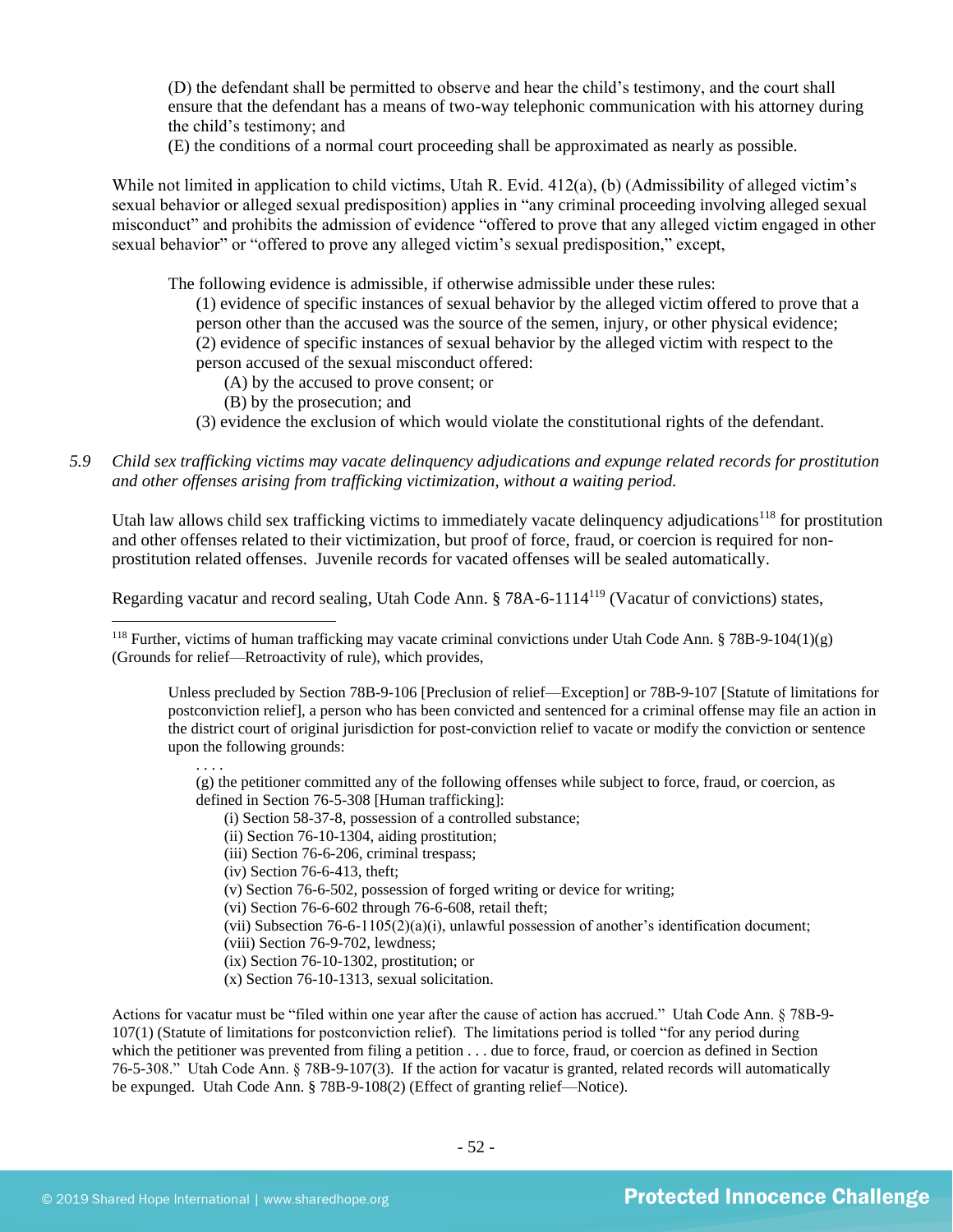(D) the defendant shall be permitted to observe and hear the child's testimony, and the court shall ensure that the defendant has a means of two-way telephonic communication with his attorney during the child's testimony; and

(E) the conditions of a normal court proceeding shall be approximated as nearly as possible.

While not limited in application to child victims, Utah R. Evid. 412(a), (b) (Admissibility of alleged victim's sexual behavior or alleged sexual predisposition) applies in "any criminal proceeding involving alleged sexual misconduct" and prohibits the admission of evidence "offered to prove that any alleged victim engaged in other sexual behavior" or "offered to prove any alleged victim's sexual predisposition," except,

> The following evidence is admissible, if otherwise admissible under these rules:
>
> (1) evidence of specific instances of sexual behavior by the alleged victim offered to prove that a person other than the accused was the source of the semen, injury, or other physical evidence;
>
> (2) evidence of specific instances of sexual behavior by the alleged victim with respect to the person accused of the sexual misconduct offered:
>
> (A) by the accused to prove consent; or
>
> (B) by the prosecution; and
>
> (3) evidence the exclusion of which would violate the constitutional rights of the defendant.

5.9 *Child sex trafficking victims may vacate delinquency adjudications and expunge related records for prostitution and other offenses arising from trafficking victimization, without a waiting period.*

Utah law allows child sex trafficking victims to immediately vacate delinquency adjudications[118] for prostitution and other offenses related to their victimization, but proof of force, fraud, or coercion is required for non-prostitution related offenses. Juvenile records for vacated offenses will be sealed automatically.

Regarding vacatur and record sealing, Utah Code Ann. § 78A-6-1114[119] (Vacatur of convictions) states,

---

[118] Further, victims of human trafficking may vacate criminal convictions under Utah Code Ann. § 78B-9-104(1)(g) (Grounds for relief—Retroactivity of rule), which provides,

> Unless precluded by Section 78B-9-106 [Preclusion of relief—Exception] or 78B-9-107 [Statute of limitations for postconviction relief], a person who has been convicted and sentenced for a criminal offense may file an action in the district court of original jurisdiction for post-conviction relief to vacate or modify the conviction or sentence upon the following grounds:
>
> . . . .
>
> (g) the petitioner committed any of the following offenses while subject to force, fraud, or coercion, as defined in Section 76-5-308 [Human trafficking]:
>
> (i) Section 58-37-8, possession of a controlled substance;
>
> (ii) Section 76-10-1304, aiding prostitution;
>
> (iii) Section 76-6-206, criminal trespass;
>
> (iv) Section 76-6-413, theft;
>
> (v) Section 76-6-502, possession of forged writing or device for writing;
>
> (vi) Section 76-6-602 through 76-6-608, retail theft;
>
> (vii) Subsection 76-6-1105(2)(a)(i), unlawful possession of another's identification document;
>
> (viii) Section 76-9-702, lewdness;
>
> (ix) Section 76-10-1302, prostitution; or
>
> (x) Section 76-10-1313, sexual solicitation.

Actions for vacatur must be "filed within one year after the cause of action has accrued." Utah Code Ann. § 78B-9-107(1) (Statute of limitations for postconviction relief). The limitations period is tolled "for any period during which the petitioner was prevented from filing a petition . . . due to force, fraud, or coercion as defined in Section 76-5-308." Utah Code Ann. § 78B-9-107(3). If the action for vacatur is granted, related records will automatically be expunged. Utah Code Ann. § 78B-9-108(2) (Effect of granting relief—Notice).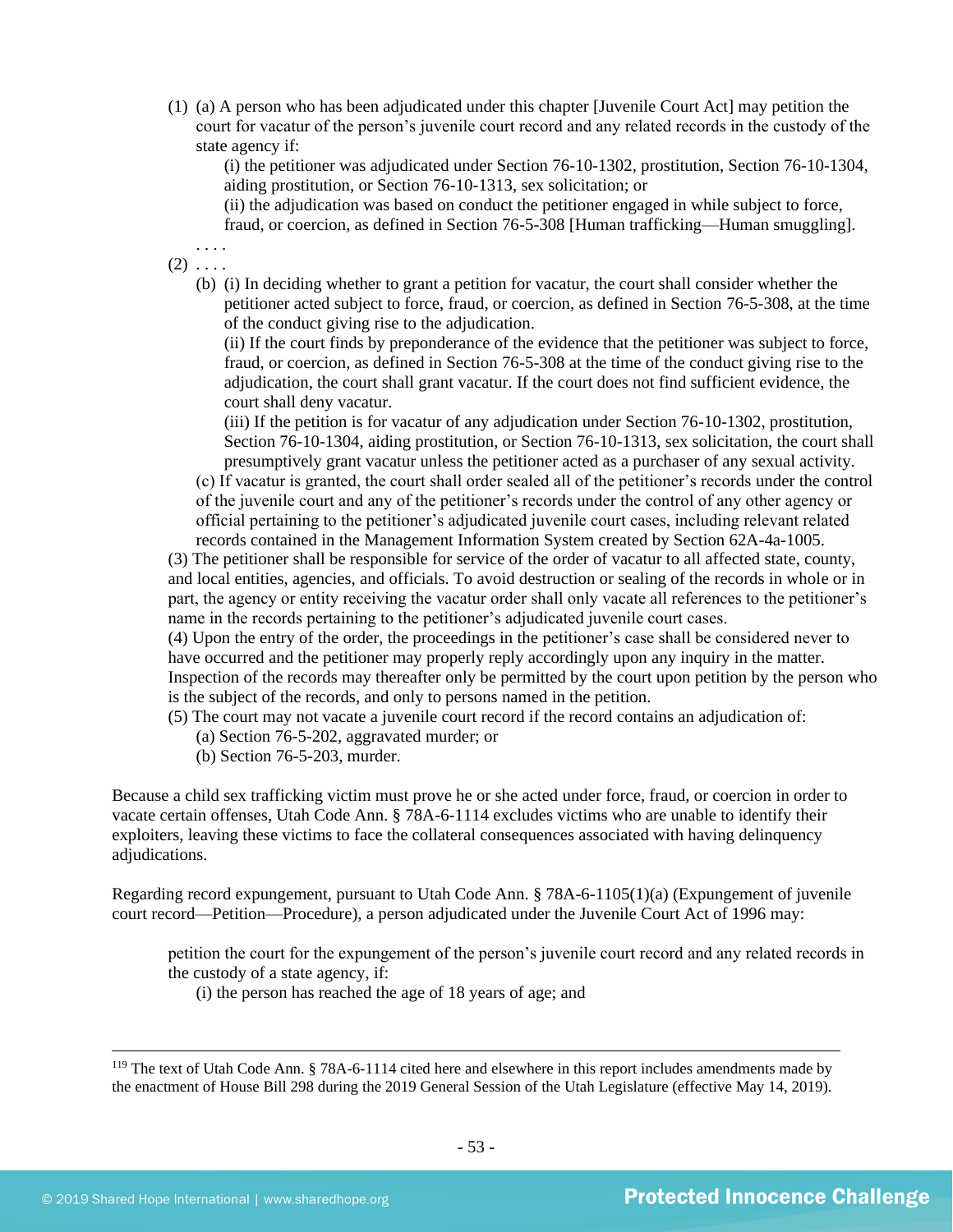(1) (a) A person who has been adjudicated under this chapter [Juvenile Court Act] may petition the court for vacatur of the person's juvenile court record and any related records in the custody of the state agency if:

(i) the petitioner was adjudicated under Section 76-10-1302, prostitution, Section 76-10-1304, aiding prostitution, or Section 76-10-1313, sex solicitation; or

(ii) the adjudication was based on conduct the petitioner engaged in while subject to force, fraud, or coercion, as defined in Section 76-5-308 [Human trafficking—Human smuggling].

. . . .

(2) . . . .

(b) (i) In deciding whether to grant a petition for vacatur, the court shall consider whether the petitioner acted subject to force, fraud, or coercion, as defined in Section 76-5-308, at the time of the conduct giving rise to the adjudication.

(ii) If the court finds by preponderance of the evidence that the petitioner was subject to force, fraud, or coercion, as defined in Section 76-5-308 at the time of the conduct giving rise to the adjudication, the court shall grant vacatur. If the court does not find sufficient evidence, the court shall deny vacatur.

(iii) If the petition is for vacatur of any adjudication under Section 76-10-1302, prostitution, Section 76-10-1304, aiding prostitution, or Section 76-10-1313, sex solicitation, the court shall presumptively grant vacatur unless the petitioner acted as a purchaser of any sexual activity.

(c) If vacatur is granted, the court shall order sealed all of the petitioner's records under the control of the juvenile court and any of the petitioner's records under the control of any other agency or official pertaining to the petitioner's adjudicated juvenile court cases, including relevant related records contained in the Management Information System created by Section 62A-4a-1005.

(3) The petitioner shall be responsible for service of the order of vacatur to all affected state, county, and local entities, agencies, and officials. To avoid destruction or sealing of the records in whole or in part, the agency or entity receiving the vacatur order shall only vacate all references to the petitioner's name in the records pertaining to the petitioner's adjudicated juvenile court cases.

(4) Upon the entry of the order, the proceedings in the petitioner's case shall be considered never to have occurred and the petitioner may properly reply accordingly upon any inquiry in the matter. Inspection of the records may thereafter only be permitted by the court upon petition by the person who is the subject of the records, and only to persons named in the petition.

(5) The court may not vacate a juvenile court record if the record contains an adjudication of:

(a) Section 76-5-202, aggravated murder; or

(b) Section 76-5-203, murder.

Because a child sex trafficking victim must prove he or she acted under force, fraud, or coercion in order to vacate certain offenses, Utah Code Ann. § 78A-6-1114 excludes victims who are unable to identify their exploiters, leaving these victims to face the collateral consequences associated with having delinquency adjudications.

Regarding record expungement, pursuant to Utah Code Ann. § 78A-6-1105(1)(a) (Expungement of juvenile court record—Petition—Procedure), a person adjudicated under the Juvenile Court Act of 1996 may:

> petition the court for the expungement of the person's juvenile court record and any related records in the custody of a state agency, if:
>
> (i) the person has reached the age of 18 years of age; and

---

[119] The text of Utah Code Ann. § 78A-6-1114 cited here and elsewhere in this report includes amendments made by the enactment of House Bill 298 during the 2019 General Session of the Utah Legislature (effective May 14, 2019).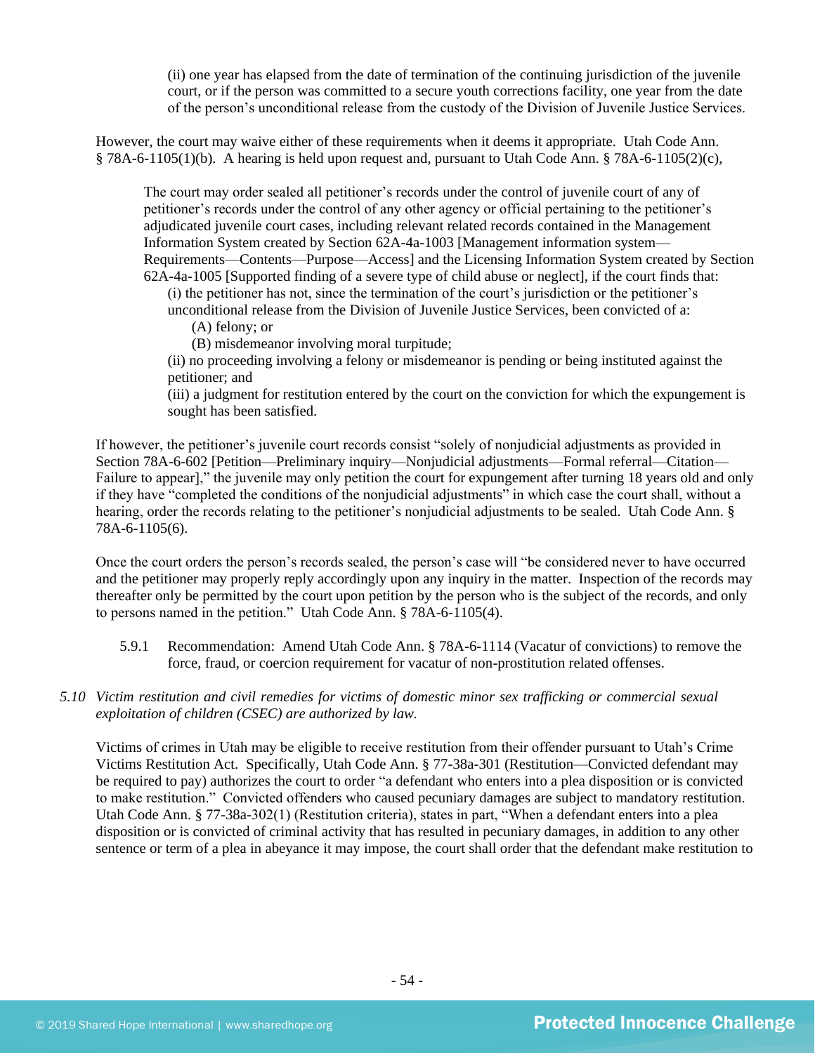(ii) one year has elapsed from the date of termination of the continuing jurisdiction of the juvenile court, or if the person was committed to a secure youth corrections facility, one year from the date of the person's unconditional release from the custody of the Division of Juvenile Justice Services.

However, the court may waive either of these requirements when it deems it appropriate. Utah Code Ann. § 78A-6-1105(1)(b). A hearing is held upon request and, pursuant to Utah Code Ann. § 78A-6-1105(2)(c),

> The court may order sealed all petitioner's records under the control of juvenile court of any of petitioner's records under the control of any other agency or official pertaining to the petitioner's adjudicated juvenile court cases, including relevant related records contained in the Management Information System created by Section 62A-4a-1003 [Management information system—Requirements—Contents—Purpose—Access] and the Licensing Information System created by Section 62A-4a-1005 [Supported finding of a severe type of child abuse or neglect], if the court finds that:
>
> (i) the petitioner has not, since the termination of the court's jurisdiction or the petitioner's unconditional release from the Division of Juvenile Justice Services, been convicted of a:
>
> (A) felony; or
>
> (B) misdemeanor involving moral turpitude;
>
> (ii) no proceeding involving a felony or misdemeanor is pending or being instituted against the petitioner; and
>
> (iii) a judgment for restitution entered by the court on the conviction for which the expungement is sought has been satisfied.

If however, the petitioner's juvenile court records consist "solely of nonjudicial adjustments as provided in Section 78A-6-602 [Petition—Preliminary inquiry—Nonjudicial adjustments—Formal referral—Citation—Failure to appear]," the juvenile may only petition the court for expungement after turning 18 years old and only if they have "completed the conditions of the nonjudicial adjustments" in which case the court shall, without a hearing, order the records relating to the petitioner's nonjudicial adjustments to be sealed. Utah Code Ann. § 78A-6-1105(6).

Once the court orders the person's records sealed, the person's case will "be considered never to have occurred and the petitioner may properly reply accordingly upon any inquiry in the matter. Inspection of the records may thereafter only be permitted by the court upon petition by the person who is the subject of the records, and only to persons named in the petition." Utah Code Ann. § 78A-6-1105(4).

5.9.1 Recommendation: Amend Utah Code Ann. § 78A-6-1114 (Vacatur of convictions) to remove the force, fraud, or coercion requirement for vacatur of non-prostitution related offenses.

*5.10 Victim restitution and civil remedies for victims of domestic minor sex trafficking or commercial sexual exploitation of children (CSEC) are authorized by law.*

Victims of crimes in Utah may be eligible to receive restitution from their offender pursuant to Utah's Crime Victims Restitution Act. Specifically, Utah Code Ann. § 77-38a-301 (Restitution—Convicted defendant may be required to pay) authorizes the court to order "a defendant who enters into a plea disposition or is convicted to make restitution." Convicted offenders who caused pecuniary damages are subject to mandatory restitution. Utah Code Ann. § 77-38a-302(1) (Restitution criteria), states in part, "When a defendant enters into a plea disposition or is convicted of criminal activity that has resulted in pecuniary damages, in addition to any other sentence or term of a plea in abeyance it may impose, the court shall order that the defendant make restitution to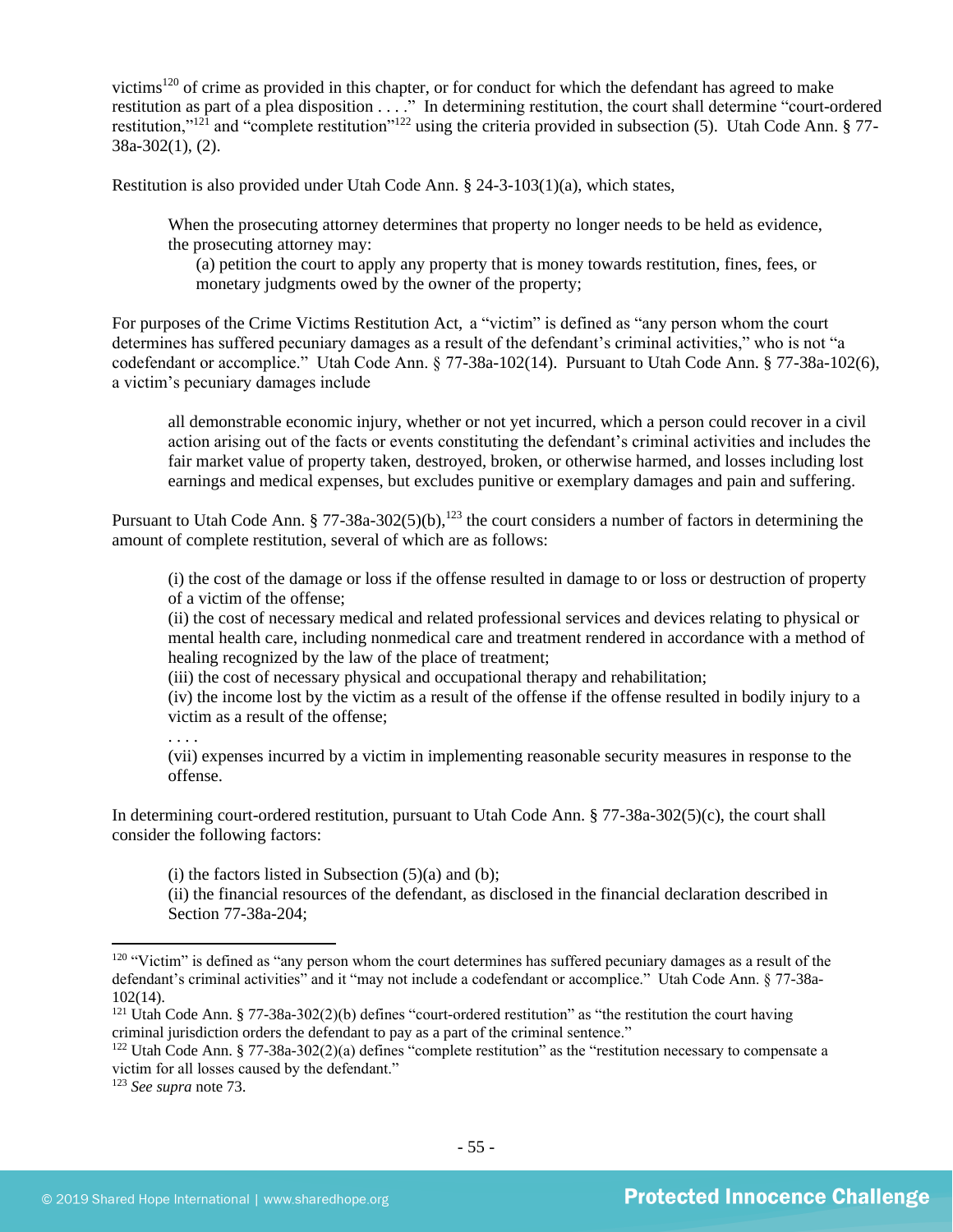victims[120] of crime as provided in this chapter, or for conduct for which the defendant has agreed to make restitution as part of a plea disposition . . . ." In determining restitution, the court shall determine "court-ordered restitution,"[121] and "complete restitution"[122] using the criteria provided in subsection (5). Utah Code Ann. § 77-38a-302(1), (2).

Restitution is also provided under Utah Code Ann. § 24-3-103(1)(a), which states,

> When the prosecuting attorney determines that property no longer needs to be held as evidence, the prosecuting attorney may:
>
> (a) petition the court to apply any property that is money towards restitution, fines, fees, or monetary judgments owed by the owner of the property;

For purposes of the Crime Victims Restitution Act, a "victim" is defined as "any person whom the court determines has suffered pecuniary damages as a result of the defendant's criminal activities," who is not "a codefendant or accomplice." Utah Code Ann. § 77-38a-102(14). Pursuant to Utah Code Ann. § 77-38a-102(6), a victim's pecuniary damages include

> all demonstrable economic injury, whether or not yet incurred, which a person could recover in a civil action arising out of the facts or events constituting the defendant's criminal activities and includes the fair market value of property taken, destroyed, broken, or otherwise harmed, and losses including lost earnings and medical expenses, but excludes punitive or exemplary damages and pain and suffering.

Pursuant to Utah Code Ann. § 77-38a-302(5)(b),[123] the court considers a number of factors in determining the amount of complete restitution, several of which are as follows:

> (i) the cost of the damage or loss if the offense resulted in damage to or loss or destruction of property of a victim of the offense;
>
> (ii) the cost of necessary medical and related professional services and devices relating to physical or mental health care, including nonmedical care and treatment rendered in accordance with a method of healing recognized by the law of the place of treatment;
>
> (iii) the cost of necessary physical and occupational therapy and rehabilitation;
>
> (iv) the income lost by the victim as a result of the offense if the offense resulted in bodily injury to a victim as a result of the offense;
>
> . . . .
>
> (vii) expenses incurred by a victim in implementing reasonable security measures in response to the offense.

In determining court-ordered restitution, pursuant to Utah Code Ann. § 77-38a-302(5)(c), the court shall consider the following factors:

> (i) the factors listed in Subsection (5)(a) and (b);
>
> (ii) the financial resources of the defendant, as disclosed in the financial declaration described in Section 77-38a-204;

---

[120] "Victim" is defined as "any person whom the court determines has suffered pecuniary damages as a result of the defendant's criminal activities" and it "may not include a codefendant or accomplice." Utah Code Ann. § 77-38a-102(14).

[121] Utah Code Ann. § 77-38a-302(2)(b) defines "court-ordered restitution" as "the restitution the court having criminal jurisdiction orders the defendant to pay as a part of the criminal sentence."

[122] Utah Code Ann. § 77-38a-302(2)(a) defines "complete restitution" as the "restitution necessary to compensate a victim for all losses caused by the defendant."

[123] *See supra* note 73.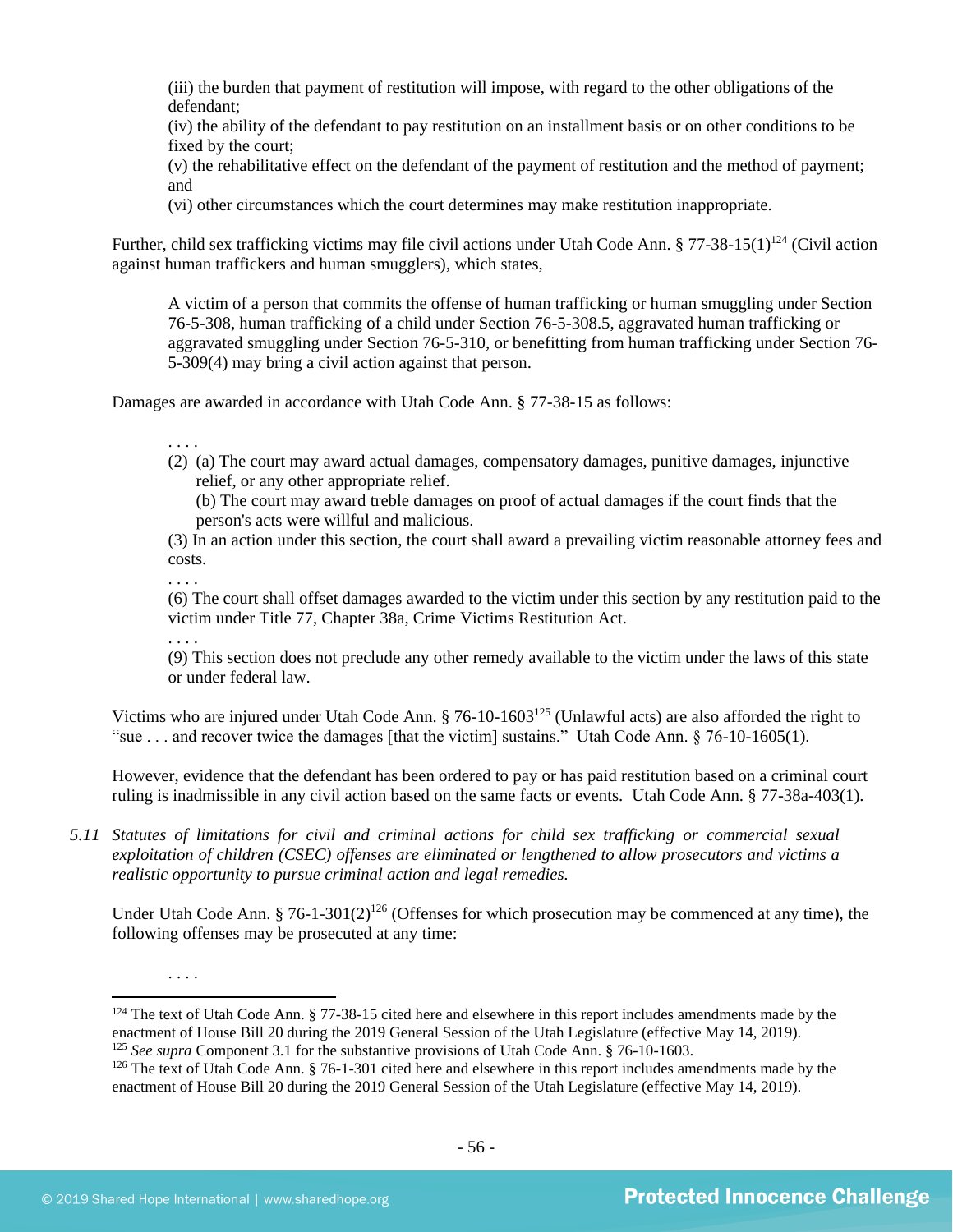(iii) the burden that payment of restitution will impose, with regard to the other obligations of the defendant;
(iv) the ability of the defendant to pay restitution on an installment basis or on other conditions to be fixed by the court;
(v) the rehabilitative effect on the defendant of the payment of restitution and the method of payment; and
(vi) other circumstances which the court determines may make restitution inappropriate.

Further, child sex trafficking victims may file civil actions under Utah Code Ann. § 77-38-15(1)[124] (Civil action against human traffickers and human smugglers), which states,

> A victim of a person that commits the offense of human trafficking or human smuggling under Section 76-5-308, human trafficking of a child under Section 76-5-308.5, aggravated human trafficking or aggravated smuggling under Section 76-5-310, or benefitting from human trafficking under Section 76-5-309(4) may bring a civil action against that person.

Damages are awarded in accordance with Utah Code Ann. § 77-38-15 as follows:

> . . . .
> (2) (a) The court may award actual damages, compensatory damages, punitive damages, injunctive relief, or any other appropriate relief.
> (b) The court may award treble damages on proof of actual damages if the court finds that the person's acts were willful and malicious.
> (3) In an action under this section, the court shall award a prevailing victim reasonable attorney fees and costs.
> . . . .
> (6) The court shall offset damages awarded to the victim under this section by any restitution paid to the victim under Title 77, Chapter 38a, Crime Victims Restitution Act.
> . . . .
> (9) This section does not preclude any other remedy available to the victim under the laws of this state or under federal law.

Victims who are injured under Utah Code Ann. § 76-10-1603[125] (Unlawful acts) are also afforded the right to "sue . . . and recover twice the damages [that the victim] sustains." Utah Code Ann. § 76-10-1605(1).

However, evidence that the defendant has been ordered to pay or has paid restitution based on a criminal court ruling is inadmissible in any civil action based on the same facts or events. Utah Code Ann. § 77-38a-403(1).

5.11 *Statutes of limitations for civil and criminal actions for child sex trafficking or commercial sexual exploitation of children (CSEC) offenses are eliminated or lengthened to allow prosecutors and victims a realistic opportunity to pursue criminal action and legal remedies.*

Under Utah Code Ann. § 76-1-301(2)[126] (Offenses for which prosecution may be commenced at any time), the following offenses may be prosecuted at any time:

> . . . .

---

[124] The text of Utah Code Ann. § 77-38-15 cited here and elsewhere in this report includes amendments made by the enactment of House Bill 20 during the 2019 General Session of the Utah Legislature (effective May 14, 2019).
[125] *See supra* Component 3.1 for the substantive provisions of Utah Code Ann. § 76-10-1603.
[126] The text of Utah Code Ann. § 76-1-301 cited here and elsewhere in this report includes amendments made by the enactment of House Bill 20 during the 2019 General Session of the Utah Legislature (effective May 14, 2019).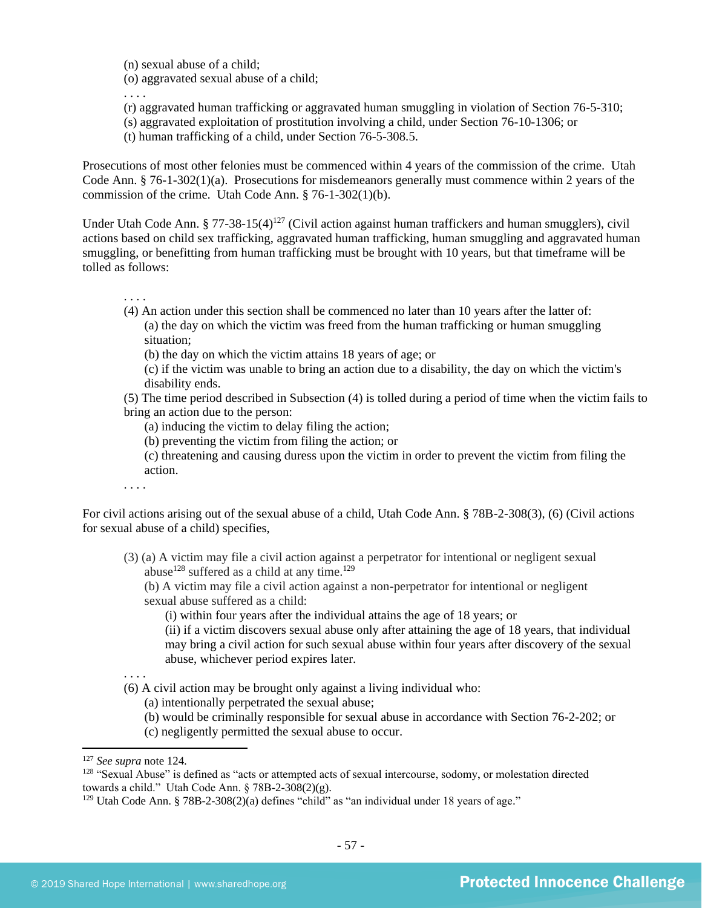(n) sexual abuse of a child;
(o) aggravated sexual abuse of a child;
. . . .
(r) aggravated human trafficking or aggravated human smuggling in violation of Section 76-5-310;
(s) aggravated exploitation of prostitution involving a child, under Section 76-10-1306; or
(t) human trafficking of a child, under Section 76-5-308.5.

Prosecutions of most other felonies must be commenced within 4 years of the commission of the crime. Utah Code Ann. § 76-1-302(1)(a). Prosecutions for misdemeanors generally must commence within 2 years of the commission of the crime. Utah Code Ann. § 76-1-302(1)(b).

Under Utah Code Ann. § 77-38-15(4)[127] (Civil action against human traffickers and human smugglers), civil actions based on child sex trafficking, aggravated human trafficking, human smuggling and aggravated human smuggling, or benefitting from human trafficking must be brought with 10 years, but that timeframe will be tolled as follows:

. . . .
(4) An action under this section shall be commenced no later than 10 years after the latter of:
  (a) the day on which the victim was freed from the human trafficking or human smuggling situation;
  (b) the day on which the victim attains 18 years of age; or
  (c) if the victim was unable to bring an action due to a disability, the day on which the victim's disability ends.
(5) The time period described in Subsection (4) is tolled during a period of time when the victim fails to bring an action due to the person:
  (a) inducing the victim to delay filing the action;
  (b) preventing the victim from filing the action; or
  (c) threatening and causing duress upon the victim in order to prevent the victim from filing the action.
. . . .

For civil actions arising out of the sexual abuse of a child, Utah Code Ann. § 78B-2-308(3), (6) (Civil actions for sexual abuse of a child) specifies,

(3) (a) A victim may file a civil action against a perpetrator for intentional or negligent sexual abuse[128] suffered as a child at any time.[129]
  (b) A victim may file a civil action against a non-perpetrator for intentional or negligent sexual abuse suffered as a child:
    (i) within four years after the individual attains the age of 18 years; or
    (ii) if a victim discovers sexual abuse only after attaining the age of 18 years, that individual may bring a civil action for such sexual abuse within four years after discovery of the sexual abuse, whichever period expires later.
. . . .
(6) A civil action may be brought only against a living individual who:
  (a) intentionally perpetrated the sexual abuse;
  (b) would be criminally responsible for sexual abuse in accordance with Section 76-2-202; or
  (c) negligently permitted the sexual abuse to occur.

---

[127] *See supra* note 124.

[128] "Sexual Abuse" is defined as "acts or attempted acts of sexual intercourse, sodomy, or molestation directed towards a child." Utah Code Ann. § 78B-2-308(2)(g).

[129] Utah Code Ann. § 78B-2-308(2)(a) defines "child" as "an individual under 18 years of age."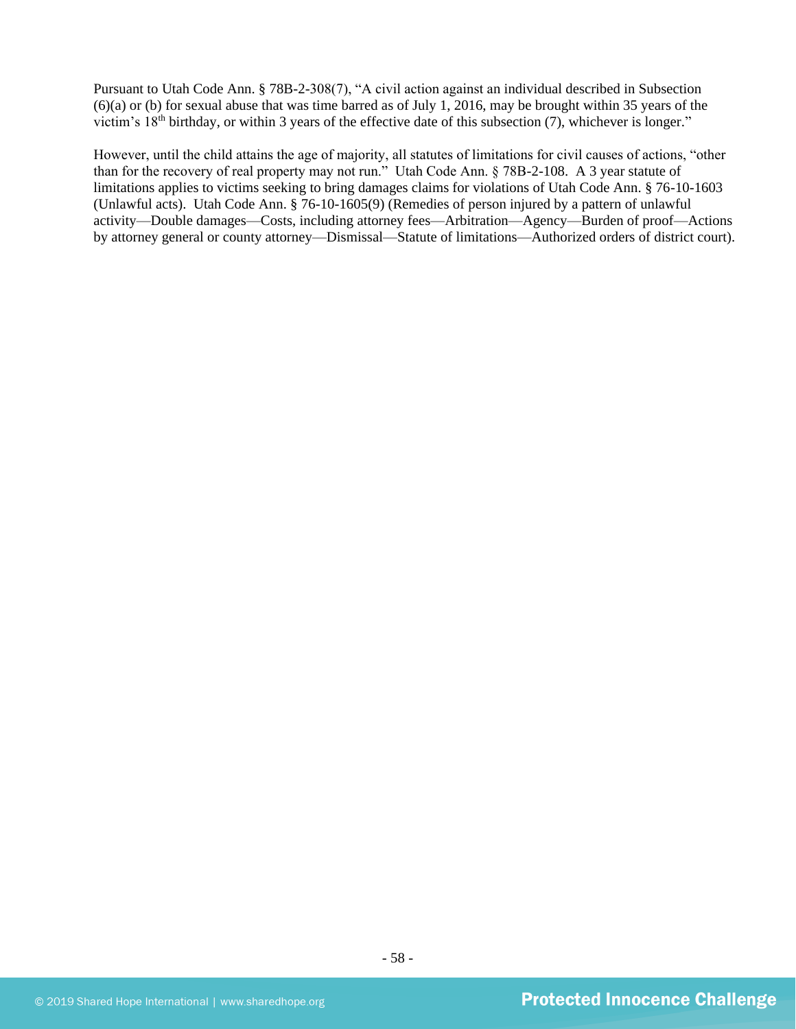Pursuant to Utah Code Ann. § 78B-2-308(7), "A civil action against an individual described in Subsection (6)(a) or (b) for sexual abuse that was time barred as of July 1, 2016, may be brought within 35 years of the victim's 18th birthday, or within 3 years of the effective date of this subsection (7), whichever is longer."

However, until the child attains the age of majority, all statutes of limitations for civil causes of actions, "other than for the recovery of real property may not run." Utah Code Ann. § 78B-2-108. A 3 year statute of limitations applies to victims seeking to bring damages claims for violations of Utah Code Ann. § 76-10-1603 (Unlawful acts). Utah Code Ann. § 76-10-1605(9) (Remedies of person injured by a pattern of unlawful activity—Double damages—Costs, including attorney fees—Arbitration—Agency—Burden of proof—Actions by attorney general or county attorney—Dismissal—Statute of limitations—Authorized orders of district court).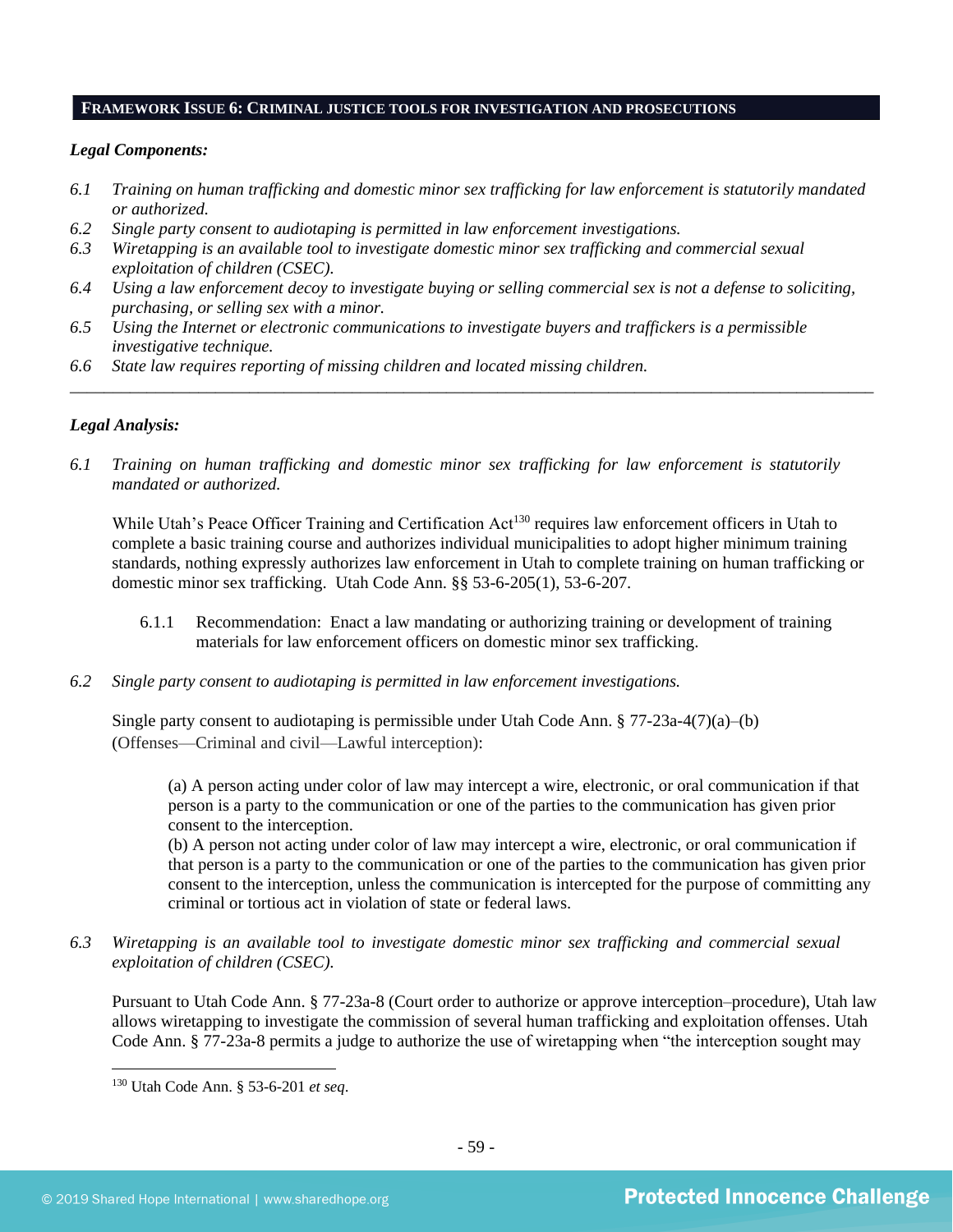## FRAMEWORK ISSUE 6: CRIMINAL JUSTICE TOOLS FOR INVESTIGATION AND PROSECUTIONS

***Legal Components:***

- *6.1 Training on human trafficking and domestic minor sex trafficking for law enforcement is statutorily mandated or authorized.*
- *6.2 Single party consent to audiotaping is permitted in law enforcement investigations.*
- *6.3 Wiretapping is an available tool to investigate domestic minor sex trafficking and commercial sexual exploitation of children (CSEC).*
- *6.4 Using a law enforcement decoy to investigate buying or selling commercial sex is not a defense to soliciting, purchasing, or selling sex with a minor.*
- *6.5 Using the Internet or electronic communications to investigate buyers and traffickers is a permissible investigative technique.*
- *6.6 State law requires reporting of missing children and located missing children.*

---

***Legal Analysis:***

*6.1 Training on human trafficking and domestic minor sex trafficking for law enforcement is statutorily mandated or authorized.*

While Utah's Peace Officer Training and Certification Act[130] requires law enforcement officers in Utah to complete a basic training course and authorizes individual municipalities to adopt higher minimum training standards, nothing expressly authorizes law enforcement in Utah to complete training on human trafficking or domestic minor sex trafficking. Utah Code Ann. §§ 53-6-205(1), 53-6-207.

6.1.1 Recommendation: Enact a law mandating or authorizing training or development of training materials for law enforcement officers on domestic minor sex trafficking.

*6.2 Single party consent to audiotaping is permitted in law enforcement investigations.*

Single party consent to audiotaping is permissible under Utah Code Ann. § 77-23a-4(7)(a)–(b) (Offenses—Criminal and civil—Lawful interception):

> (a) A person acting under color of law may intercept a wire, electronic, or oral communication if that person is a party to the communication or one of the parties to the communication has given prior consent to the interception.
> (b) A person not acting under color of law may intercept a wire, electronic, or oral communication if that person is a party to the communication or one of the parties to the communication has given prior consent to the interception, unless the communication is intercepted for the purpose of committing any criminal or tortious act in violation of state or federal laws.

*6.3 Wiretapping is an available tool to investigate domestic minor sex trafficking and commercial sexual exploitation of children (CSEC).*

Pursuant to Utah Code Ann. § 77-23a-8 (Court order to authorize or approve interception–procedure), Utah law allows wiretapping to investigate the commission of several human trafficking and exploitation offenses. Utah Code Ann. § 77-23a-8 permits a judge to authorize the use of wiretapping when "the interception sought may

---

[130] Utah Code Ann. § 53-6-201 *et seq*.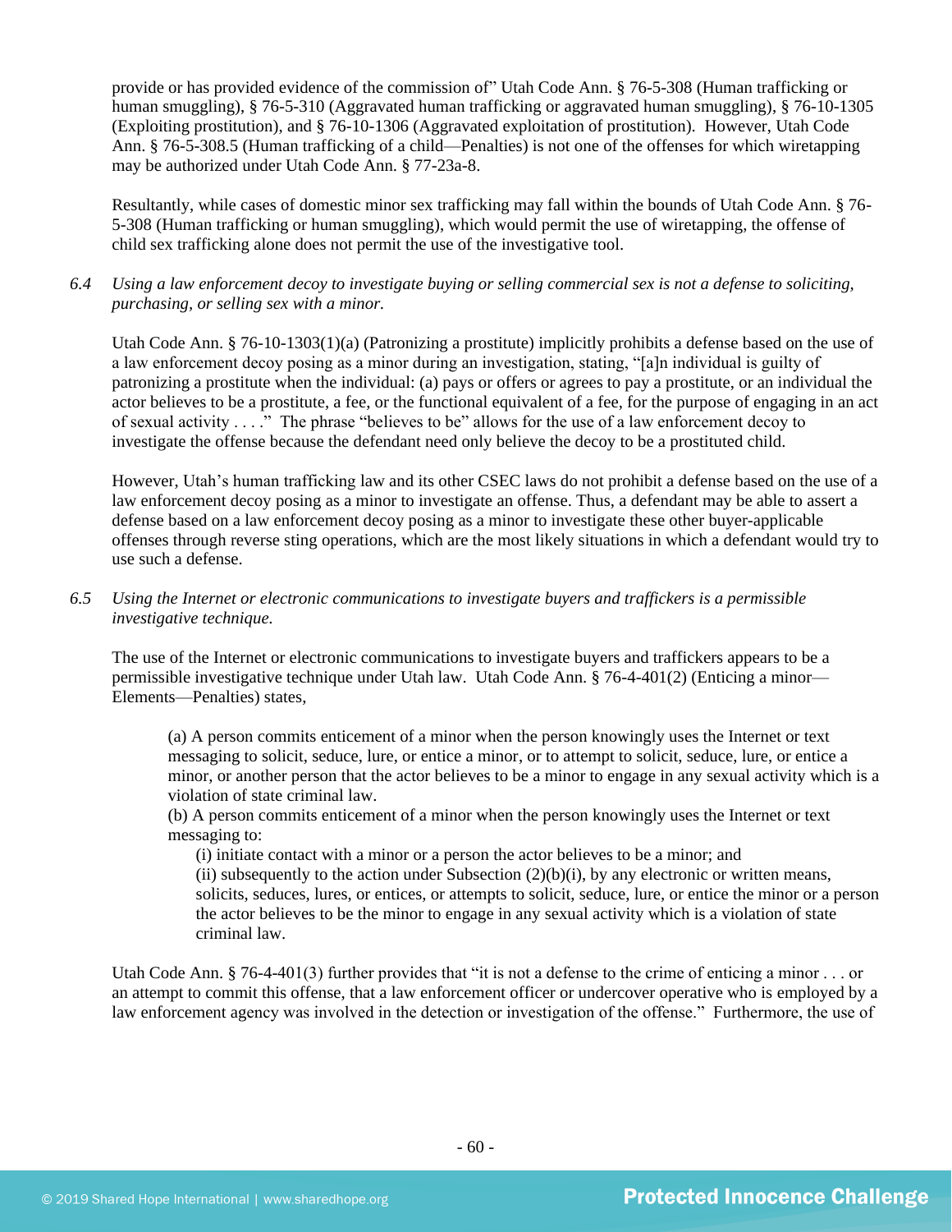provide or has provided evidence of the commission of" Utah Code Ann. § 76-5-308 (Human trafficking or human smuggling), § 76-5-310 (Aggravated human trafficking or aggravated human smuggling), § 76-10-1305 (Exploiting prostitution), and § 76-10-1306 (Aggravated exploitation of prostitution). However, Utah Code Ann. § 76-5-308.5 (Human trafficking of a child—Penalties) is not one of the offenses for which wiretapping may be authorized under Utah Code Ann. § 77-23a-8.

Resultantly, while cases of domestic minor sex trafficking may fall within the bounds of Utah Code Ann. § 76-5-308 (Human trafficking or human smuggling), which would permit the use of wiretapping, the offense of child sex trafficking alone does not permit the use of the investigative tool.

*6.4 Using a law enforcement decoy to investigate buying or selling commercial sex is not a defense to soliciting, purchasing, or selling sex with a minor.*

Utah Code Ann. § 76-10-1303(1)(a) (Patronizing a prostitute) implicitly prohibits a defense based on the use of a law enforcement decoy posing as a minor during an investigation, stating, "[a]n individual is guilty of patronizing a prostitute when the individual: (a) pays or offers or agrees to pay a prostitute, or an individual the actor believes to be a prostitute, a fee, or the functional equivalent of a fee, for the purpose of engaging in an act of sexual activity . . . ." The phrase "believes to be" allows for the use of a law enforcement decoy to investigate the offense because the defendant need only believe the decoy to be a prostituted child.

However, Utah's human trafficking law and its other CSEC laws do not prohibit a defense based on the use of a law enforcement decoy posing as a minor to investigate an offense. Thus, a defendant may be able to assert a defense based on a law enforcement decoy posing as a minor to investigate these other buyer-applicable offenses through reverse sting operations, which are the most likely situations in which a defendant would try to use such a defense.

*6.5 Using the Internet or electronic communications to investigate buyers and traffickers is a permissible investigative technique.*

The use of the Internet or electronic communications to investigate buyers and traffickers appears to be a permissible investigative technique under Utah law. Utah Code Ann. § 76-4-401(2) (Enticing a minor—Elements—Penalties) states,

> (a) A person commits enticement of a minor when the person knowingly uses the Internet or text messaging to solicit, seduce, lure, or entice a minor, or to attempt to solicit, seduce, lure, or entice a minor, or another person that the actor believes to be a minor to engage in any sexual activity which is a violation of state criminal law.
> (b) A person commits enticement of a minor when the person knowingly uses the Internet or text messaging to:
> (i) initiate contact with a minor or a person the actor believes to be a minor; and
> (ii) subsequently to the action under Subsection (2)(b)(i), by any electronic or written means, solicits, seduces, lures, or entices, or attempts to solicit, seduce, lure, or entice the minor or a person the actor believes to be the minor to engage in any sexual activity which is a violation of state criminal law.

Utah Code Ann. § 76-4-401(3) further provides that "it is not a defense to the crime of enticing a minor . . . or an attempt to commit this offense, that a law enforcement officer or undercover operative who is employed by a law enforcement agency was involved in the detection or investigation of the offense." Furthermore, the use of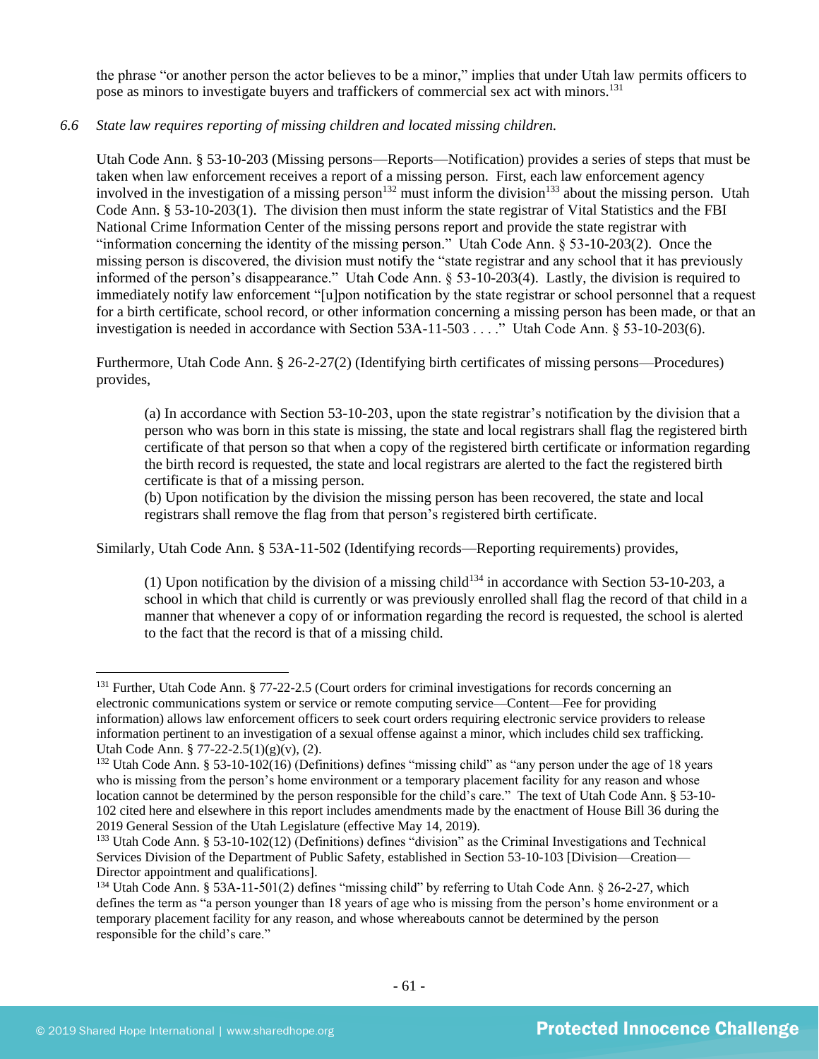the phrase "or another person the actor believes to be a minor," implies that under Utah law permits officers to pose as minors to investigate buyers and traffickers of commercial sex act with minors.[131]

*6.6 State law requires reporting of missing children and located missing children.*

Utah Code Ann. § 53-10-203 (Missing persons—Reports—Notification) provides a series of steps that must be taken when law enforcement receives a report of a missing person. First, each law enforcement agency involved in the investigation of a missing person[132] must inform the division[133] about the missing person. Utah Code Ann. § 53-10-203(1). The division then must inform the state registrar of Vital Statistics and the FBI National Crime Information Center of the missing persons report and provide the state registrar with "information concerning the identity of the missing person." Utah Code Ann. § 53-10-203(2). Once the missing person is discovered, the division must notify the "state registrar and any school that it has previously informed of the person's disappearance." Utah Code Ann. § 53-10-203(4). Lastly, the division is required to immediately notify law enforcement "[u]pon notification by the state registrar or school personnel that a request for a birth certificate, school record, or other information concerning a missing person has been made, or that an investigation is needed in accordance with Section 53A-11-503 . . . ." Utah Code Ann. § 53-10-203(6).

Furthermore, Utah Code Ann. § 26-2-27(2) (Identifying birth certificates of missing persons—Procedures) provides,

> (a) In accordance with Section 53-10-203, upon the state registrar's notification by the division that a person who was born in this state is missing, the state and local registrars shall flag the registered birth certificate of that person so that when a copy of the registered birth certificate or information regarding the birth record is requested, the state and local registrars are alerted to the fact the registered birth certificate is that of a missing person.
> (b) Upon notification by the division the missing person has been recovered, the state and local registrars shall remove the flag from that person's registered birth certificate.

Similarly, Utah Code Ann. § 53A-11-502 (Identifying records—Reporting requirements) provides,

> (1) Upon notification by the division of a missing child[134] in accordance with Section 53-10-203, a school in which that child is currently or was previously enrolled shall flag the record of that child in a manner that whenever a copy of or information regarding the record is requested, the school is alerted to the fact that the record is that of a missing child.

---

[131] Further, Utah Code Ann. § 77-22-2.5 (Court orders for criminal investigations for records concerning an electronic communications system or service or remote computing service—Content—Fee for providing information) allows law enforcement officers to seek court orders requiring electronic service providers to release information pertinent to an investigation of a sexual offense against a minor, which includes child sex trafficking. Utah Code Ann. § 77-22-2.5(1)(g)(v), (2).

[132] Utah Code Ann. § 53-10-102(16) (Definitions) defines "missing child" as "any person under the age of 18 years who is missing from the person's home environment or a temporary placement facility for any reason and whose location cannot be determined by the person responsible for the child's care." The text of Utah Code Ann. § 53-10-102 cited here and elsewhere in this report includes amendments made by the enactment of House Bill 36 during the 2019 General Session of the Utah Legislature (effective May 14, 2019).

[133] Utah Code Ann. § 53-10-102(12) (Definitions) defines "division" as the Criminal Investigations and Technical Services Division of the Department of Public Safety, established in Section 53-10-103 [Division—Creation—Director appointment and qualifications].

[134] Utah Code Ann. § 53A-11-501(2) defines "missing child" by referring to Utah Code Ann. § 26-2-27, which defines the term as "a person younger than 18 years of age who is missing from the person's home environment or a temporary placement facility for any reason, and whose whereabouts cannot be determined by the person responsible for the child's care."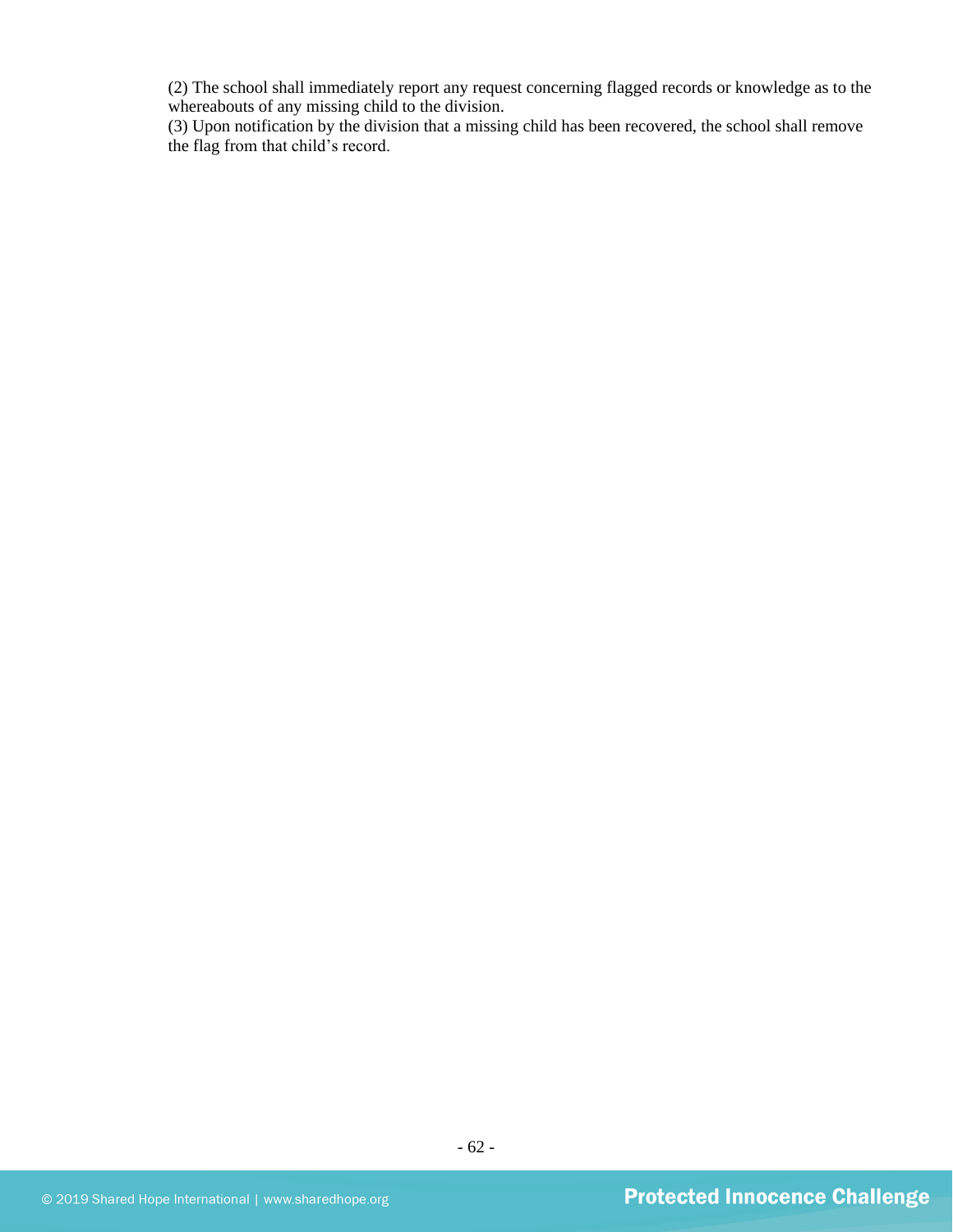(2) The school shall immediately report any request concerning flagged records or knowledge as to the whereabouts of any missing child to the division.
(3) Upon notification by the division that a missing child has been recovered, the school shall remove the flag from that child's record.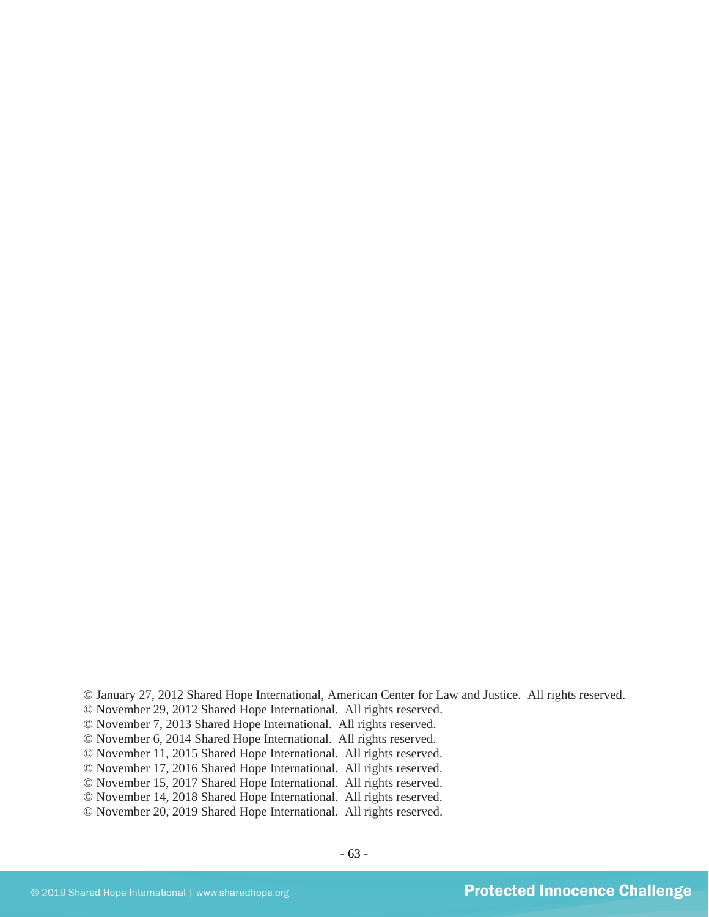© January 27, 2012 Shared Hope International, American Center for Law and Justice.  All rights reserved.
© November 29, 2012 Shared Hope International.  All rights reserved.
© November 7, 2013 Shared Hope International.  All rights reserved.
© November 6, 2014 Shared Hope International.  All rights reserved.
© November 11, 2015 Shared Hope International.  All rights reserved.
© November 17, 2016 Shared Hope International.  All rights reserved.
© November 15, 2017 Shared Hope International.  All rights reserved.
© November 14, 2018 Shared Hope International.  All rights reserved.
© November 20, 2019 Shared Hope International.  All rights reserved.